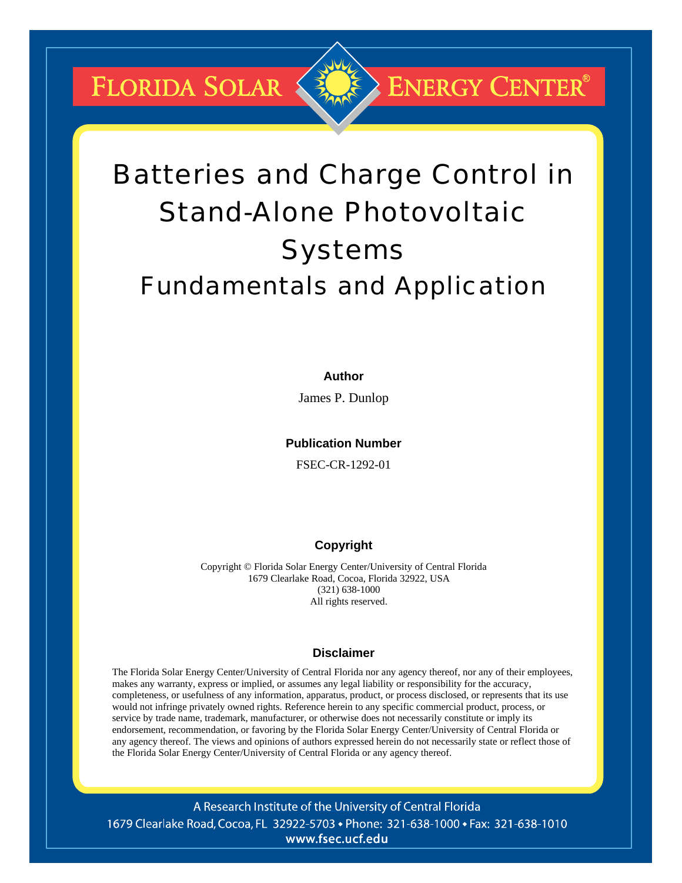FLORIDA SOLAR ENERGY CENTER®

# Batteries and Charge Control in Stand-Alone Photovoltaic Systems

## Fundamentals and Application

**Author**

James P. Dunlop

**Publication Number**

FSEC-CR-1292-01

**Copyright**

Copyright © Florida Solar Energy Center/University of Central Florida
1679 Clearlake Road, Cocoa, Florida 32922, USA
(321) 638-1000
All rights reserved.

**Disclaimer**

The Florida Solar Energy Center/University of Central Florida nor any agency thereof, nor any of their employees, makes any warranty, express or implied, or assumes any legal liability or responsibility for the accuracy, completeness, or usefulness of any information, apparatus, product, or process disclosed, or represents that its use would not infringe privately owned rights. Reference herein to any specific commercial product, process, or service by trade name, trademark, manufacturer, or otherwise does not necessarily constitute or imply its endorsement, recommendation, or favoring by the Florida Solar Energy Center/University of Central Florida or any agency thereof. The views and opinions of authors expressed herein do not necessarily state or reflect those of the Florida Solar Energy Center/University of Central Florida or any agency thereof.

A Research Institute of the University of Central Florida
1679 Clearlake Road, Cocoa, FL 32922-5703 • Phone: 321-638-1000 • Fax: 321-638-1010
www.fsec.ucf.edu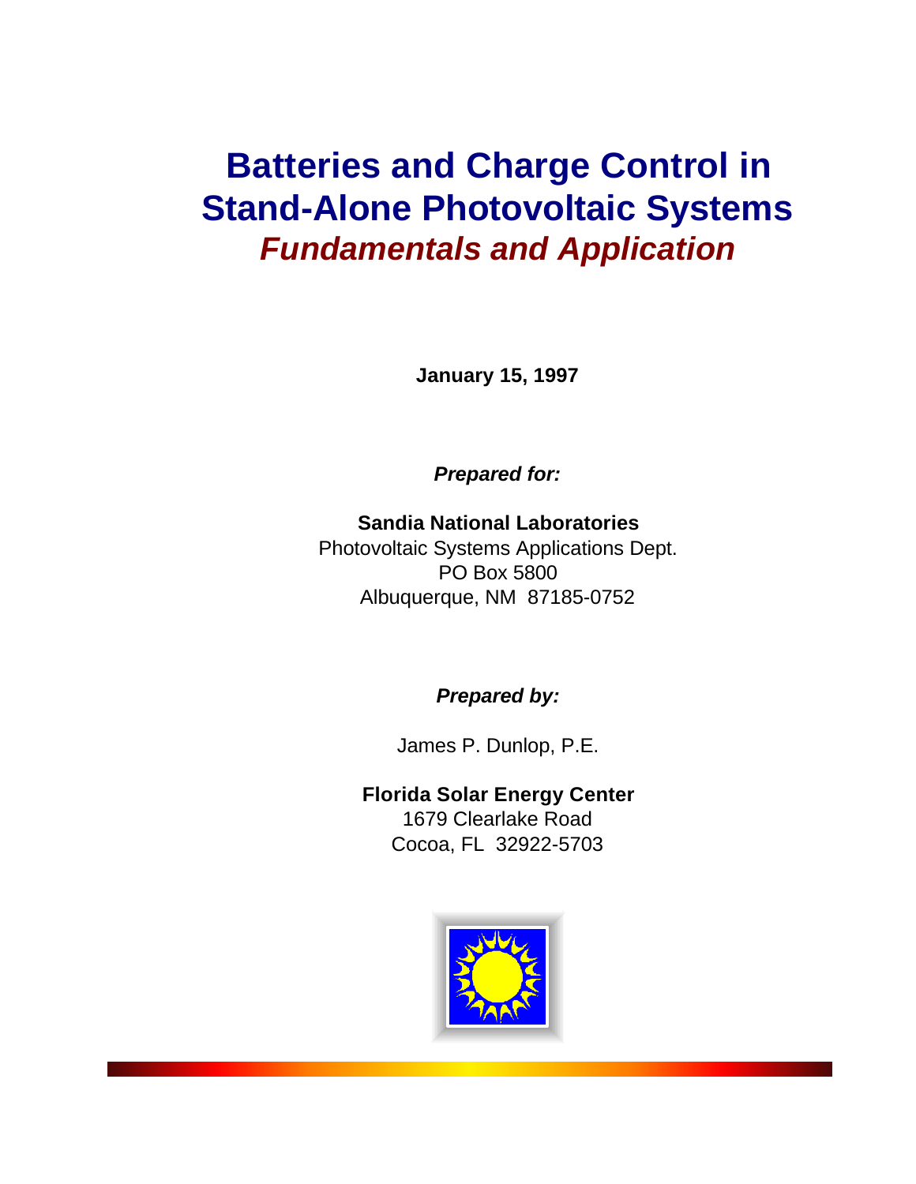# Batteries and Charge Control in Stand-Alone Photovoltaic Systems

## *Fundamentals and Application*

**January 15, 1997**

***Prepared for:***

**Sandia National Laboratories**
Photovoltaic Systems Applications Dept.
PO Box 5800
Albuquerque, NM 87185-0752

***Prepared by:***

James P. Dunlop, P.E.

**Florida Solar Energy Center**
1679 Clearlake Road
Cocoa, FL 32922-5703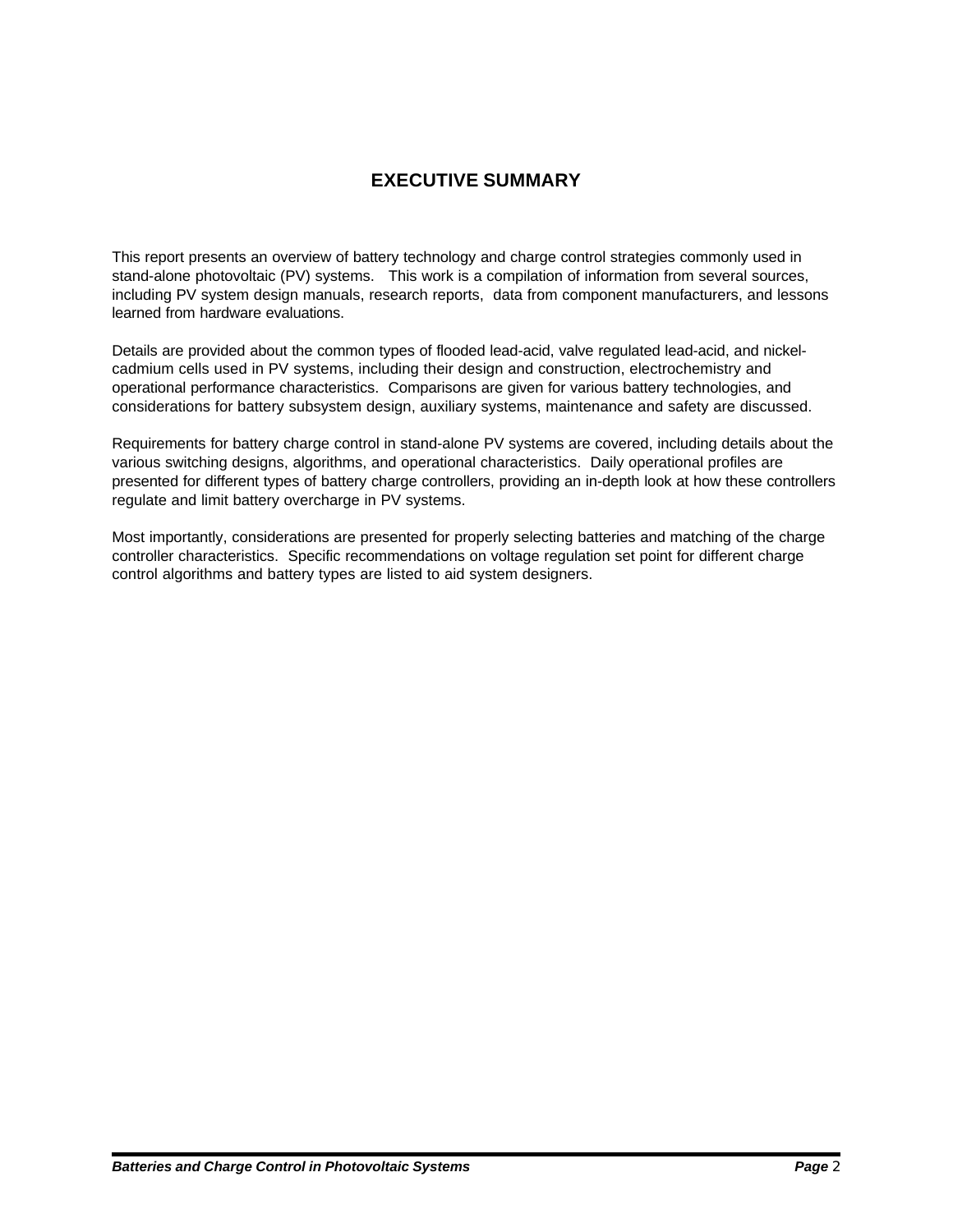# EXECUTIVE SUMMARY

This report presents an overview of battery technology and charge control strategies commonly used in stand-alone photovoltaic (PV) systems. This work is a compilation of information from several sources, including PV system design manuals, research reports, data from component manufacturers, and lessons learned from hardware evaluations.

Details are provided about the common types of flooded lead-acid, valve regulated lead-acid, and nickel-cadmium cells used in PV systems, including their design and construction, electrochemistry and operational performance characteristics. Comparisons are given for various battery technologies, and considerations for battery subsystem design, auxiliary systems, maintenance and safety are discussed.

Requirements for battery charge control in stand-alone PV systems are covered, including details about the various switching designs, algorithms, and operational characteristics. Daily operational profiles are presented for different types of battery charge controllers, providing an in-depth look at how these controllers regulate and limit battery overcharge in PV systems.

Most importantly, considerations are presented for properly selecting batteries and matching of the charge controller characteristics. Specific recommendations on voltage regulation set point for different charge control algorithms and battery types are listed to aid system designers.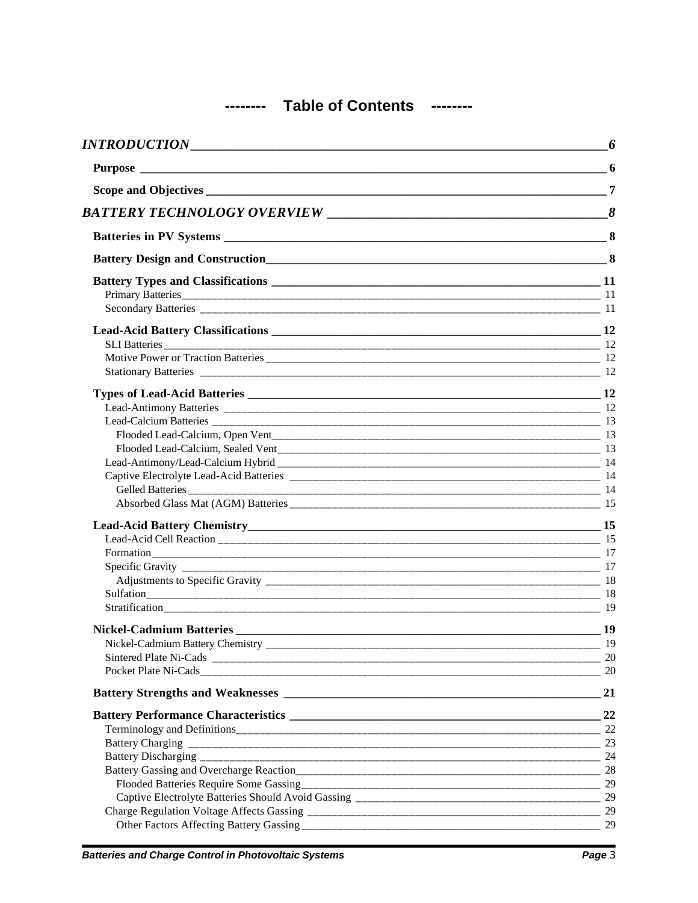# -------- Table of Contents --------

***INTRODUCTION*** — ***6***

**Purpose** — **6**

**Scope and Objectives** — **7**

***BATTERY TECHNOLOGY OVERVIEW*** — ***8***

**Batteries in PV Systems** — **8**

**Battery Design and Construction** — **8**

**Battery Types and Classifications** — **11**
- Primary Batteries — 11
- Secondary Batteries — 11

**Lead-Acid Battery Classifications** — **12**
- SLI Batteries — 12
- Motive Power or Traction Batteries — 12
- Stationary Batteries — 12

**Types of Lead-Acid Batteries** — **12**
- Lead-Antimony Batteries — 12
- Lead-Calcium Batteries — 13
  - Flooded Lead-Calcium, Open Vent — 13
  - Flooded Lead-Calcium, Sealed Vent — 13
- Lead-Antimony/Lead-Calcium Hybrid — 14
- Captive Electrolyte Lead-Acid Batteries — 14
  - Gelled Batteries — 14
  - Absorbed Glass Mat (AGM) Batteries — 15

**Lead-Acid Battery Chemistry** — **15**
- Lead-Acid Cell Reaction — 15
- Formation — 17
- Specific Gravity — 17
  - Adjustments to Specific Gravity — 18
- Sulfation — 18
- Stratification — 19

**Nickel-Cadmium Batteries** — **19**
- Nickel-Cadmium Battery Chemistry — 19
- Sintered Plate Ni-Cads — 20
- Pocket Plate Ni-Cads — 20

**Battery Strengths and Weaknesses** — **21**

**Battery Performance Characteristics** — **22**
- Terminology and Definitions — 22
- Battery Charging — 23
- Battery Discharging — 24
- Battery Gassing and Overcharge Reaction — 28
  - Flooded Batteries Require Some Gassing — 29
  - Captive Electrolyte Batteries Should Avoid Gassing — 29
- Charge Regulation Voltage Affects Gassing — 29
  - Other Factors Affecting Battery Gassing — 29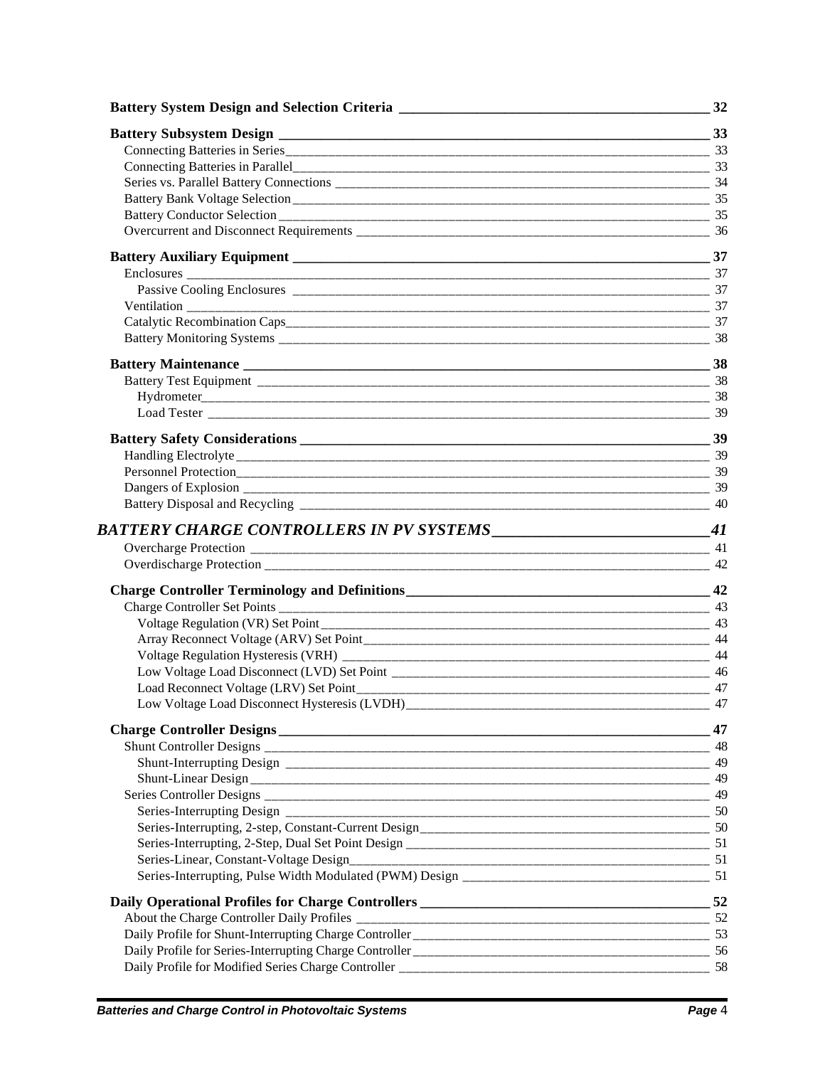**Battery System Design and Selection Criteria** 32

**Battery Subsystem Design** 33

Connecting Batteries in Series 33

Connecting Batteries in Parallel 33

Series vs. Parallel Battery Connections 34

Battery Bank Voltage Selection 35

Battery Conductor Selection 35

Overcurrent and Disconnect Requirements 36

**Battery Auxiliary Equipment** 37

Enclosures 37

Passive Cooling Enclosures 37

Ventilation 37

Catalytic Recombination Caps 37

Battery Monitoring Systems 38

**Battery Maintenance** 38

Battery Test Equipment 38

Hydrometer 38

Load Tester 39

**Battery Safety Considerations** 39

Handling Electrolyte 39

Personnel Protection 39

Dangers of Explosion 39

Battery Disposal and Recycling 40

***BATTERY CHARGE CONTROLLERS IN PV SYSTEMS*** ***41***

Overcharge Protection 41

Overdischarge Protection 42

**Charge Controller Terminology and Definitions** 42

Charge Controller Set Points 43

Voltage Regulation (VR) Set Point 43

Array Reconnect Voltage (ARV) Set Point 44

Voltage Regulation Hysteresis (VRH) 44

Low Voltage Load Disconnect (LVD) Set Point 46

Load Reconnect Voltage (LRV) Set Point 47

Low Voltage Load Disconnect Hysteresis (LVDH) 47

**Charge Controller Designs** 47

Shunt Controller Designs 48

Shunt-Interrupting Design 49

Shunt-Linear Design 49

Series Controller Designs 49

Series-Interrupting Design 50

Series-Interrupting, 2-step, Constant-Current Design 50

Series-Interrupting, 2-Step, Dual Set Point Design 51

Series-Linear, Constant-Voltage Design 51

Series-Interrupting, Pulse Width Modulated (PWM) Design 51

**Daily Operational Profiles for Charge Controllers** 52

About the Charge Controller Daily Profiles 52

Daily Profile for Shunt-Interrupting Charge Controller 53

Daily Profile for Series-Interrupting Charge Controller 56

Daily Profile for Modified Series Charge Controller 58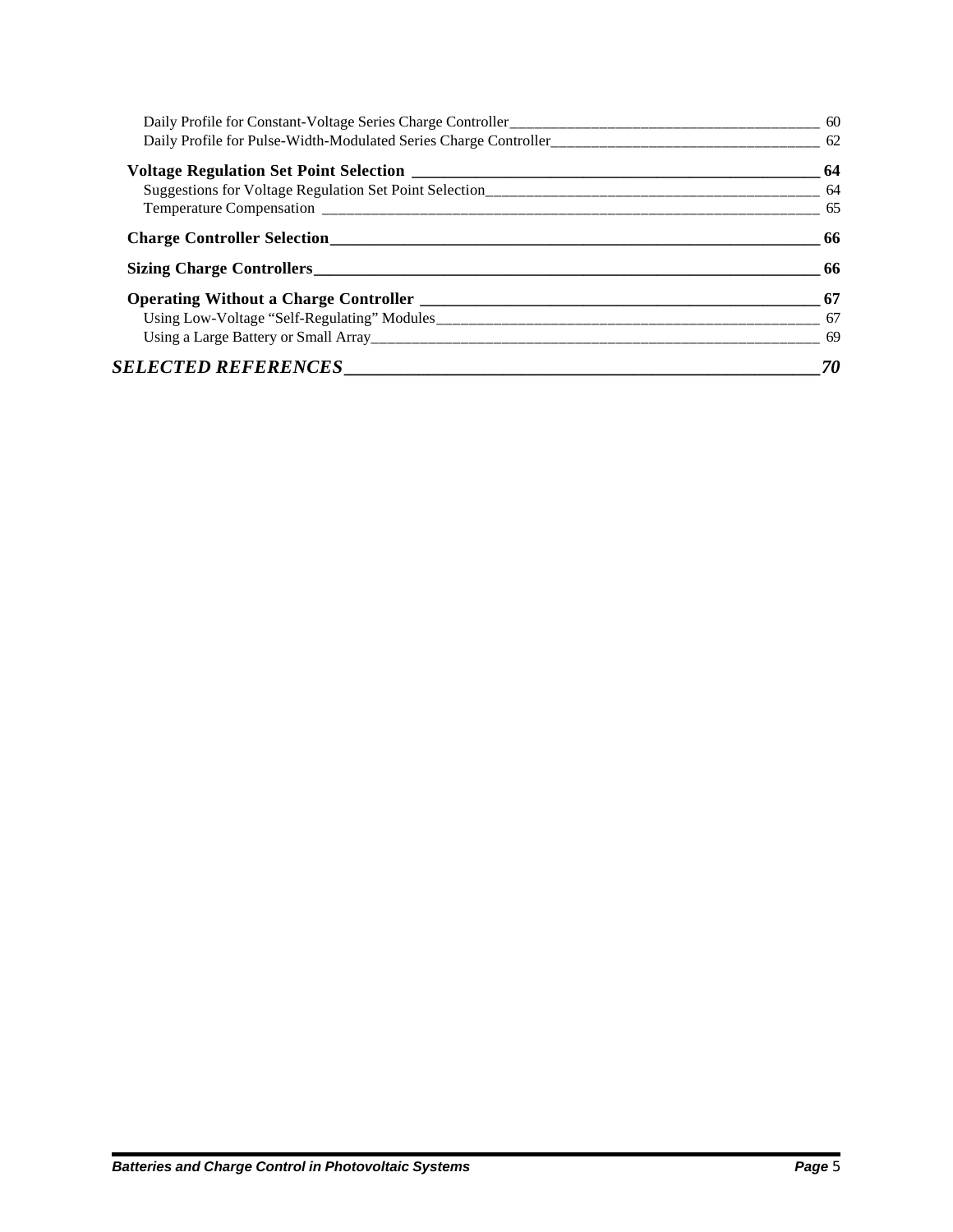Daily Profile for Constant-Voltage Series Charge Controller 60
Daily Profile for Pulse-Width-Modulated Series Charge Controller 62

**Voltage Regulation Set Point Selection 64**

Suggestions for Voltage Regulation Set Point Selection 64
Temperature Compensation 65

**Charge Controller Selection 66**

**Sizing Charge Controllers 66**

**Operating Without a Charge Controller 67**

Using Low-Voltage "Self-Regulating" Modules 67
Using a Large Battery or Small Array 69

***SELECTED REFERENCES 70***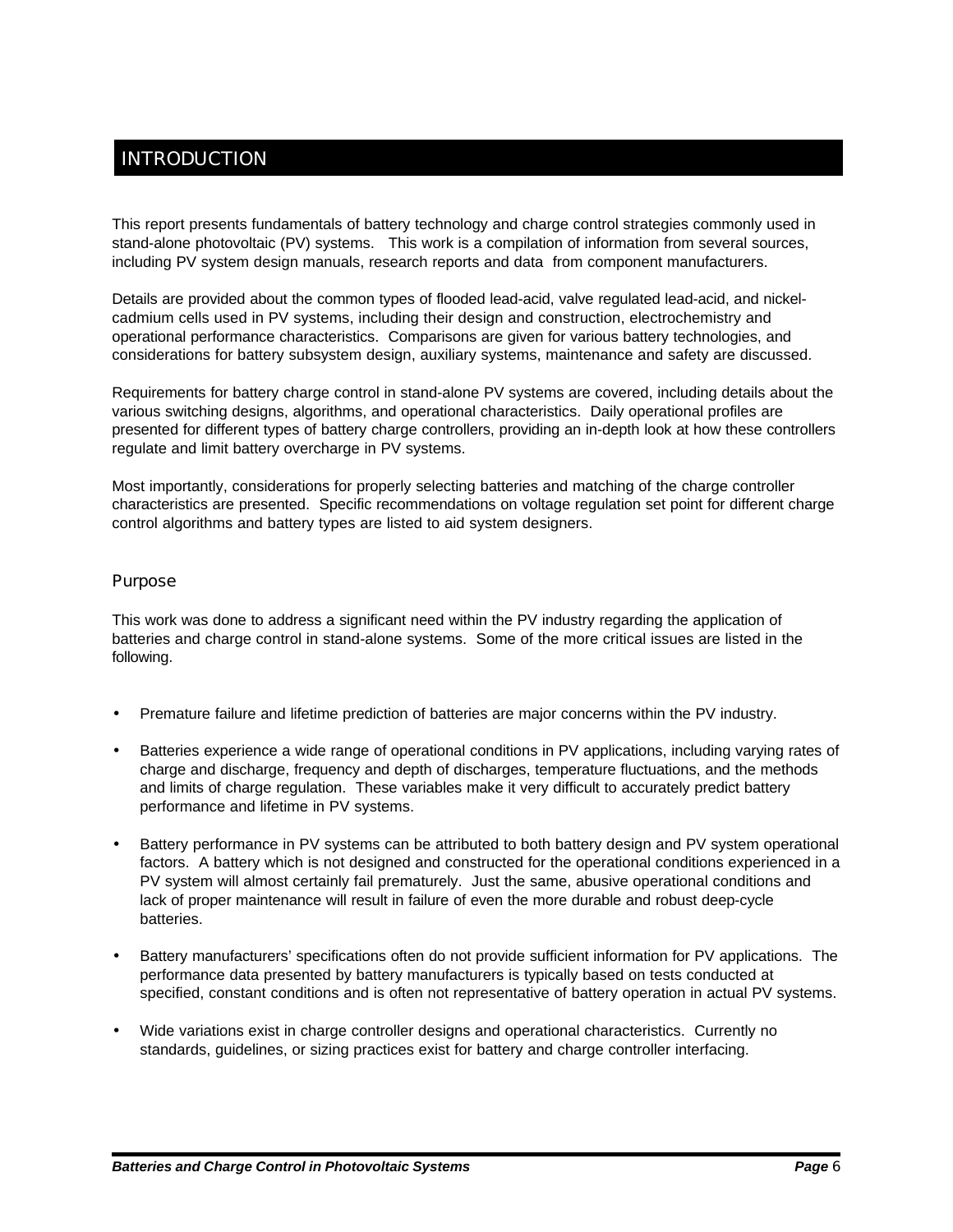# INTRODUCTION

This report presents fundamentals of battery technology and charge control strategies commonly used in stand-alone photovoltaic (PV) systems. This work is a compilation of information from several sources, including PV system design manuals, research reports and data from component manufacturers.

Details are provided about the common types of flooded lead-acid, valve regulated lead-acid, and nickel-cadmium cells used in PV systems, including their design and construction, electrochemistry and operational performance characteristics. Comparisons are given for various battery technologies, and considerations for battery subsystem design, auxiliary systems, maintenance and safety are discussed.

Requirements for battery charge control in stand-alone PV systems are covered, including details about the various switching designs, algorithms, and operational characteristics. Daily operational profiles are presented for different types of battery charge controllers, providing an in-depth look at how these controllers regulate and limit battery overcharge in PV systems.

Most importantly, considerations for properly selecting batteries and matching of the charge controller characteristics are presented. Specific recommendations on voltage regulation set point for different charge control algorithms and battery types are listed to aid system designers.

## Purpose

This work was done to address a significant need within the PV industry regarding the application of batteries and charge control in stand-alone systems. Some of the more critical issues are listed in the following.

- Premature failure and lifetime prediction of batteries are major concerns within the PV industry.
- Batteries experience a wide range of operational conditions in PV applications, including varying rates of charge and discharge, frequency and depth of discharges, temperature fluctuations, and the methods and limits of charge regulation. These variables make it very difficult to accurately predict battery performance and lifetime in PV systems.
- Battery performance in PV systems can be attributed to both battery design and PV system operational factors. A battery which is not designed and constructed for the operational conditions experienced in a PV system will almost certainly fail prematurely. Just the same, abusive operational conditions and lack of proper maintenance will result in failure of even the more durable and robust deep-cycle batteries.
- Battery manufacturers' specifications often do not provide sufficient information for PV applications. The performance data presented by battery manufacturers is typically based on tests conducted at specified, constant conditions and is often not representative of battery operation in actual PV systems.
- Wide variations exist in charge controller designs and operational characteristics. Currently no standards, guidelines, or sizing practices exist for battery and charge controller interfacing.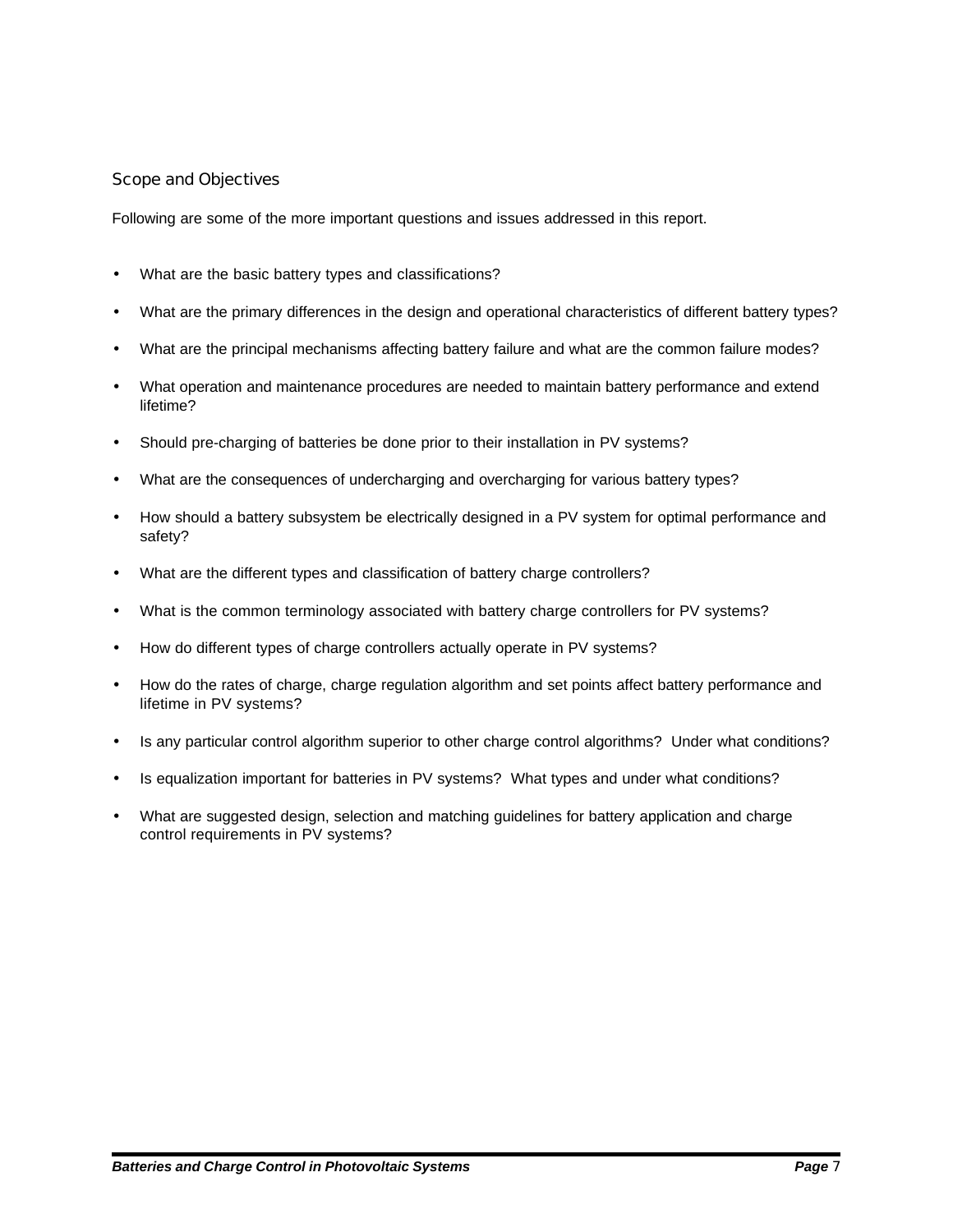## Scope and Objectives

Following are some of the more important questions and issues addressed in this report.

- What are the basic battery types and classifications?
- What are the primary differences in the design and operational characteristics of different battery types?
- What are the principal mechanisms affecting battery failure and what are the common failure modes?
- What operation and maintenance procedures are needed to maintain battery performance and extend lifetime?
- Should pre-charging of batteries be done prior to their installation in PV systems?
- What are the consequences of undercharging and overcharging for various battery types?
- How should a battery subsystem be electrically designed in a PV system for optimal performance and safety?
- What are the different types and classification of battery charge controllers?
- What is the common terminology associated with battery charge controllers for PV systems?
- How do different types of charge controllers actually operate in PV systems?
- How do the rates of charge, charge regulation algorithm and set points affect battery performance and lifetime in PV systems?
- Is any particular control algorithm superior to other charge control algorithms? Under what conditions?
- Is equalization important for batteries in PV systems? What types and under what conditions?
- What are suggested design, selection and matching guidelines for battery application and charge control requirements in PV systems?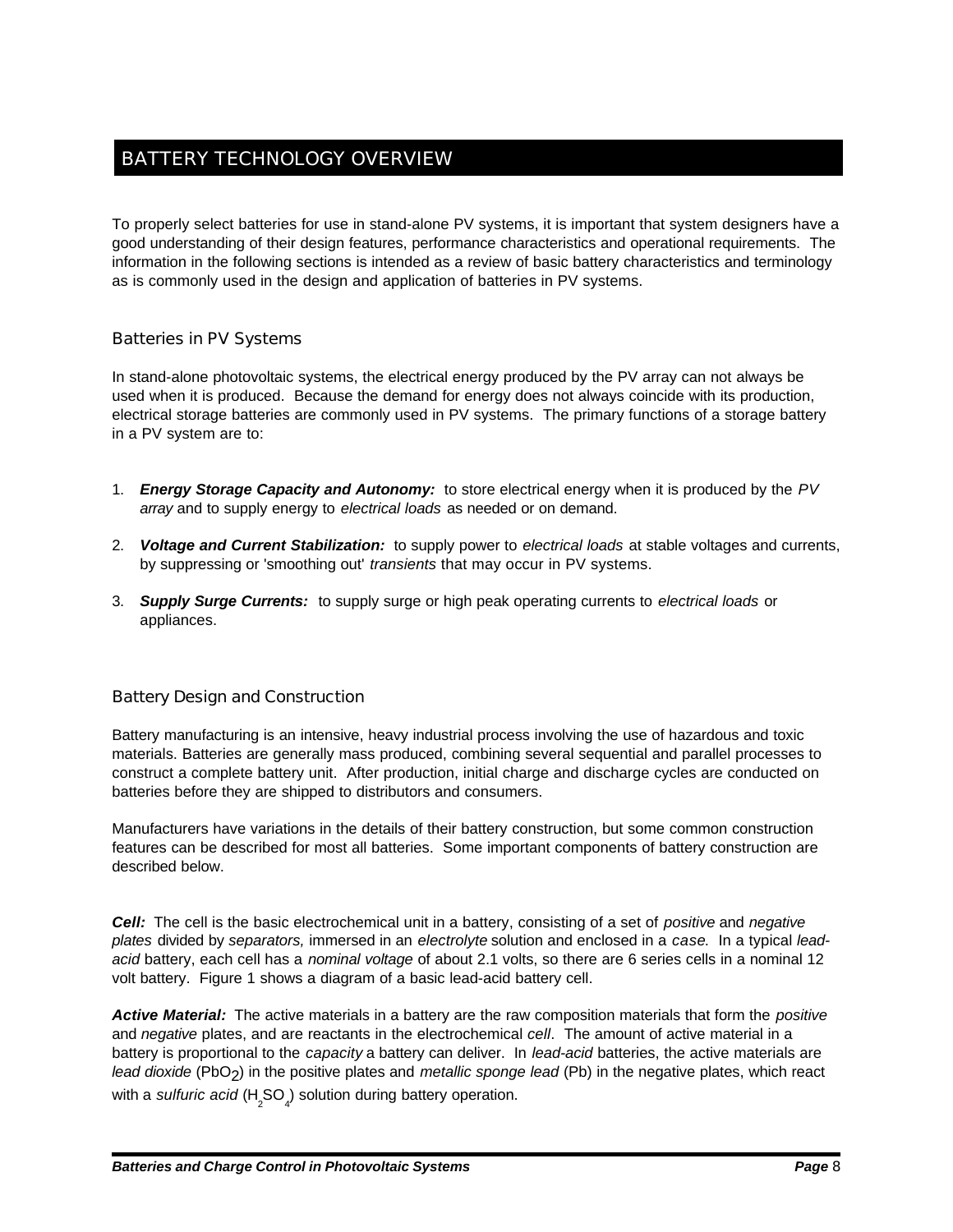# BATTERY TECHNOLOGY OVERVIEW

To properly select batteries for use in stand-alone PV systems, it is important that system designers have a good understanding of their design features, performance characteristics and operational requirements. The information in the following sections is intended as a review of basic battery characteristics and terminology as is commonly used in the design and application of batteries in PV systems.

## Batteries in PV Systems

In stand-alone photovoltaic systems, the electrical energy produced by the PV array can not always be used when it is produced. Because the demand for energy does not always coincide with its production, electrical storage batteries are commonly used in PV systems. The primary functions of a storage battery in a PV system are to:

1. ***Energy Storage Capacity and Autonomy:*** to store electrical energy when it is produced by the *PV array* and to supply energy to *electrical loads* as needed or on demand.
2. ***Voltage and Current Stabilization:*** to supply power to *electrical loads* at stable voltages and currents, by suppressing or 'smoothing out' *transients* that may occur in PV systems.
3. ***Supply Surge Currents:*** to supply surge or high peak operating currents to *electrical loads* or appliances.

## Battery Design and Construction

Battery manufacturing is an intensive, heavy industrial process involving the use of hazardous and toxic materials. Batteries are generally mass produced, combining several sequential and parallel processes to construct a complete battery unit. After production, initial charge and discharge cycles are conducted on batteries before they are shipped to distributors and consumers.

Manufacturers have variations in the details of their battery construction, but some common construction features can be described for most all batteries. Some important components of battery construction are described below.

***Cell:*** The cell is the basic electrochemical unit in a battery, consisting of a set of *positive* and *negative plates* divided by *separators,* immersed in an *electrolyte* solution and enclosed in a *case*. In a typical *lead-acid* battery, each cell has a *nominal voltage* of about 2.1 volts, so there are 6 series cells in a nominal 12 volt battery. Figure 1 shows a diagram of a basic lead-acid battery cell.

***Active Material:*** The active materials in a battery are the raw composition materials that form the *positive* and *negative* plates, and are reactants in the electrochemical *cell*. The amount of active material in a battery is proportional to the *capacity* a battery can deliver. In *lead-acid* batteries, the active materials are *lead dioxide* ($PbO_2$) in the positive plates and *metallic sponge lead* (Pb) in the negative plates, which react with a *sulfuric acid* ($H_2SO_4$) solution during battery operation.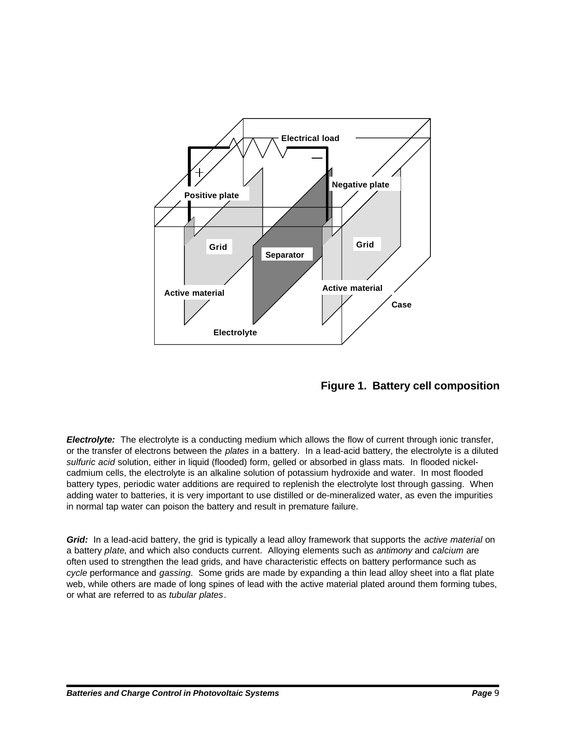**Figure 1. Battery cell composition**

***Electrolyte:*** The electrolyte is a conducting medium which allows the flow of current through ionic transfer, or the transfer of electrons between the *plates* in a battery. In a lead-acid battery, the electrolyte is a diluted *sulfuric acid* solution, either in liquid (flooded) form, gelled or absorbed in glass mats. In flooded nickel-cadmium cells, the electrolyte is an alkaline solution of potassium hydroxide and water. In most flooded battery types, periodic water additions are required to replenish the electrolyte lost through gassing. When adding water to batteries, it is very important to use distilled or de-mineralized water, as even the impurities in normal tap water can poison the battery and result in premature failure.

***Grid:*** In a lead-acid battery, the grid is typically a lead alloy framework that supports the *active material* on a battery *plate*, and which also conducts current. Alloying elements such as *antimony* and *calcium* are often used to strengthen the lead grids, and have characteristic effects on battery performance such as *cycle* performance and *gassing*. Some grids are made by expanding a thin lead alloy sheet into a flat plate web, while others are made of long spines of lead with the active material plated around them forming tubes, or what are referred to as *tubular plates*.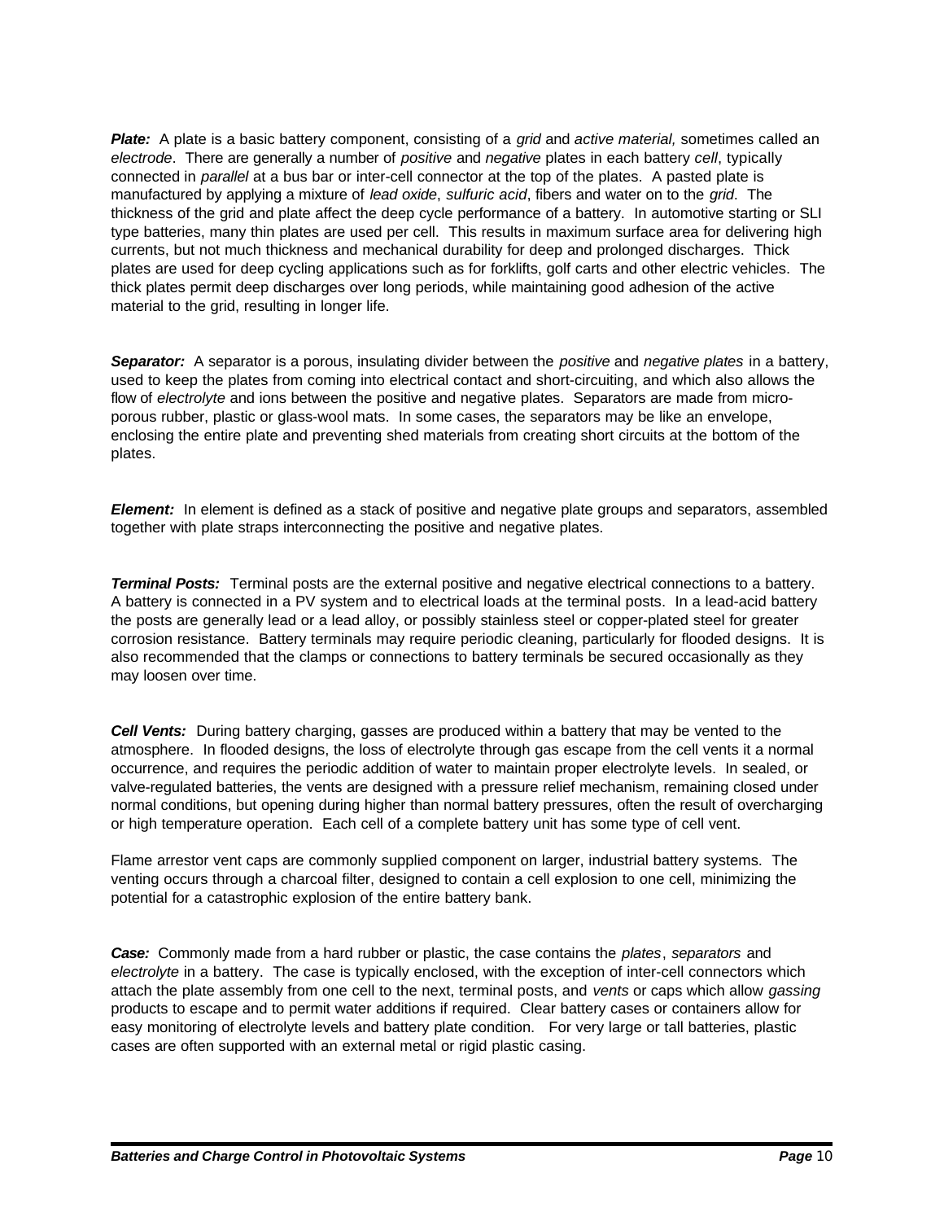***Plate:*** A plate is a basic battery component, consisting of a *grid* and *active material,* sometimes called an *electrode*. There are generally a number of *positive* and *negative* plates in each battery *cell*, typically connected in *parallel* at a bus bar or inter-cell connector at the top of the plates. A pasted plate is manufactured by applying a mixture of *lead oxide*, *sulfuric acid*, fibers and water on to the *grid*. The thickness of the grid and plate affect the deep cycle performance of a battery. In automotive starting or SLI type batteries, many thin plates are used per cell. This results in maximum surface area for delivering high currents, but not much thickness and mechanical durability for deep and prolonged discharges. Thick plates are used for deep cycling applications such as for forklifts, golf carts and other electric vehicles. The thick plates permit deep discharges over long periods, while maintaining good adhesion of the active material to the grid, resulting in longer life.

***Separator:*** A separator is a porous, insulating divider between the *positive* and *negative plates* in a battery, used to keep the plates from coming into electrical contact and short-circuiting, and which also allows the flow of *electrolyte* and ions between the positive and negative plates. Separators are made from micro-porous rubber, plastic or glass-wool mats. In some cases, the separators may be like an envelope, enclosing the entire plate and preventing shed materials from creating short circuits at the bottom of the plates.

***Element:*** In element is defined as a stack of positive and negative plate groups and separators, assembled together with plate straps interconnecting the positive and negative plates.

***Terminal Posts:*** Terminal posts are the external positive and negative electrical connections to a battery. A battery is connected in a PV system and to electrical loads at the terminal posts. In a lead-acid battery the posts are generally lead or a lead alloy, or possibly stainless steel or copper-plated steel for greater corrosion resistance. Battery terminals may require periodic cleaning, particularly for flooded designs. It is also recommended that the clamps or connections to battery terminals be secured occasionally as they may loosen over time.

***Cell Vents:*** During battery charging, gasses are produced within a battery that may be vented to the atmosphere. In flooded designs, the loss of electrolyte through gas escape from the cell vents it a normal occurrence, and requires the periodic addition of water to maintain proper electrolyte levels. In sealed, or valve-regulated batteries, the vents are designed with a pressure relief mechanism, remaining closed under normal conditions, but opening during higher than normal battery pressures, often the result of overcharging or high temperature operation. Each cell of a complete battery unit has some type of cell vent.

Flame arrestor vent caps are commonly supplied component on larger, industrial battery systems. The venting occurs through a charcoal filter, designed to contain a cell explosion to one cell, minimizing the potential for a catastrophic explosion of the entire battery bank.

***Case:*** Commonly made from a hard rubber or plastic, the case contains the *plates*, *separators* and *electrolyte* in a battery. The case is typically enclosed, with the exception of inter-cell connectors which attach the plate assembly from one cell to the next, terminal posts, and *vents* or caps which allow *gassing* products to escape and to permit water additions if required. Clear battery cases or containers allow for easy monitoring of electrolyte levels and battery plate condition. For very large or tall batteries, plastic cases are often supported with an external metal or rigid plastic casing.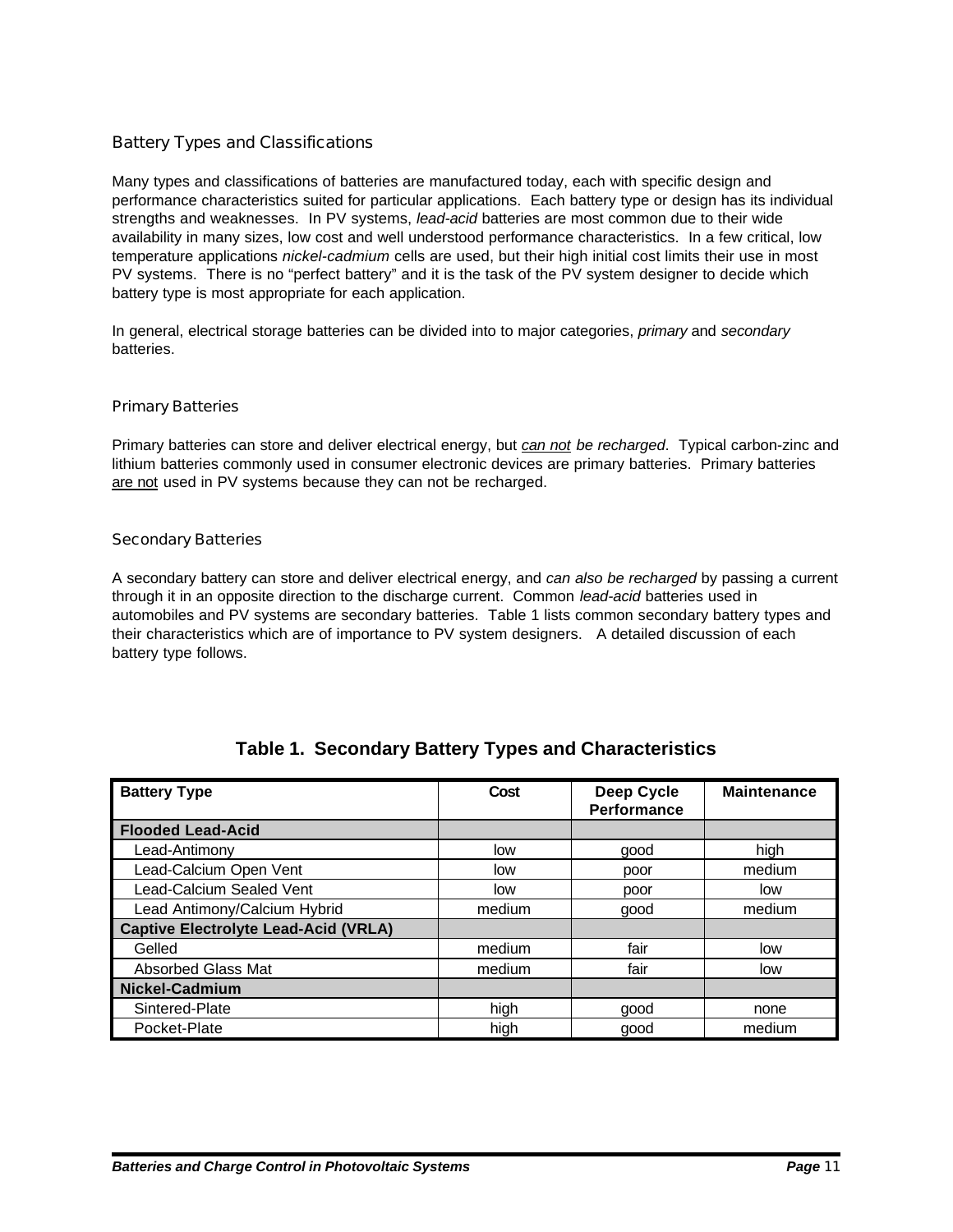## Battery Types and Classifications

Many types and classifications of batteries are manufactured today, each with specific design and performance characteristics suited for particular applications. Each battery type or design has its individual strengths and weaknesses. In PV systems, *lead-acid* batteries are most common due to their wide availability in many sizes, low cost and well understood performance characteristics. In a few critical, low temperature applications *nickel-cadmium* cells are used, but their high initial cost limits their use in most PV systems. There is no "perfect battery" and it is the task of the PV system designer to decide which battery type is most appropriate for each application.

In general, electrical storage batteries can be divided into to major categories, *primary* and *secondary* batteries.

### Primary Batteries

Primary batteries can store and deliver electrical energy, but *<u>can not</u> be recharged*. Typical carbon-zinc and lithium batteries commonly used in consumer electronic devices are primary batteries. Primary batteries <u>are not</u> used in PV systems because they can not be recharged.

### Secondary Batteries

A secondary battery can store and deliver electrical energy, and *can also be recharged* by passing a current through it in an opposite direction to the discharge current. Common *lead-acid* batteries used in automobiles and PV systems are secondary batteries. Table 1 lists common secondary battery types and their characteristics which are of importance to PV system designers. A detailed discussion of each battery type follows.

**Table 1. Secondary Battery Types and Characteristics**

| Battery Type | Cost | Deep Cycle Performance | Maintenance |
|---|---|---|---|
| **Flooded Lead-Acid** | | | |
| Lead-Antimony | low | good | high |
| Lead-Calcium Open Vent | low | poor | medium |
| Lead-Calcium Sealed Vent | low | poor | low |
| Lead Antimony/Calcium Hybrid | medium | good | medium |
| **Captive Electrolyte Lead-Acid (VRLA)** | | | |
| Gelled | medium | fair | low |
| Absorbed Glass Mat | medium | fair | low |
| **Nickel-Cadmium** | | | |
| Sintered-Plate | high | good | none |
| Pocket-Plate | high | good | medium |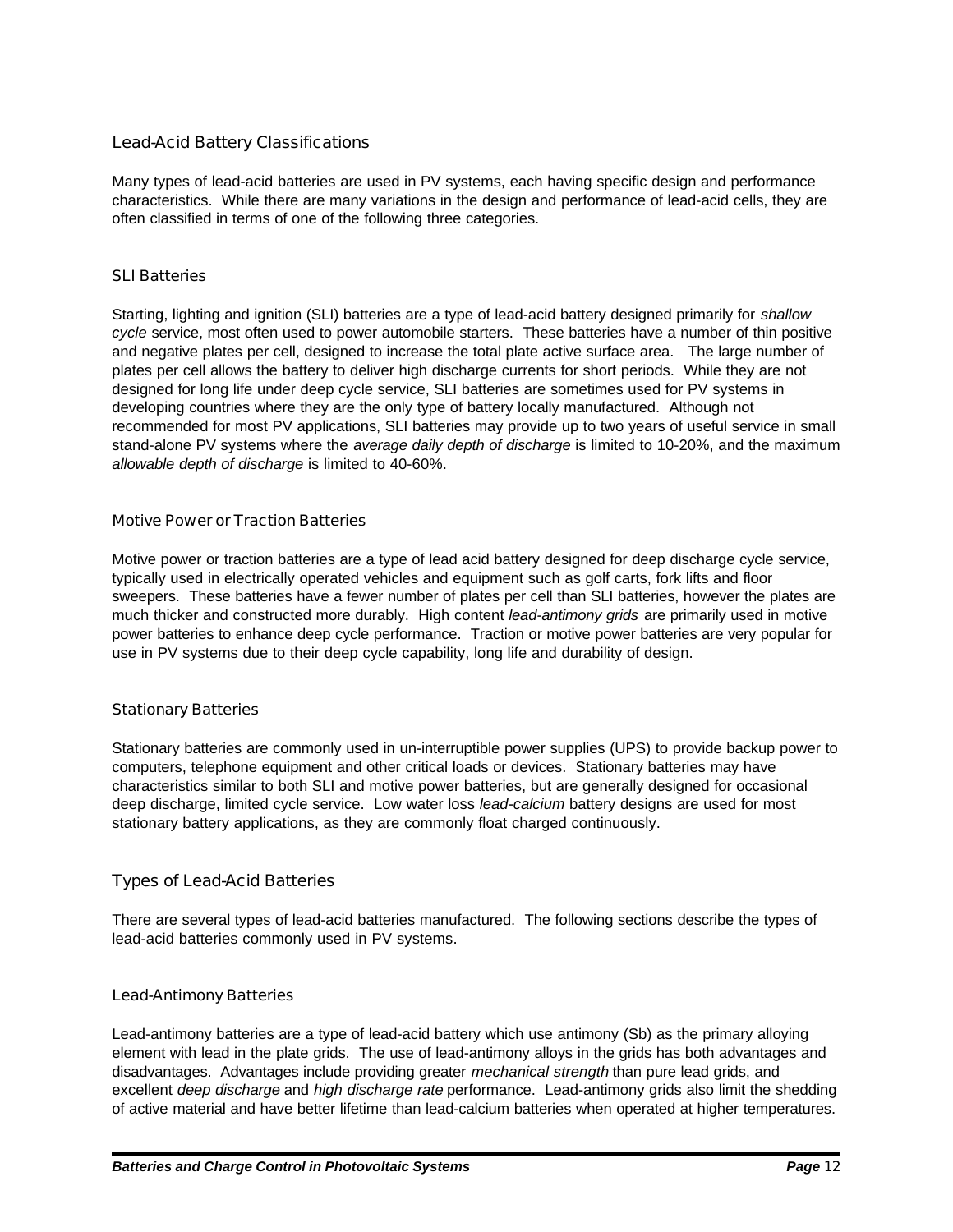## Lead-Acid Battery Classifications

Many types of lead-acid batteries are used in PV systems, each having specific design and performance characteristics. While there are many variations in the design and performance of lead-acid cells, they are often classified in terms of one of the following three categories.

### SLI Batteries

Starting, lighting and ignition (SLI) batteries are a type of lead-acid battery designed primarily for *shallow cycle* service, most often used to power automobile starters. These batteries have a number of thin positive and negative plates per cell, designed to increase the total plate active surface area. The large number of plates per cell allows the battery to deliver high discharge currents for short periods. While they are not designed for long life under deep cycle service, SLI batteries are sometimes used for PV systems in developing countries where they are the only type of battery locally manufactured. Although not recommended for most PV applications, SLI batteries may provide up to two years of useful service in small stand-alone PV systems where the *average daily depth of discharge* is limited to 10-20%, and the maximum *allowable depth of discharge* is limited to 40-60%.

### Motive Power or Traction Batteries

Motive power or traction batteries are a type of lead acid battery designed for deep discharge cycle service, typically used in electrically operated vehicles and equipment such as golf carts, fork lifts and floor sweepers. These batteries have a fewer number of plates per cell than SLI batteries, however the plates are much thicker and constructed more durably. High content *lead-antimony grids* are primarily used in motive power batteries to enhance deep cycle performance. Traction or motive power batteries are very popular for use in PV systems due to their deep cycle capability, long life and durability of design.

### Stationary Batteries

Stationary batteries are commonly used in un-interruptible power supplies (UPS) to provide backup power to computers, telephone equipment and other critical loads or devices. Stationary batteries may have characteristics similar to both SLI and motive power batteries, but are generally designed for occasional deep discharge, limited cycle service. Low water loss *lead-calcium* battery designs are used for most stationary battery applications, as they are commonly float charged continuously.

## Types of Lead-Acid Batteries

There are several types of lead-acid batteries manufactured. The following sections describe the types of lead-acid batteries commonly used in PV systems.

### Lead-Antimony Batteries

Lead-antimony batteries are a type of lead-acid battery which use antimony (Sb) as the primary alloying element with lead in the plate grids. The use of lead-antimony alloys in the grids has both advantages and disadvantages. Advantages include providing greater *mechanical strength* than pure lead grids, and excellent *deep discharge* and *high discharge rate* performance. Lead-antimony grids also limit the shedding of active material and have better lifetime than lead-calcium batteries when operated at higher temperatures.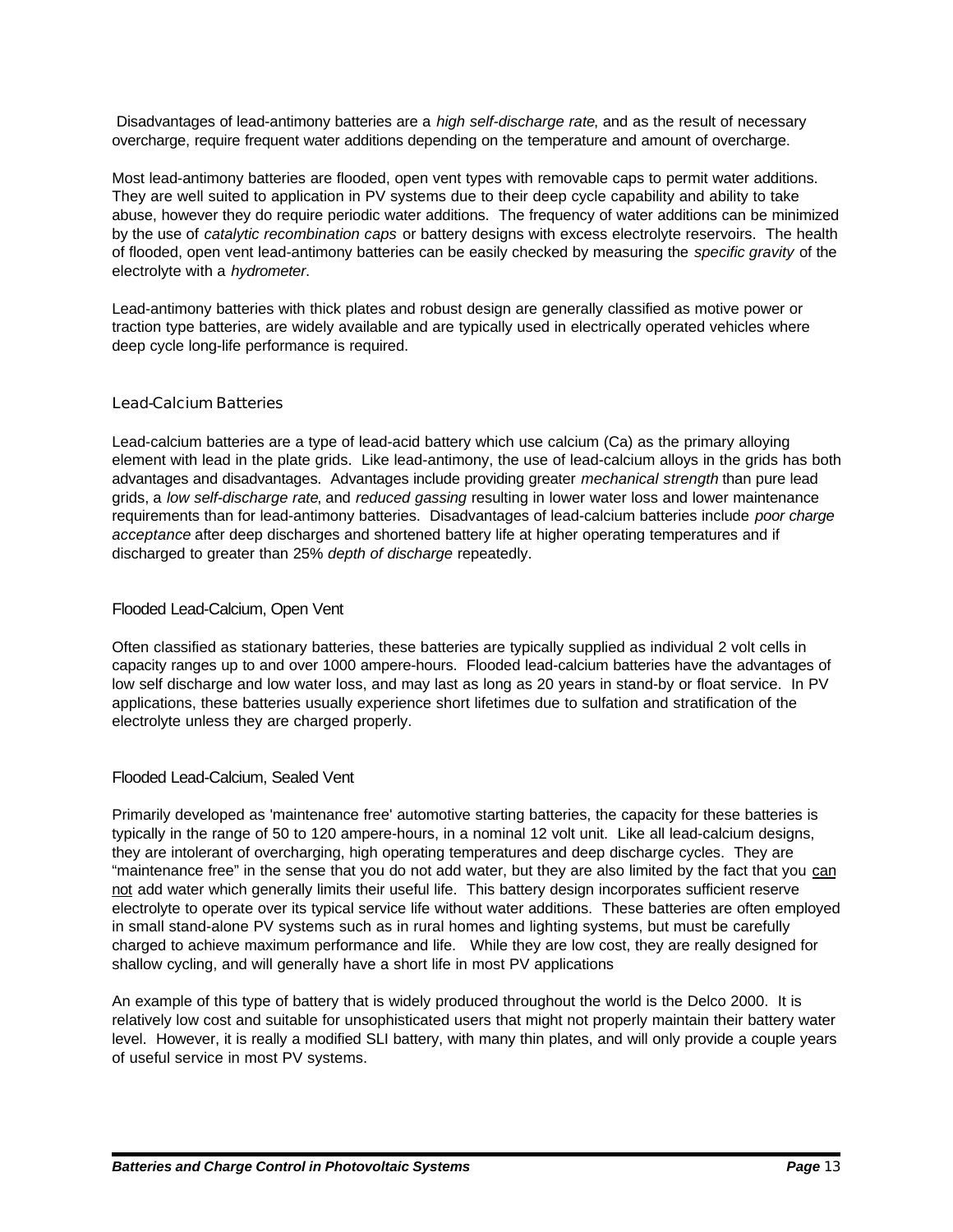Disadvantages of lead-antimony batteries are a *high self-discharge rate*, and as the result of necessary overcharge, require frequent water additions depending on the temperature and amount of overcharge.

Most lead-antimony batteries are flooded, open vent types with removable caps to permit water additions. They are well suited to application in PV systems due to their deep cycle capability and ability to take abuse, however they do require periodic water additions. The frequency of water additions can be minimized by the use of *catalytic recombination caps* or battery designs with excess electrolyte reservoirs. The health of flooded, open vent lead-antimony batteries can be easily checked by measuring the *specific gravity* of the electrolyte with a *hydrometer*.

Lead-antimony batteries with thick plates and robust design are generally classified as motive power or traction type batteries, are widely available and are typically used in electrically operated vehicles where deep cycle long-life performance is required.

### Lead-Calcium Batteries

Lead-calcium batteries are a type of lead-acid battery which use calcium (Ca) as the primary alloying element with lead in the plate grids. Like lead-antimony, the use of lead-calcium alloys in the grids has both advantages and disadvantages. Advantages include providing greater *mechanical strength* than pure lead grids, a *low self-discharge rate*, and *reduced gassing* resulting in lower water loss and lower maintenance requirements than for lead-antimony batteries. Disadvantages of lead-calcium batteries include *poor charge acceptance* after deep discharges and shortened battery life at higher operating temperatures and if discharged to greater than 25% *depth of discharge* repeatedly.

#### Flooded Lead-Calcium, Open Vent

Often classified as stationary batteries, these batteries are typically supplied as individual 2 volt cells in capacity ranges up to and over 1000 ampere-hours. Flooded lead-calcium batteries have the advantages of low self discharge and low water loss, and may last as long as 20 years in stand-by or float service. In PV applications, these batteries usually experience short lifetimes due to sulfation and stratification of the electrolyte unless they are charged properly.

#### Flooded Lead-Calcium, Sealed Vent

Primarily developed as 'maintenance free' automotive starting batteries, the capacity for these batteries is typically in the range of 50 to 120 ampere-hours, in a nominal 12 volt unit. Like all lead-calcium designs, they are intolerant of overcharging, high operating temperatures and deep discharge cycles. They are "maintenance free" in the sense that you do not add water, but they are also limited by the fact that you <u>can not</u> add water which generally limits their useful life. This battery design incorporates sufficient reserve electrolyte to operate over its typical service life without water additions. These batteries are often employed in small stand-alone PV systems such as in rural homes and lighting systems, but must be carefully charged to achieve maximum performance and life. While they are low cost, they are really designed for shallow cycling, and will generally have a short life in most PV applications

An example of this type of battery that is widely produced throughout the world is the Delco 2000. It is relatively low cost and suitable for unsophisticated users that might not properly maintain their battery water level. However, it is really a modified SLI battery, with many thin plates, and will only provide a couple years of useful service in most PV systems.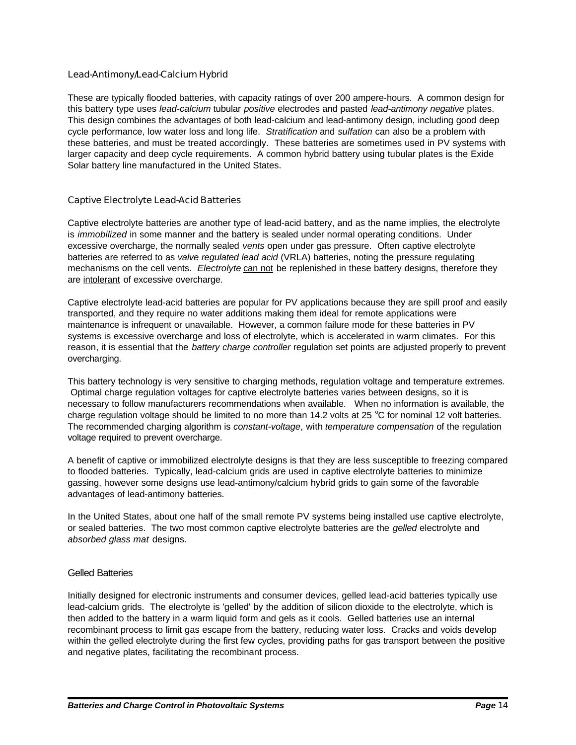### Lead-Antimony/Lead-Calcium Hybrid

These are typically flooded batteries, with capacity ratings of over 200 ampere-hours. A common design for this battery type uses *lead-calcium* tubular *positive* electrodes and pasted *lead-antimony negative* plates. This design combines the advantages of both lead-calcium and lead-antimony design, including good deep cycle performance, low water loss and long life. *Stratification* and *sulfation* can also be a problem with these batteries, and must be treated accordingly. These batteries are sometimes used in PV systems with larger capacity and deep cycle requirements. A common hybrid battery using tubular plates is the Exide Solar battery line manufactured in the United States.

### Captive Electrolyte Lead-Acid Batteries

Captive electrolyte batteries are another type of lead-acid battery, and as the name implies, the electrolyte is *immobilized* in some manner and the battery is sealed under normal operating conditions. Under excessive overcharge, the normally sealed *vents* open under gas pressure. Often captive electrolyte batteries are referred to as *valve regulated lead acid* (VRLA) batteries, noting the pressure regulating mechanisms on the cell vents. *Electrolyte* <u>can not</u> be replenished in these battery designs, therefore they are <u>intolerant</u> of excessive overcharge.

Captive electrolyte lead-acid batteries are popular for PV applications because they are spill proof and easily transported, and they require no water additions making them ideal for remote applications were maintenance is infrequent or unavailable. However, a common failure mode for these batteries in PV systems is excessive overcharge and loss of electrolyte, which is accelerated in warm climates. For this reason, it is essential that the *battery charge controller* regulation set points are adjusted properly to prevent overcharging.

This battery technology is very sensitive to charging methods, regulation voltage and temperature extremes. Optimal charge regulation voltages for captive electrolyte batteries varies between designs, so it is necessary to follow manufacturers recommendations when available. When no information is available, the charge regulation voltage should be limited to no more than 14.2 volts at 25 $^{o}$C for nominal 12 volt batteries. The recommended charging algorithm is *constant-voltage*, with *temperature compensation* of the regulation voltage required to prevent overcharge.

A benefit of captive or immobilized electrolyte designs is that they are less susceptible to freezing compared to flooded batteries. Typically, lead-calcium grids are used in captive electrolyte batteries to minimize gassing, however some designs use lead-antimony/calcium hybrid grids to gain some of the favorable advantages of lead-antimony batteries.

In the United States, about one half of the small remote PV systems being installed use captive electrolyte, or sealed batteries. The two most common captive electrolyte batteries are the *gelled* electrolyte and *absorbed glass mat* designs.

#### Gelled Batteries

Initially designed for electronic instruments and consumer devices, gelled lead-acid batteries typically use lead-calcium grids. The electrolyte is 'gelled' by the addition of silicon dioxide to the electrolyte, which is then added to the battery in a warm liquid form and gels as it cools. Gelled batteries use an internal recombinant process to limit gas escape from the battery, reducing water loss. Cracks and voids develop within the gelled electrolyte during the first few cycles, providing paths for gas transport between the positive and negative plates, facilitating the recombinant process.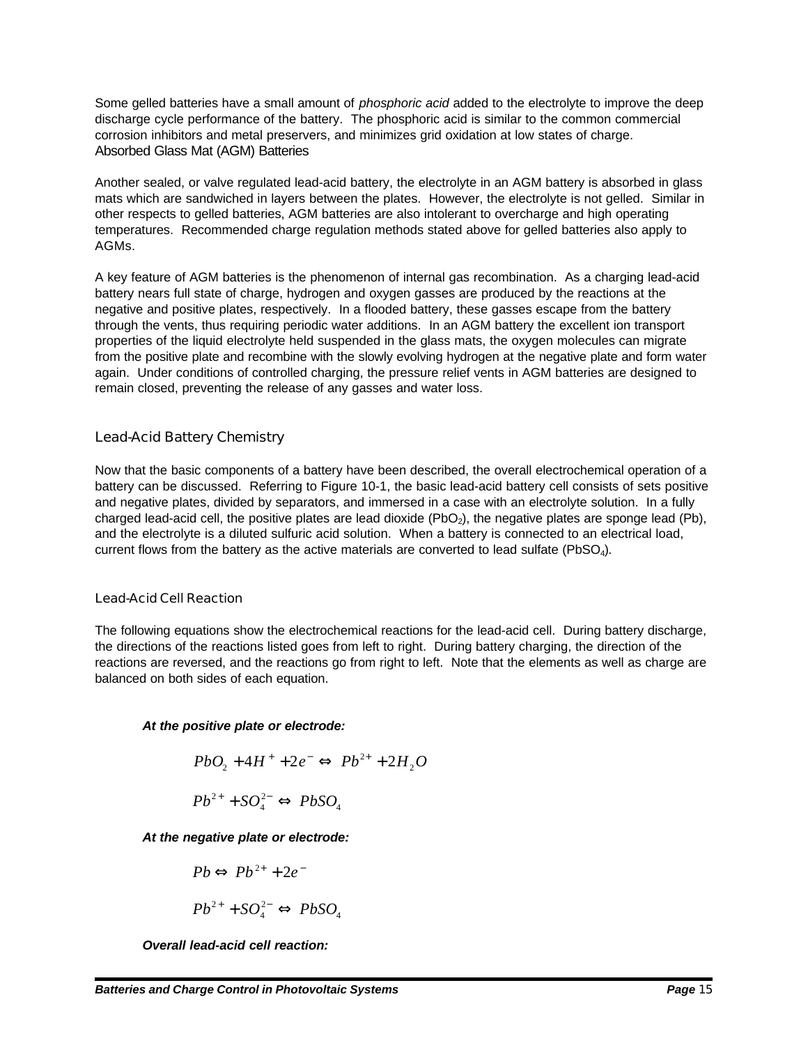Some gelled batteries have a small amount of *phosphoric acid* added to the electrolyte to improve the deep discharge cycle performance of the battery. The phosphoric acid is similar to the common commercial corrosion inhibitors and metal preservers, and minimizes grid oxidation at low states of charge.

### Absorbed Glass Mat (AGM) Batteries

Another sealed, or valve regulated lead-acid battery, the electrolyte in an AGM battery is absorbed in glass mats which are sandwiched in layers between the plates. However, the electrolyte is not gelled. Similar in other respects to gelled batteries, AGM batteries are also intolerant to overcharge and high operating temperatures. Recommended charge regulation methods stated above for gelled batteries also apply to AGMs.

A key feature of AGM batteries is the phenomenon of internal gas recombination. As a charging lead-acid battery nears full state of charge, hydrogen and oxygen gasses are produced by the reactions at the negative and positive plates, respectively. In a flooded battery, these gasses escape from the battery through the vents, thus requiring periodic water additions. In an AGM battery the excellent ion transport properties of the liquid electrolyte held suspended in the glass mats, the oxygen molecules can migrate from the positive plate and recombine with the slowly evolving hydrogen at the negative plate and form water again. Under conditions of controlled charging, the pressure relief vents in AGM batteries are designed to remain closed, preventing the release of any gasses and water loss.

## Lead-Acid Battery Chemistry

Now that the basic components of a battery have been described, the overall electrochemical operation of a battery can be discussed. Referring to Figure 10-1, the basic lead-acid battery cell consists of sets positive and negative plates, divided by separators, and immersed in a case with an electrolyte solution. In a fully charged lead-acid cell, the positive plates are lead dioxide ($PbO_2$), the negative plates are sponge lead (Pb), and the electrolyte is a diluted sulfuric acid solution. When a battery is connected to an electrical load, current flows from the battery as the active materials are converted to lead sulfate ($PbSO_4$).

### Lead-Acid Cell Reaction

The following equations show the electrochemical reactions for the lead-acid cell. During battery discharge, the directions of the reactions listed goes from left to right. During battery charging, the direction of the reactions are reversed, and the reactions go from right to left. Note that the elements as well as charge are balanced on both sides of each equation.

***At the positive plate or electrode:***

$$PbO_2 + 4H^+ + 2e^- \Leftrightarrow Pb^{2+} + 2H_2O$$

$$Pb^{2+} + SO_4^{2-} \Leftrightarrow PbSO_4$$

***At the negative plate or electrode:***

$$Pb \Leftrightarrow Pb^{2+} + 2e^-$$

$$Pb^{2+} + SO_4^{2-} \Leftrightarrow PbSO_4$$

***Overall lead-acid cell reaction:***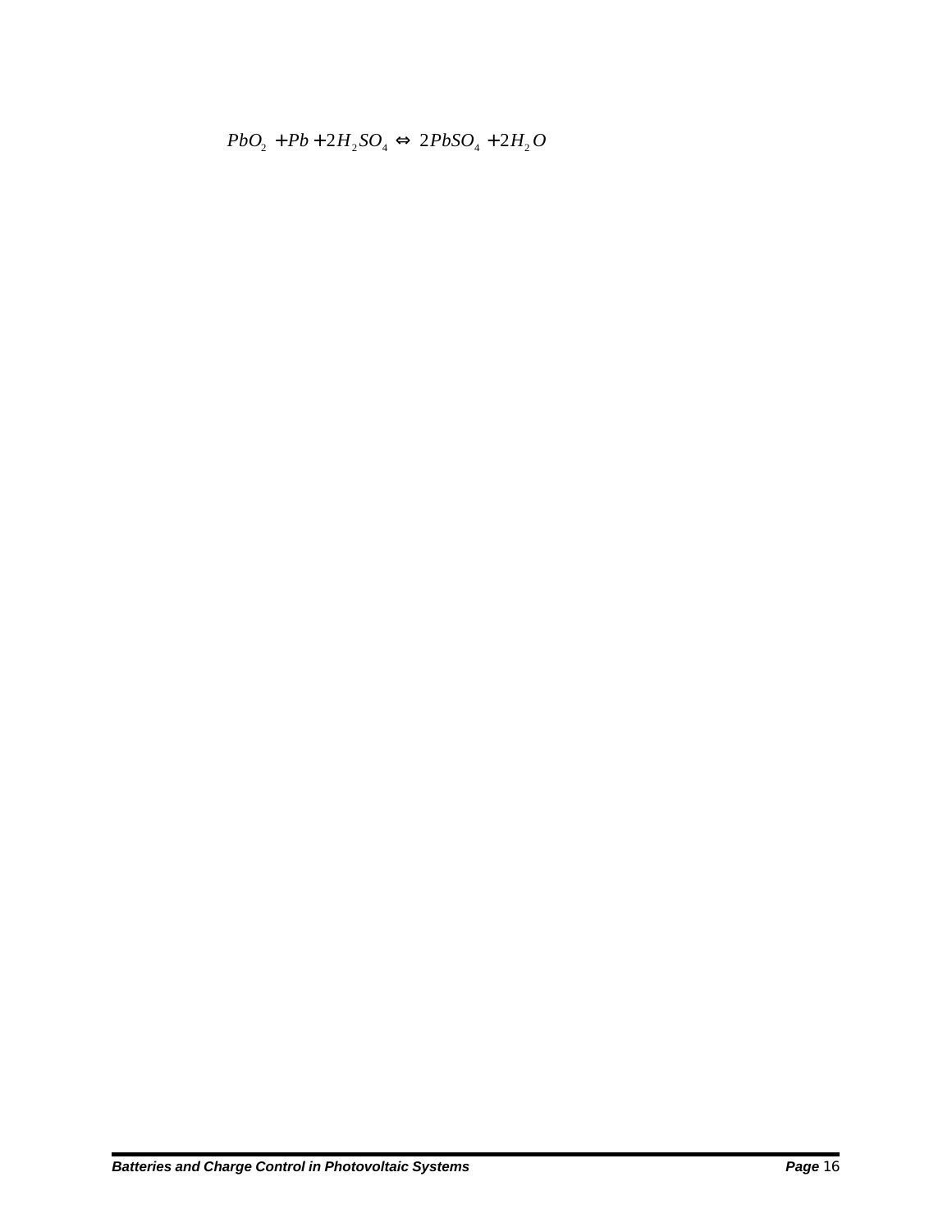$$PbO_2 + Pb + 2H_2SO_4 \Leftrightarrow 2PbSO_4 + 2H_2O$$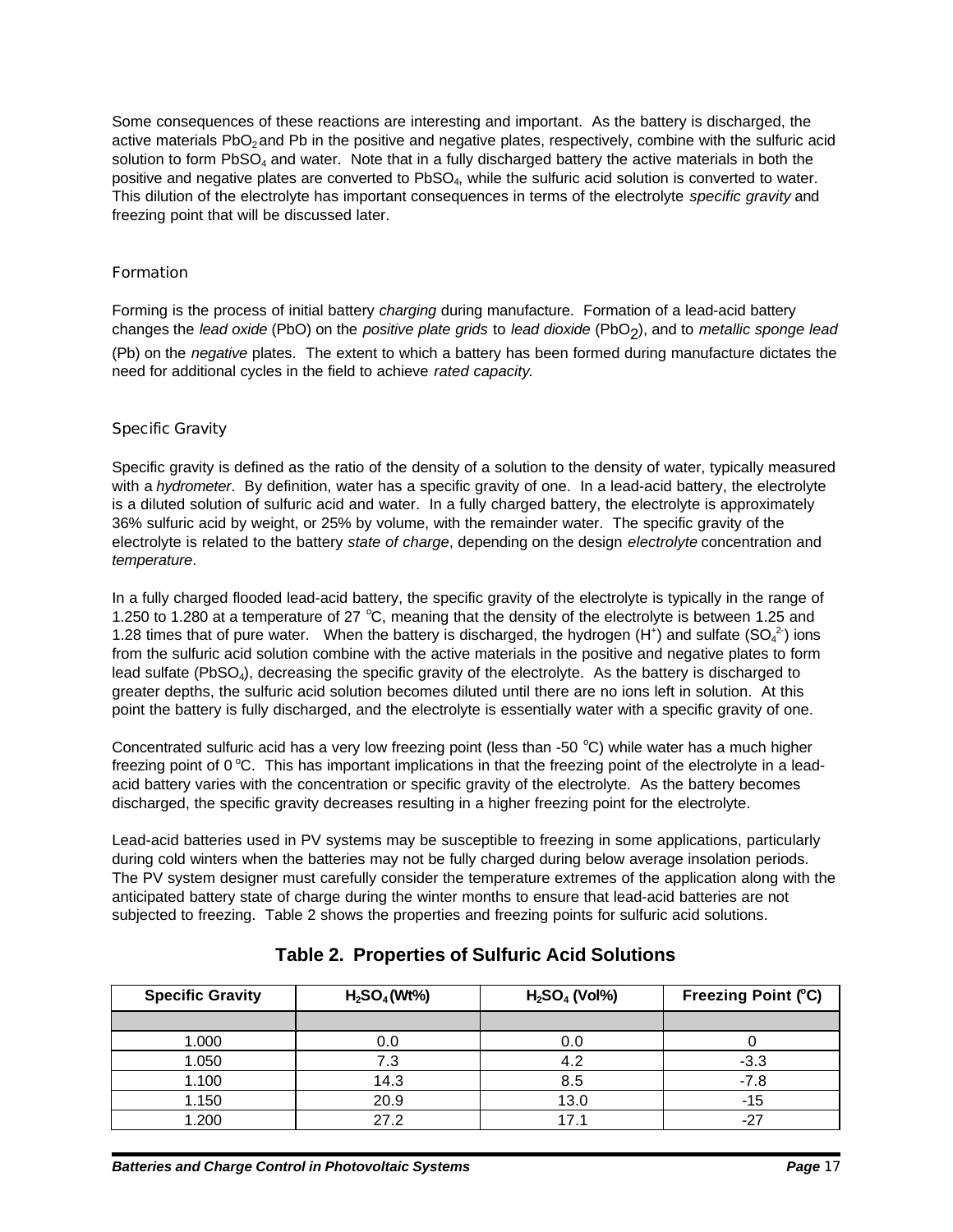Some consequences of these reactions are interesting and important. As the battery is discharged, the active materials $PbO_2$ and Pb in the positive and negative plates, respectively, combine with the sulfuric acid solution to form $PbSO_4$ and water. Note that in a fully discharged battery the active materials in both the positive and negative plates are converted to $PbSO_4$, while the sulfuric acid solution is converted to water. This dilution of the electrolyte has important consequences in terms of the electrolyte *specific gravity* and freezing point that will be discussed later.

### Formation

Forming is the process of initial battery *charging* during manufacture. Formation of a lead-acid battery changes the *lead oxide* (PbO) on the *positive plate grids* to *lead dioxide* ($PbO_2$), and to *metallic sponge lead* (Pb) on the *negative* plates. The extent to which a battery has been formed during manufacture dictates the need for additional cycles in the field to achieve *rated capacity.*

### Specific Gravity

Specific gravity is defined as the ratio of the density of a solution to the density of water, typically measured with a *hydrometer*. By definition, water has a specific gravity of one. In a lead-acid battery, the electrolyte is a diluted solution of sulfuric acid and water. In a fully charged battery, the electrolyte is approximately 36% sulfuric acid by weight, or 25% by volume, with the remainder water. The specific gravity of the electrolyte is related to the battery *state of charge*, depending on the design *electrolyte* concentration and *temperature*.

In a fully charged flooded lead-acid battery, the specific gravity of the electrolyte is typically in the range of 1.250 to 1.280 at a temperature of 27 °C, meaning that the density of the electrolyte is between 1.25 and 1.28 times that of pure water. When the battery is discharged, the hydrogen ($H^+$) and sulfate ($SO_4^{2-}$) ions from the sulfuric acid solution combine with the active materials in the positive and negative plates to form lead sulfate ($PbSO_4$), decreasing the specific gravity of the electrolyte. As the battery is discharged to greater depths, the sulfuric acid solution becomes diluted until there are no ions left in solution. At this point the battery is fully discharged, and the electrolyte is essentially water with a specific gravity of one.

Concentrated sulfuric acid has a very low freezing point (less than -50 °C) while water has a much higher freezing point of 0 °C. This has important implications in that the freezing point of the electrolyte in a lead-acid battery varies with the concentration or specific gravity of the electrolyte. As the battery becomes discharged, the specific gravity decreases resulting in a higher freezing point for the electrolyte.

Lead-acid batteries used in PV systems may be susceptible to freezing in some applications, particularly during cold winters when the batteries may not be fully charged during below average insolation periods. The PV system designer must carefully consider the temperature extremes of the application along with the anticipated battery state of charge during the winter months to ensure that lead-acid batteries are not subjected to freezing. Table 2 shows the properties and freezing points for sulfuric acid solutions.

**Table 2. Properties of Sulfuric Acid Solutions**

| Specific Gravity | $H_2SO_4$ (Wt%) | $H_2SO_4$ (Vol%) | Freezing Point (°C) |
|---|---|---|---|
| | | | |
| 1.000 | 0.0 | 0.0 | 0 |
| 1.050 | 7.3 | 4.2 | -3.3 |
| 1.100 | 14.3 | 8.5 | -7.8 |
| 1.150 | 20.9 | 13.0 | -15 |
| 1.200 | 27.2 | 17.1 | -27 |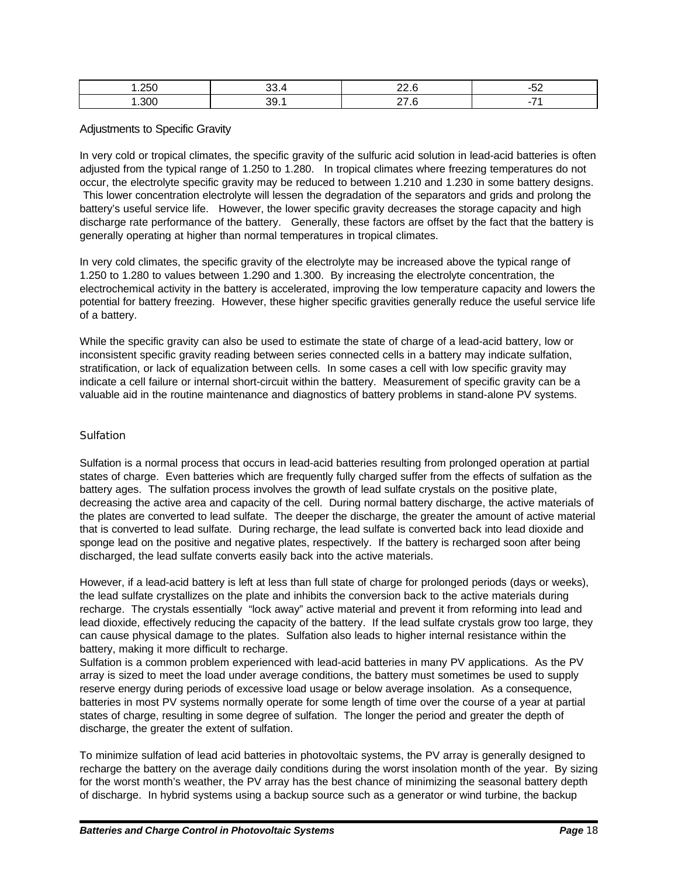| 1.250 | 33.4 | 22.6 | -52 |
|---|---|---|---|
| 1.300 | 39.1 | 27.6 | -71 |

### Adjustments to Specific Gravity

In very cold or tropical climates, the specific gravity of the sulfuric acid solution in lead-acid batteries is often adjusted from the typical range of 1.250 to 1.280. In tropical climates where freezing temperatures do not occur, the electrolyte specific gravity may be reduced to between 1.210 and 1.230 in some battery designs. This lower concentration electrolyte will lessen the degradation of the separators and grids and prolong the battery's useful service life. However, the lower specific gravity decreases the storage capacity and high discharge rate performance of the battery. Generally, these factors are offset by the fact that the battery is generally operating at higher than normal temperatures in tropical climates.

In very cold climates, the specific gravity of the electrolyte may be increased above the typical range of 1.250 to 1.280 to values between 1.290 and 1.300. By increasing the electrolyte concentration, the electrochemical activity in the battery is accelerated, improving the low temperature capacity and lowers the potential for battery freezing. However, these higher specific gravities generally reduce the useful service life of a battery.

While the specific gravity can also be used to estimate the state of charge of a lead-acid battery, low or inconsistent specific gravity reading between series connected cells in a battery may indicate sulfation, stratification, or lack of equalization between cells. In some cases a cell with low specific gravity may indicate a cell failure or internal short-circuit within the battery. Measurement of specific gravity can be a valuable aid in the routine maintenance and diagnostics of battery problems in stand-alone PV systems.

### Sulfation

Sulfation is a normal process that occurs in lead-acid batteries resulting from prolonged operation at partial states of charge. Even batteries which are frequently fully charged suffer from the effects of sulfation as the battery ages. The sulfation process involves the growth of lead sulfate crystals on the positive plate, decreasing the active area and capacity of the cell. During normal battery discharge, the active materials of the plates are converted to lead sulfate. The deeper the discharge, the greater the amount of active material that is converted to lead sulfate. During recharge, the lead sulfate is converted back into lead dioxide and sponge lead on the positive and negative plates, respectively. If the battery is recharged soon after being discharged, the lead sulfate converts easily back into the active materials.

However, if a lead-acid battery is left at less than full state of charge for prolonged periods (days or weeks), the lead sulfate crystallizes on the plate and inhibits the conversion back to the active materials during recharge. The crystals essentially "lock away" active material and prevent it from reforming into lead and lead dioxide, effectively reducing the capacity of the battery. If the lead sulfate crystals grow too large, they can cause physical damage to the plates. Sulfation also leads to higher internal resistance within the battery, making it more difficult to recharge.

Sulfation is a common problem experienced with lead-acid batteries in many PV applications. As the PV array is sized to meet the load under average conditions, the battery must sometimes be used to supply reserve energy during periods of excessive load usage or below average insolation. As a consequence, batteries in most PV systems normally operate for some length of time over the course of a year at partial states of charge, resulting in some degree of sulfation. The longer the period and greater the depth of discharge, the greater the extent of sulfation.

To minimize sulfation of lead acid batteries in photovoltaic systems, the PV array is generally designed to recharge the battery on the average daily conditions during the worst insolation month of the year. By sizing for the worst month's weather, the PV array has the best chance of minimizing the seasonal battery depth of discharge. In hybrid systems using a backup source such as a generator or wind turbine, the backup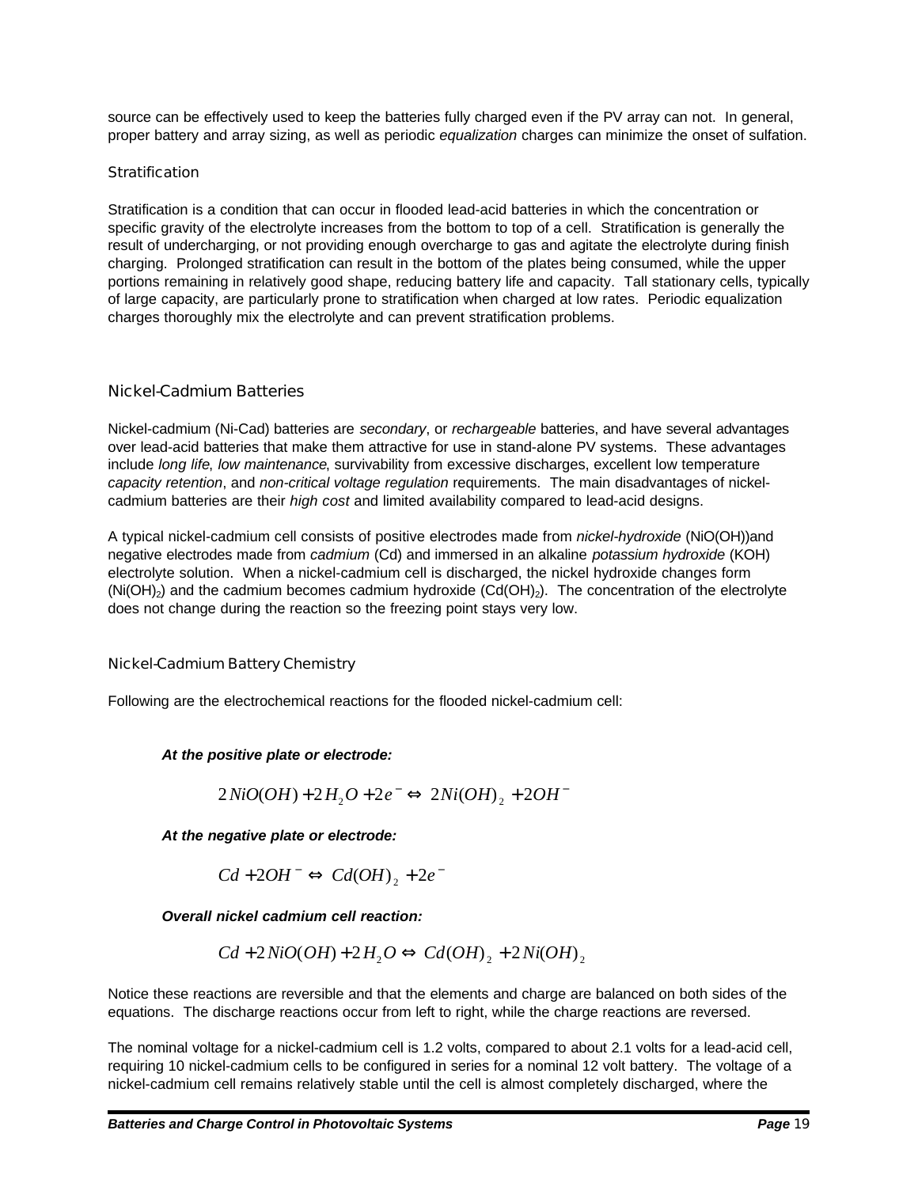source can be effectively used to keep the batteries fully charged even if the PV array can not. In general, proper battery and array sizing, as well as periodic *equalization* charges can minimize the onset of sulfation.

### Stratification

Stratification is a condition that can occur in flooded lead-acid batteries in which the concentration or specific gravity of the electrolyte increases from the bottom to top of a cell. Stratification is generally the result of undercharging, or not providing enough overcharge to gas and agitate the electrolyte during finish charging. Prolonged stratification can result in the bottom of the plates being consumed, while the upper portions remaining in relatively good shape, reducing battery life and capacity. Tall stationary cells, typically of large capacity, are particularly prone to stratification when charged at low rates. Periodic equalization charges thoroughly mix the electrolyte and can prevent stratification problems.

## Nickel-Cadmium Batteries

Nickel-cadmium (Ni-Cad) batteries are *secondary*, or *rechargeable* batteries, and have several advantages over lead-acid batteries that make them attractive for use in stand-alone PV systems. These advantages include *long life*, *low maintenance*, survivability from excessive discharges, excellent low temperature *capacity retention*, and *non-critical voltage regulation* requirements. The main disadvantages of nickel-cadmium batteries are their *high cost* and limited availability compared to lead-acid designs.

A typical nickel-cadmium cell consists of positive electrodes made from *nickel-hydroxide* (NiO(OH))and negative electrodes made from *cadmium* (Cd) and immersed in an alkaline *potassium hydroxide* (KOH) electrolyte solution. When a nickel-cadmium cell is discharged, the nickel hydroxide changes form ($Ni(OH)_2$) and the cadmium becomes cadmium hydroxide ($Cd(OH)_2$). The concentration of the electrolyte does not change during the reaction so the freezing point stays very low.

### Nickel-Cadmium Battery Chemistry

Following are the electrochemical reactions for the flooded nickel-cadmium cell:

***At the positive plate or electrode:***

$$2NiO(OH) + 2H_2O + 2e^- \Leftrightarrow 2Ni(OH)_2 + 2OH^-$$

***At the negative plate or electrode:***

$$Cd + 2OH^- \Leftrightarrow Cd(OH)_2 + 2e^-$$

***Overall nickel cadmium cell reaction:***

$$Cd + 2NiO(OH) + 2H_2O \Leftrightarrow Cd(OH)_2 + 2Ni(OH)_2$$

Notice these reactions are reversible and that the elements and charge are balanced on both sides of the equations. The discharge reactions occur from left to right, while the charge reactions are reversed.

The nominal voltage for a nickel-cadmium cell is 1.2 volts, compared to about 2.1 volts for a lead-acid cell, requiring 10 nickel-cadmium cells to be configured in series for a nominal 12 volt battery. The voltage of a nickel-cadmium cell remains relatively stable until the cell is almost completely discharged, where the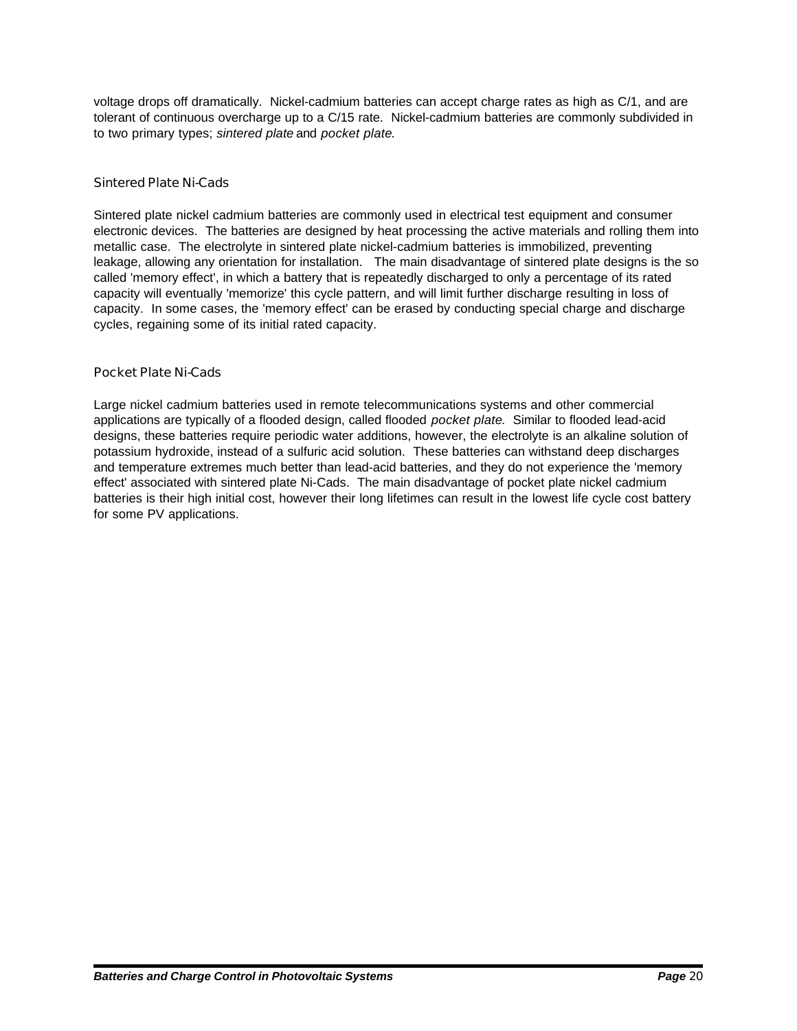voltage drops off dramatically. Nickel-cadmium batteries can accept charge rates as high as C/1, and are tolerant of continuous overcharge up to a C/15 rate. Nickel-cadmium batteries are commonly subdivided in to two primary types; *sintered plate* and *pocket plate*.

### Sintered Plate Ni-Cads

Sintered plate nickel cadmium batteries are commonly used in electrical test equipment and consumer electronic devices. The batteries are designed by heat processing the active materials and rolling them into metallic case. The electrolyte in sintered plate nickel-cadmium batteries is immobilized, preventing leakage, allowing any orientation for installation. The main disadvantage of sintered plate designs is the so called 'memory effect', in which a battery that is repeatedly discharged to only a percentage of its rated capacity will eventually 'memorize' this cycle pattern, and will limit further discharge resulting in loss of capacity. In some cases, the 'memory effect' can be erased by conducting special charge and discharge cycles, regaining some of its initial rated capacity.

### Pocket Plate Ni-Cads

Large nickel cadmium batteries used in remote telecommunications systems and other commercial applications are typically of a flooded design, called flooded *pocket plate*. Similar to flooded lead-acid designs, these batteries require periodic water additions, however, the electrolyte is an alkaline solution of potassium hydroxide, instead of a sulfuric acid solution. These batteries can withstand deep discharges and temperature extremes much better than lead-acid batteries, and they do not experience the 'memory effect' associated with sintered plate Ni-Cads. The main disadvantage of pocket plate nickel cadmium batteries is their high initial cost, however their long lifetimes can result in the lowest life cycle cost battery for some PV applications.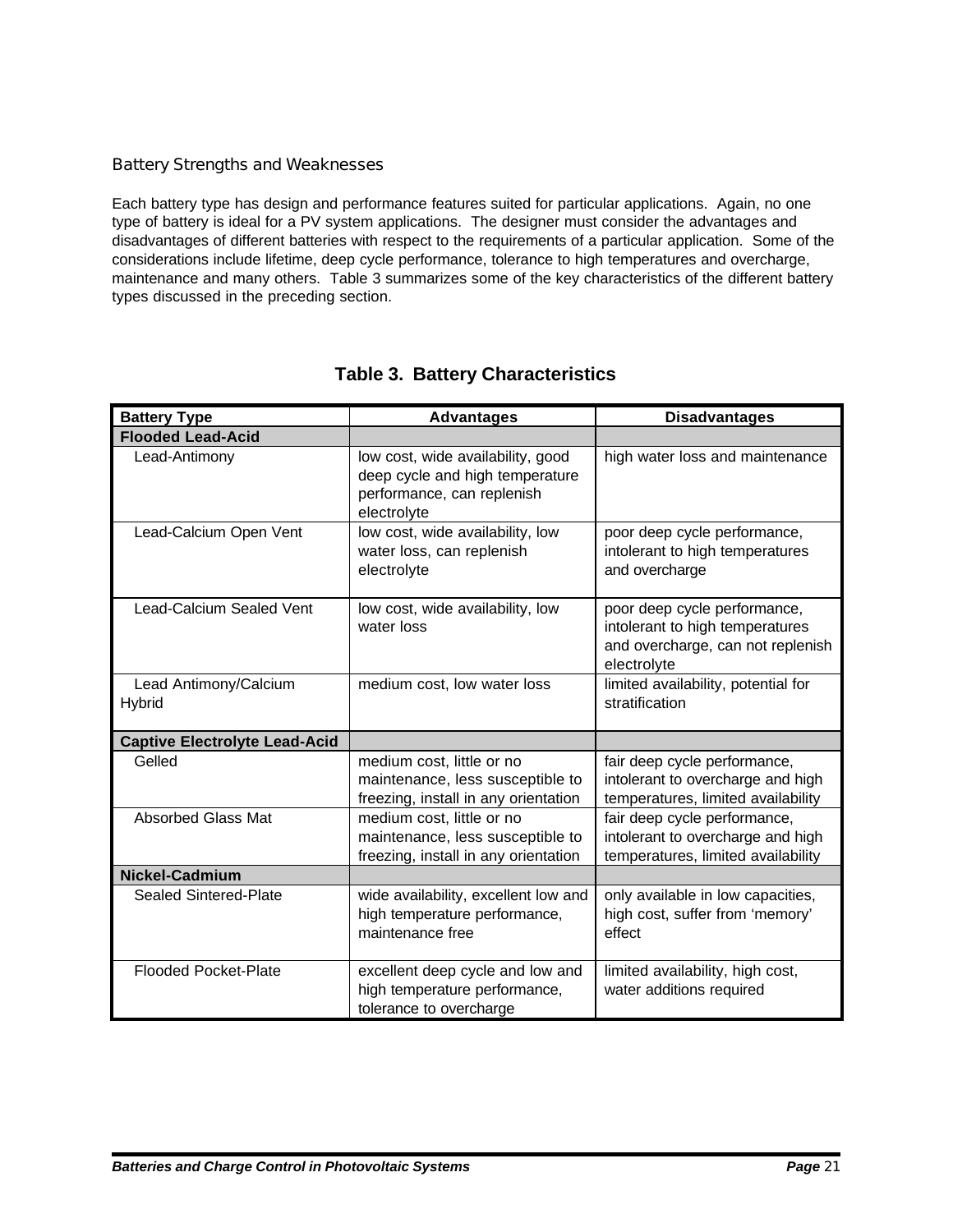### Battery Strengths and Weaknesses

Each battery type has design and performance features suited for particular applications. Again, no one type of battery is ideal for a PV system applications. The designer must consider the advantages and disadvantages of different batteries with respect to the requirements of a particular application. Some of the considerations include lifetime, deep cycle performance, tolerance to high temperatures and overcharge, maintenance and many others. Table 3 summarizes some of the key characteristics of the different battery types discussed in the preceding section.

**Table 3. Battery Characteristics**

| Battery Type | Advantages | Disadvantages |
|---|---|---|
| **Flooded Lead-Acid** | | |
| Lead-Antimony | low cost, wide availability, good deep cycle and high temperature performance, can replenish electrolyte | high water loss and maintenance |
| Lead-Calcium Open Vent | low cost, wide availability, low water loss, can replenish electrolyte | poor deep cycle performance, intolerant to high temperatures and overcharge |
| Lead-Calcium Sealed Vent | low cost, wide availability, low water loss | poor deep cycle performance, intolerant to high temperatures and overcharge, can not replenish electrolyte |
| Lead Antimony/Calcium Hybrid | medium cost, low water loss | limited availability, potential for stratification |
| **Captive Electrolyte Lead-Acid** | | |
| Gelled | medium cost, little or no maintenance, less susceptible to freezing, install in any orientation | fair deep cycle performance, intolerant to overcharge and high temperatures, limited availability |
| Absorbed Glass Mat | medium cost, little or no maintenance, less susceptible to freezing, install in any orientation | fair deep cycle performance, intolerant to overcharge and high temperatures, limited availability |
| **Nickel-Cadmium** | | |
| Sealed Sintered-Plate | wide availability, excellent low and high temperature performance, maintenance free | only available in low capacities, high cost, suffer from 'memory' effect |
| Flooded Pocket-Plate | excellent deep cycle and low and high temperature performance, tolerance to overcharge | limited availability, high cost, water additions required |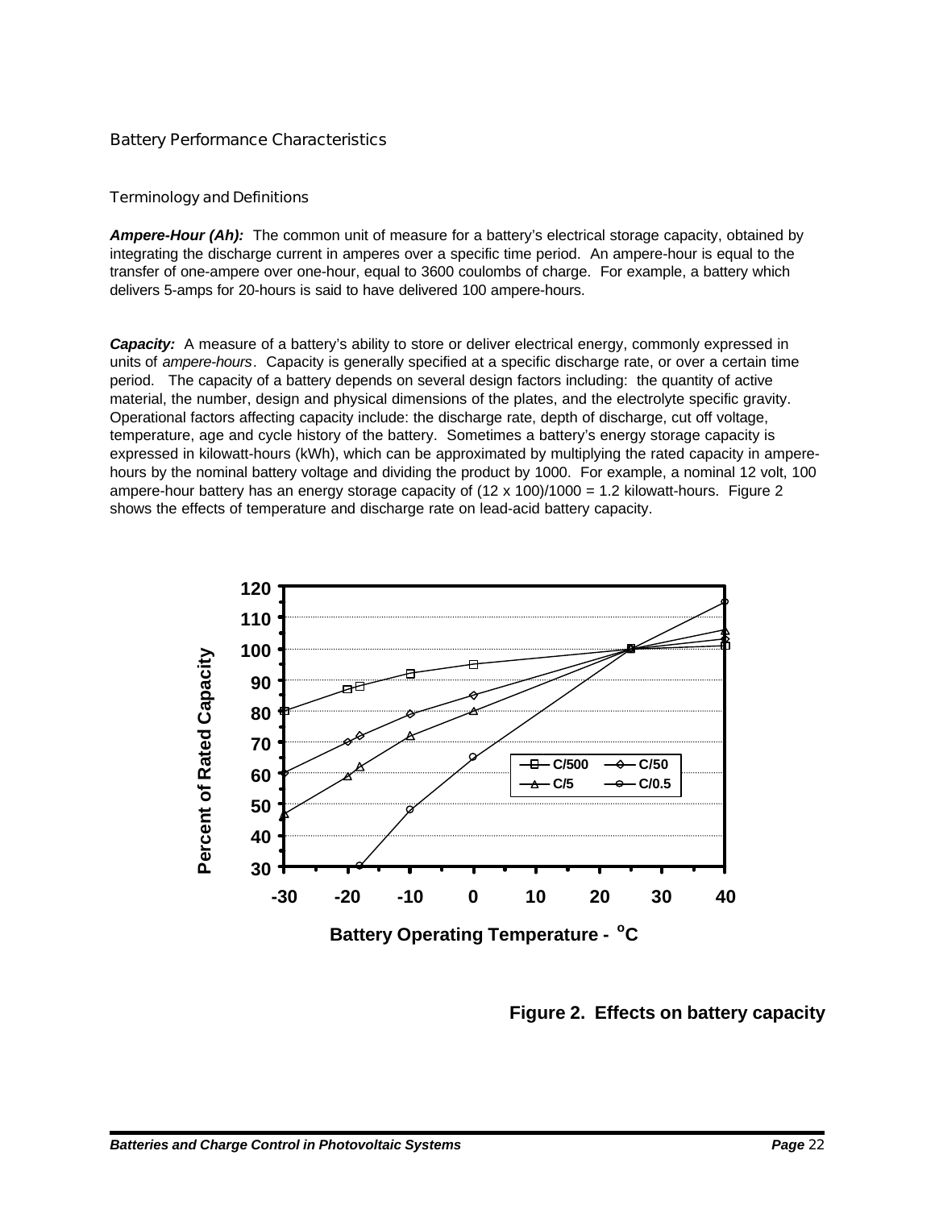## Battery Performance Characteristics

### Terminology and Definitions

***Ampere-Hour (Ah):*** The common unit of measure for a battery's electrical storage capacity, obtained by integrating the discharge current in amperes over a specific time period. An ampere-hour is equal to the transfer of one-ampere over one-hour, equal to 3600 coulombs of charge. For example, a battery which delivers 5-amps for 20-hours is said to have delivered 100 ampere-hours.

***Capacity:*** A measure of a battery's ability to store or deliver electrical energy, commonly expressed in units of *ampere-hours*. Capacity is generally specified at a specific discharge rate, or over a certain time period. The capacity of a battery depends on several design factors including: the quantity of active material, the number, design and physical dimensions of the plates, and the electrolyte specific gravity. Operational factors affecting capacity include: the discharge rate, depth of discharge, cut off voltage, temperature, age and cycle history of the battery. Sometimes a battery's energy storage capacity is expressed in kilowatt-hours (kWh), which can be approximated by multiplying the rated capacity in ampere-hours by the nominal battery voltage and dividing the product by 1000. For example, a nominal 12 volt, 100 ampere-hour battery has an energy storage capacity of (12 x 100)/1000 = 1.2 kilowatt-hours. Figure 2 shows the effects of temperature and discharge rate on lead-acid battery capacity.

**Figure 2. Effects on battery capacity**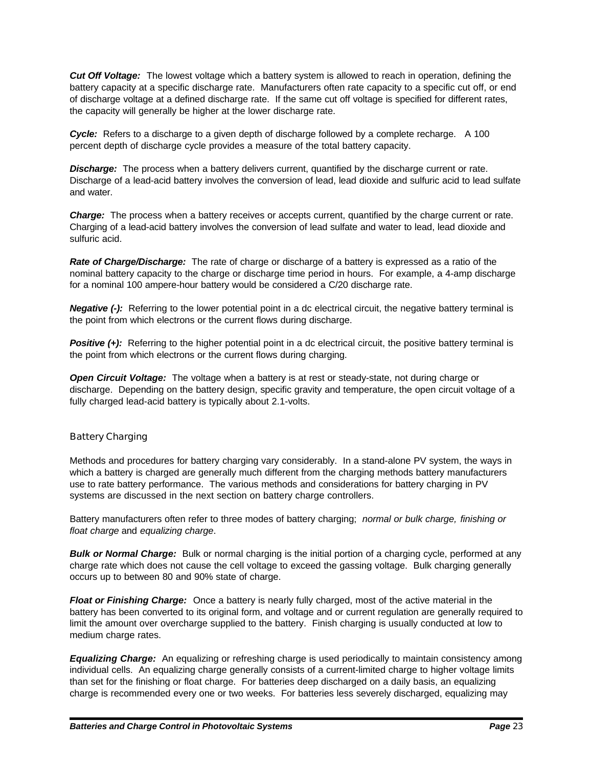***Cut Off Voltage:*** The lowest voltage which a battery system is allowed to reach in operation, defining the battery capacity at a specific discharge rate. Manufacturers often rate capacity to a specific cut off, or end of discharge voltage at a defined discharge rate. If the same cut off voltage is specified for different rates, the capacity will generally be higher at the lower discharge rate.

***Cycle:*** Refers to a discharge to a given depth of discharge followed by a complete recharge. A 100 percent depth of discharge cycle provides a measure of the total battery capacity.

***Discharge:*** The process when a battery delivers current, quantified by the discharge current or rate. Discharge of a lead-acid battery involves the conversion of lead, lead dioxide and sulfuric acid to lead sulfate and water.

***Charge:*** The process when a battery receives or accepts current, quantified by the charge current or rate. Charging of a lead-acid battery involves the conversion of lead sulfate and water to lead, lead dioxide and sulfuric acid.

***Rate of Charge/Discharge:*** The rate of charge or discharge of a battery is expressed as a ratio of the nominal battery capacity to the charge or discharge time period in hours. For example, a 4-amp discharge for a nominal 100 ampere-hour battery would be considered a C/20 discharge rate.

***Negative (-):*** Referring to the lower potential point in a dc electrical circuit, the negative battery terminal is the point from which electrons or the current flows during discharge.

***Positive (+):*** Referring to the higher potential point in a dc electrical circuit, the positive battery terminal is the point from which electrons or the current flows during charging.

***Open Circuit Voltage:*** The voltage when a battery is at rest or steady-state, not during charge or discharge. Depending on the battery design, specific gravity and temperature, the open circuit voltage of a fully charged lead-acid battery is typically about 2.1-volts.

## Battery Charging

Methods and procedures for battery charging vary considerably. In a stand-alone PV system, the ways in which a battery is charged are generally much different from the charging methods battery manufacturers use to rate battery performance. The various methods and considerations for battery charging in PV systems are discussed in the next section on battery charge controllers.

Battery manufacturers often refer to three modes of battery charging; *normal or bulk charge, finishing or float charge* and *equalizing charge*.

***Bulk or Normal Charge:*** Bulk or normal charging is the initial portion of a charging cycle, performed at any charge rate which does not cause the cell voltage to exceed the gassing voltage. Bulk charging generally occurs up to between 80 and 90% state of charge.

***Float or Finishing Charge:*** Once a battery is nearly fully charged, most of the active material in the battery has been converted to its original form, and voltage and or current regulation are generally required to limit the amount over overcharge supplied to the battery. Finish charging is usually conducted at low to medium charge rates.

***Equalizing Charge:*** An equalizing or refreshing charge is used periodically to maintain consistency among individual cells. An equalizing charge generally consists of a current-limited charge to higher voltage limits than set for the finishing or float charge. For batteries deep discharged on a daily basis, an equalizing charge is recommended every one or two weeks. For batteries less severely discharged, equalizing may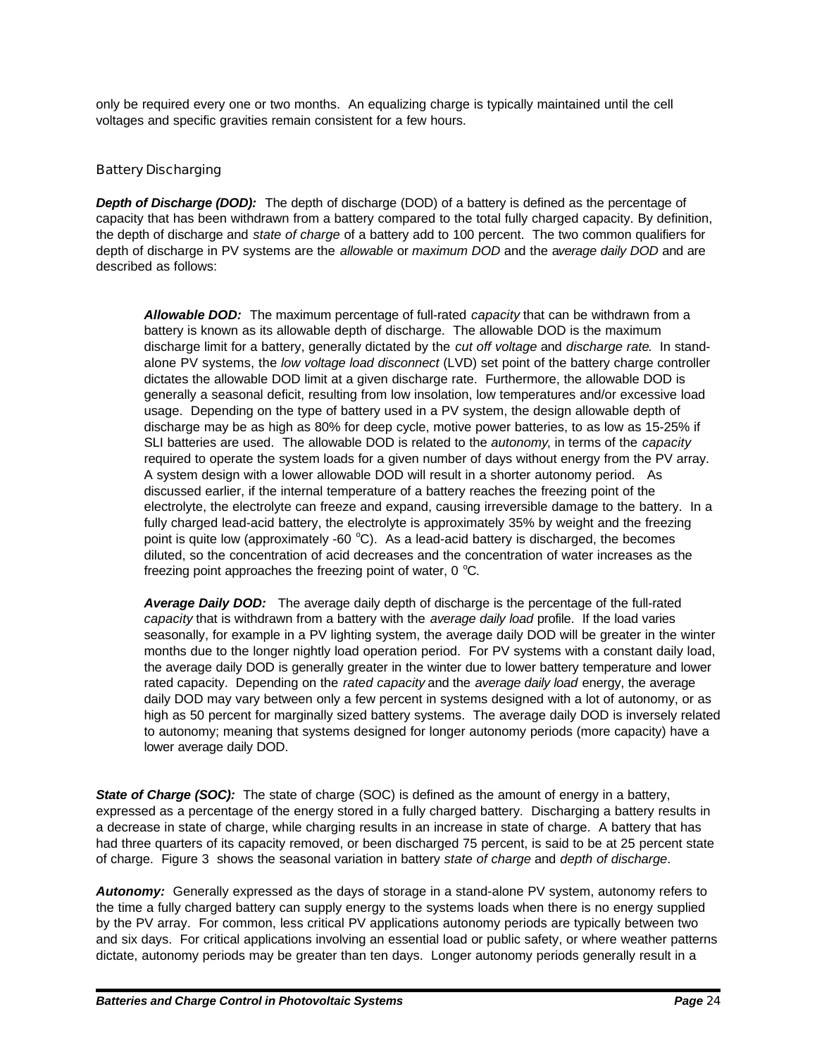only be required every one or two months. An equalizing charge is typically maintained until the cell voltages and specific gravities remain consistent for a few hours.

### Battery Discharging

***Depth of Discharge (DOD):*** The depth of discharge (DOD) of a battery is defined as the percentage of capacity that has been withdrawn from a battery compared to the total fully charged capacity. By definition, the depth of discharge and *state of charge* of a battery add to 100 percent. The two common qualifiers for depth of discharge in PV systems are the *allowable* or *maximum DOD* and the *average daily DOD* and are described as follows:

> ***Allowable DOD:*** The maximum percentage of full-rated *capacity* that can be withdrawn from a battery is known as its allowable depth of discharge. The allowable DOD is the maximum discharge limit for a battery, generally dictated by the *cut off voltage* and *discharge rate*. In stand-alone PV systems, the *low voltage load disconnect* (LVD) set point of the battery charge controller dictates the allowable DOD limit at a given discharge rate. Furthermore, the allowable DOD is generally a seasonal deficit, resulting from low insolation, low temperatures and/or excessive load usage. Depending on the type of battery used in a PV system, the design allowable depth of discharge may be as high as 80% for deep cycle, motive power batteries, to as low as 15-25% if SLI batteries are used. The allowable DOD is related to the *autonomy*, in terms of the *capacity* required to operate the system loads for a given number of days without energy from the PV array. A system design with a lower allowable DOD will result in a shorter autonomy period. As discussed earlier, if the internal temperature of a battery reaches the freezing point of the electrolyte, the electrolyte can freeze and expand, causing irreversible damage to the battery. In a fully charged lead-acid battery, the electrolyte is approximately 35% by weight and the freezing point is quite low (approximately -60 $^{o}$C). As a lead-acid battery is discharged, the becomes diluted, so the concentration of acid decreases and the concentration of water increases as the freezing point approaches the freezing point of water, 0 $^{o}$C.
>
> ***Average Daily DOD:*** The average daily depth of discharge is the percentage of the full-rated *capacity* that is withdrawn from a battery with the *average daily load* profile. If the load varies seasonally, for example in a PV lighting system, the average daily DOD will be greater in the winter months due to the longer nightly load operation period. For PV systems with a constant daily load, the average daily DOD is generally greater in the winter due to lower battery temperature and lower rated capacity. Depending on the *rated capacity* and the *average daily load* energy, the average daily DOD may vary between only a few percent in systems designed with a lot of autonomy, or as high as 50 percent for marginally sized battery systems. The average daily DOD is inversely related to autonomy; meaning that systems designed for longer autonomy periods (more capacity) have a lower average daily DOD.

***State of Charge (SOC):*** The state of charge (SOC) is defined as the amount of energy in a battery, expressed as a percentage of the energy stored in a fully charged battery. Discharging a battery results in a decrease in state of charge, while charging results in an increase in state of charge. A battery that has had three quarters of its capacity removed, or been discharged 75 percent, is said to be at 25 percent state of charge. Figure 3 shows the seasonal variation in battery *state of charge* and *depth of discharge*.

***Autonomy:*** Generally expressed as the days of storage in a stand-alone PV system, autonomy refers to the time a fully charged battery can supply energy to the systems loads when there is no energy supplied by the PV array. For common, less critical PV applications autonomy periods are typically between two and six days. For critical applications involving an essential load or public safety, or where weather patterns dictate, autonomy periods may be greater than ten days. Longer autonomy periods generally result in a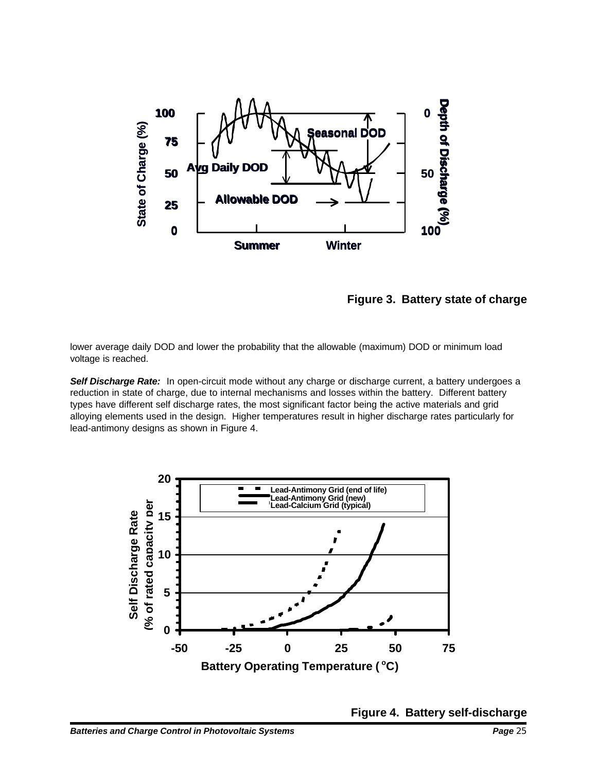Figure 3. Battery state of charge

lower average daily DOD and lower the probability that the allowable (maximum) DOD or minimum load voltage is reached.

***Self Discharge Rate:*** In open-circuit mode without any charge or discharge current, a battery undergoes a reduction in state of charge, due to internal mechanisms and losses within the battery. Different battery types have different self discharge rates, the most significant factor being the active materials and grid alloying elements used in the design. Higher temperatures result in higher discharge rates particularly for lead-antimony designs as shown in Figure 4.

Figure 4. Battery self-discharge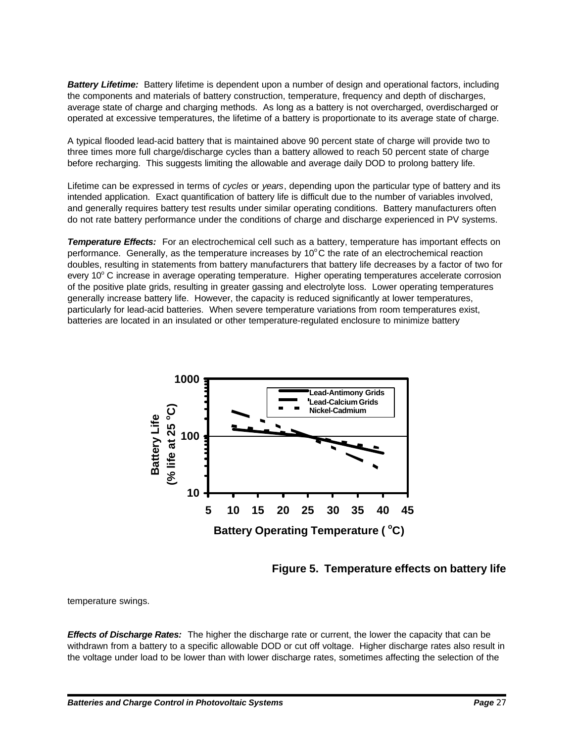***Battery Lifetime:*** Battery lifetime is dependent upon a number of design and operational factors, including the components and materials of battery construction, temperature, frequency and depth of discharges, average state of charge and charging methods. As long as a battery is not overcharged, overdischarged or operated at excessive temperatures, the lifetime of a battery is proportionate to its average state of charge.

A typical flooded lead-acid battery that is maintained above 90 percent state of charge will provide two to three times more full charge/discharge cycles than a battery allowed to reach 50 percent state of charge before recharging. This suggests limiting the allowable and average daily DOD to prolong battery life.

Lifetime can be expressed in terms of *cycles* or *years*, depending upon the particular type of battery and its intended application. Exact quantification of battery life is difficult due to the number of variables involved, and generally requires battery test results under similar operating conditions. Battery manufacturers often do not rate battery performance under the conditions of charge and discharge experienced in PV systems.

***Temperature Effects:*** For an electrochemical cell such as a battery, temperature has important effects on performance. Generally, as the temperature increases by 10$^{o}$C the rate of an electrochemical reaction doubles, resulting in statements from battery manufacturers that battery life decreases by a factor of two for every 10$^{o}$ C increase in average operating temperature. Higher operating temperatures accelerate corrosion of the positive plate grids, resulting in greater gassing and electrolyte loss. Lower operating temperatures generally increase battery life. However, the capacity is reduced significantly at lower temperatures, particularly for lead-acid batteries. When severe temperature variations from room temperatures exist, batteries are located in an insulated or other temperature-regulated enclosure to minimize battery temperature swings.

**Figure 5. Temperature effects on battery life**

***Effects of Discharge Rates:*** The higher the discharge rate or current, the lower the capacity that can be withdrawn from a battery to a specific allowable DOD or cut off voltage. Higher discharge rates also result in the voltage under load to be lower than with lower discharge rates, sometimes affecting the selection of the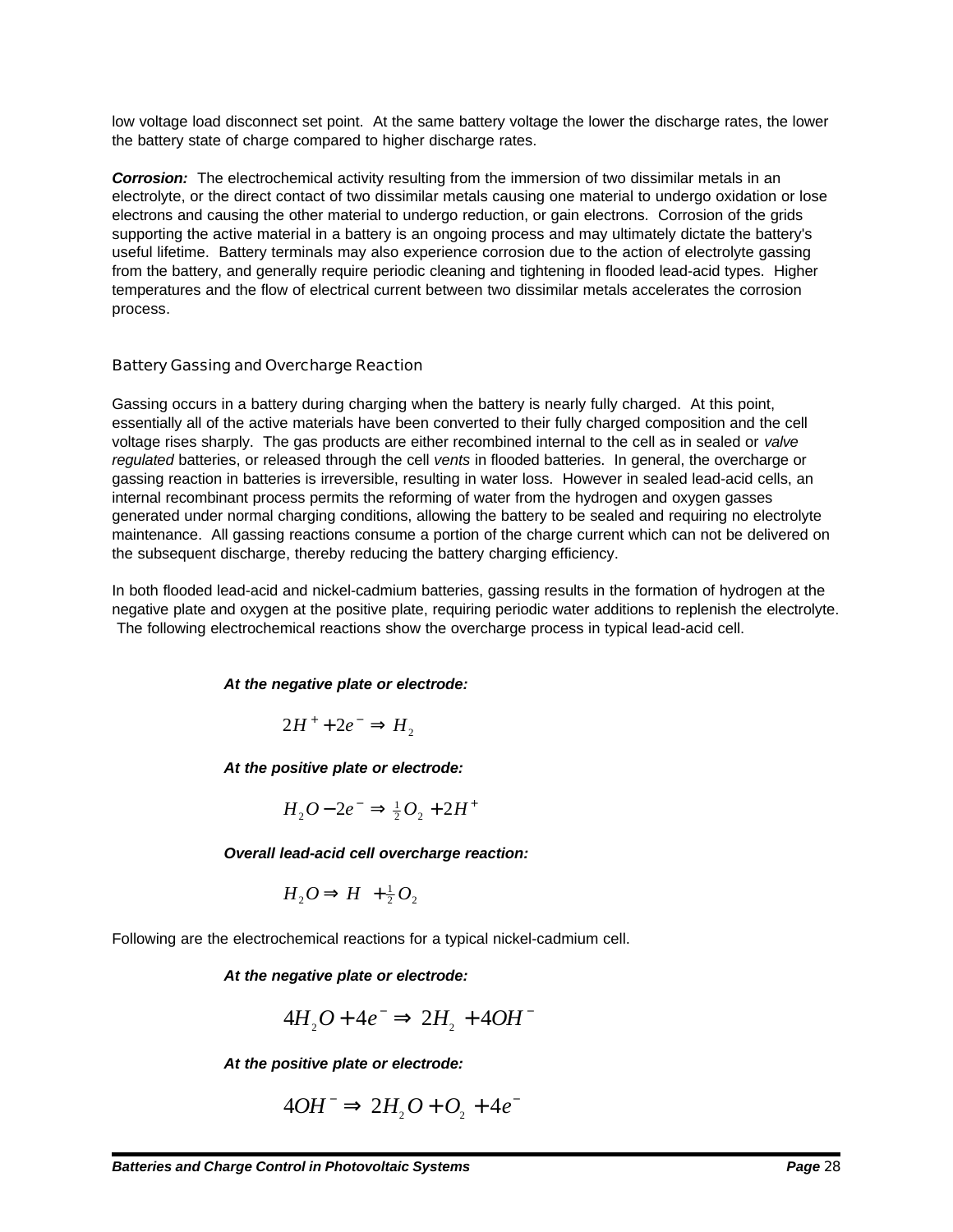low voltage load disconnect set point. At the same battery voltage the lower the discharge rates, the lower the battery state of charge compared to higher discharge rates.

***Corrosion:*** The electrochemical activity resulting from the immersion of two dissimilar metals in an electrolyte, or the direct contact of two dissimilar metals causing one material to undergo oxidation or lose electrons and causing the other material to undergo reduction, or gain electrons. Corrosion of the grids supporting the active material in a battery is an ongoing process and may ultimately dictate the battery's useful lifetime. Battery terminals may also experience corrosion due to the action of electrolyte gassing from the battery, and generally require periodic cleaning and tightening in flooded lead-acid types. Higher temperatures and the flow of electrical current between two dissimilar metals accelerates the corrosion process.

### Battery Gassing and Overcharge Reaction

Gassing occurs in a battery during charging when the battery is nearly fully charged. At this point, essentially all of the active materials have been converted to their fully charged composition and the cell voltage rises sharply. The gas products are either recombined internal to the cell as in sealed or *valve regulated* batteries, or released through the cell *vents* in flooded batteries. In general, the overcharge or gassing reaction in batteries is irreversible, resulting in water loss. However in sealed lead-acid cells, an internal recombinant process permits the reforming of water from the hydrogen and oxygen gasses generated under normal charging conditions, allowing the battery to be sealed and requiring no electrolyte maintenance. All gassing reactions consume a portion of the charge current which can not be delivered on the subsequent discharge, thereby reducing the battery charging efficiency.

In both flooded lead-acid and nickel-cadmium batteries, gassing results in the formation of hydrogen at the negative plate and oxygen at the positive plate, requiring periodic water additions to replenish the electrolyte. The following electrochemical reactions show the overcharge process in typical lead-acid cell.

***At the negative plate or electrode:***

$$2H^{+} + 2e^{-} \Rightarrow H_2$$

***At the positive plate or electrode:***

$$H_2O - 2e^{-} \Rightarrow \tfrac{1}{2}O_2 + 2H^{+}$$

***Overall lead-acid cell overcharge reaction:***

$$H_2O \Rightarrow H \;\; + \tfrac{1}{2}O_2$$

Following are the electrochemical reactions for a typical nickel-cadmium cell.

***At the negative plate or electrode:***

$$4H_2O + 4e^{-} \Rightarrow 2H_2 + 4OH^{-}$$

***At the positive plate or electrode:***

$$4OH^{-} \Rightarrow 2H_2O + O_2 + 4e^{-}$$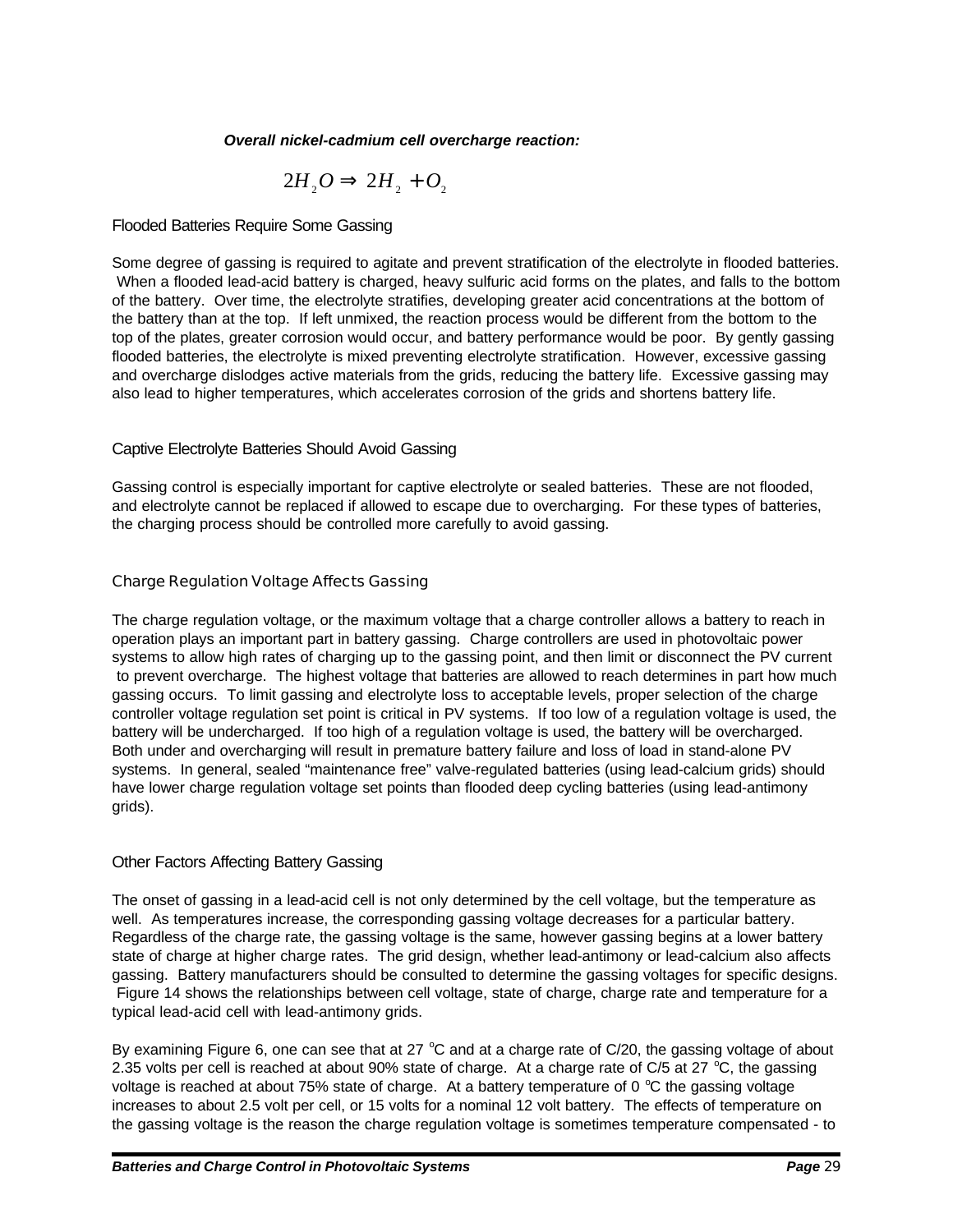***Overall nickel-cadmium cell overcharge reaction:***

$$2H_2O \Rightarrow 2H_2 + O_2$$

### Flooded Batteries Require Some Gassing

Some degree of gassing is required to agitate and prevent stratification of the electrolyte in flooded batteries. When a flooded lead-acid battery is charged, heavy sulfuric acid forms on the plates, and falls to the bottom of the battery. Over time, the electrolyte stratifies, developing greater acid concentrations at the bottom of the battery than at the top. If left unmixed, the reaction process would be different from the bottom to the top of the plates, greater corrosion would occur, and battery performance would be poor. By gently gassing flooded batteries, the electrolyte is mixed preventing electrolyte stratification. However, excessive gassing and overcharge dislodges active materials from the grids, reducing the battery life. Excessive gassing may also lead to higher temperatures, which accelerates corrosion of the grids and shortens battery life.

### Captive Electrolyte Batteries Should Avoid Gassing

Gassing control is especially important for captive electrolyte or sealed batteries. These are not flooded, and electrolyte cannot be replaced if allowed to escape due to overcharging. For these types of batteries, the charging process should be controlled more carefully to avoid gassing.

### Charge Regulation Voltage Affects Gassing

The charge regulation voltage, or the maximum voltage that a charge controller allows a battery to reach in operation plays an important part in battery gassing. Charge controllers are used in photovoltaic power systems to allow high rates of charging up to the gassing point, and then limit or disconnect the PV current to prevent overcharge. The highest voltage that batteries are allowed to reach determines in part how much gassing occurs. To limit gassing and electrolyte loss to acceptable levels, proper selection of the charge controller voltage regulation set point is critical in PV systems. If too low of a regulation voltage is used, the battery will be undercharged. If too high of a regulation voltage is used, the battery will be overcharged. Both under and overcharging will result in premature battery failure and loss of load in stand-alone PV systems. In general, sealed "maintenance free" valve-regulated batteries (using lead-calcium grids) should have lower charge regulation voltage set points than flooded deep cycling batteries (using lead-antimony grids).

### Other Factors Affecting Battery Gassing

The onset of gassing in a lead-acid cell is not only determined by the cell voltage, but the temperature as well. As temperatures increase, the corresponding gassing voltage decreases for a particular battery. Regardless of the charge rate, the gassing voltage is the same, however gassing begins at a lower battery state of charge at higher charge rates. The grid design, whether lead-antimony or lead-calcium also affects gassing. Battery manufacturers should be consulted to determine the gassing voltages for specific designs. Figure 14 shows the relationships between cell voltage, state of charge, charge rate and temperature for a typical lead-acid cell with lead-antimony grids.

By examining Figure 6, one can see that at 27 °C and at a charge rate of C/20, the gassing voltage of about 2.35 volts per cell is reached at about 90% state of charge. At a charge rate of C/5 at 27 °C, the gassing voltage is reached at about 75% state of charge. At a battery temperature of 0 °C the gassing voltage increases to about 2.5 volt per cell, or 15 volts for a nominal 12 volt battery. The effects of temperature on the gassing voltage is the reason the charge regulation voltage is sometimes temperature compensated - to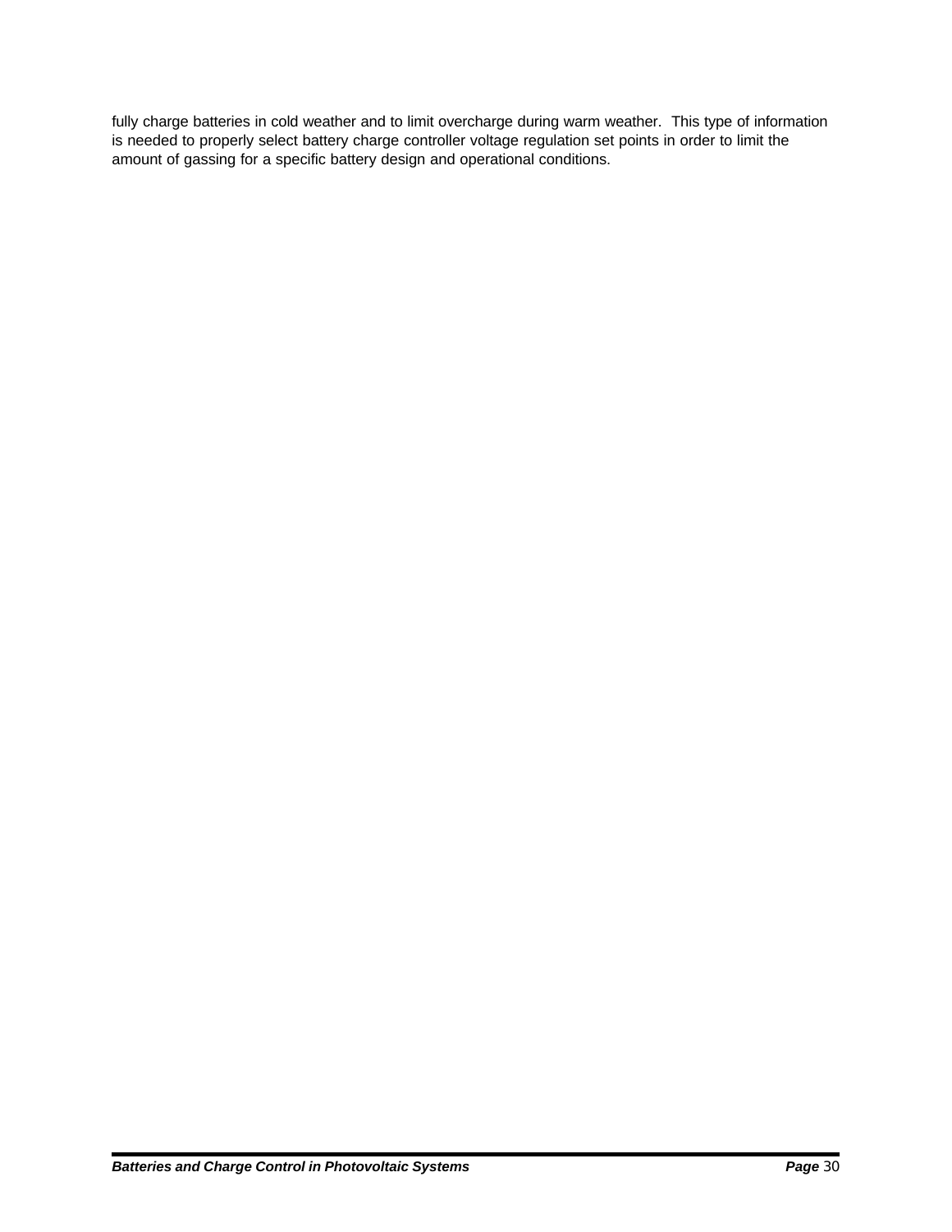fully charge batteries in cold weather and to limit overcharge during warm weather.  This type of information is needed to properly select battery charge controller voltage regulation set points in order to limit the amount of gassing for a specific battery design and operational conditions.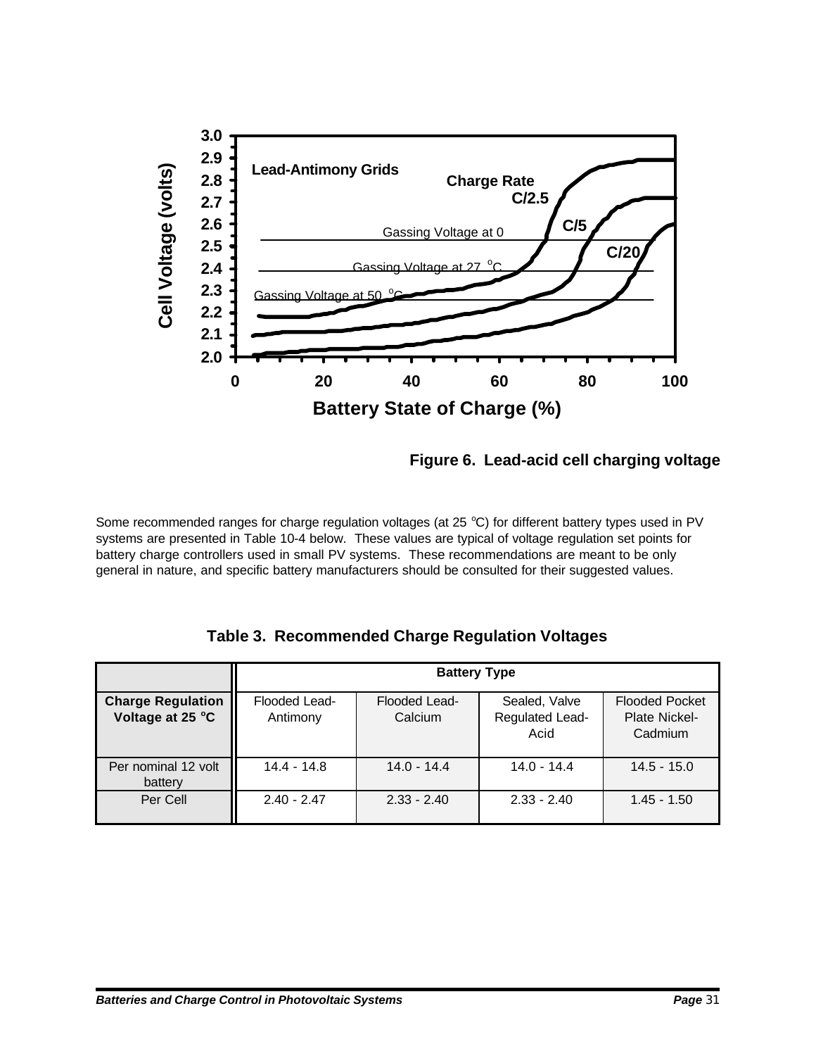**Figure 6. Lead-acid cell charging voltage**

Some recommended ranges for charge regulation voltages (at 25 °C) for different battery types used in PV systems are presented in Table 10-4 below. These values are typical of voltage regulation set points for battery charge controllers used in small PV systems. These recommendations are meant to be only general in nature, and specific battery manufacturers should be consulted for their suggested values.

**Table 3. Recommended Charge Regulation Voltages**

| | Battery Type | | | |
|---|---|---|---|---|
| **Charge Regulation Voltage at 25 °C** | Flooded Lead-Antimony | Flooded Lead-Calcium | Sealed, Valve Regulated Lead-Acid | Flooded Pocket Plate Nickel-Cadmium |
| Per nominal 12 volt battery | 14.4 - 14.8 | 14.0 - 14.4 | 14.0 - 14.4 | 14.5 - 15.0 |
| Per Cell | 2.40 - 2.47 | 2.33 - 2.40 | 2.33 - 2.40 | 1.45 - 1.50 |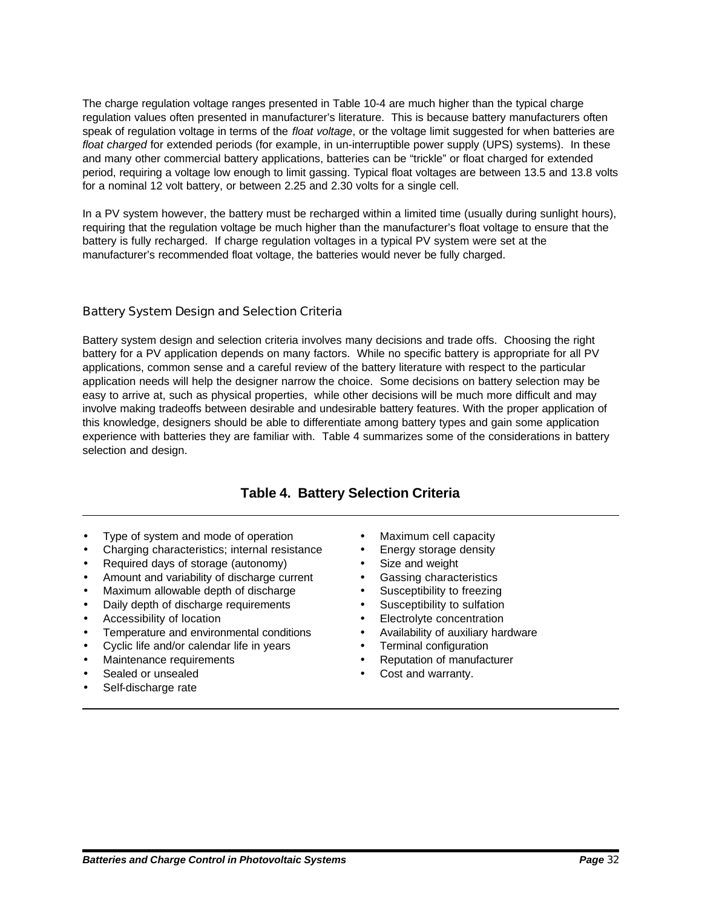The charge regulation voltage ranges presented in Table 10-4 are much higher than the typical charge regulation values often presented in manufacturer's literature. This is because battery manufacturers often speak of regulation voltage in terms of the *float voltage*, or the voltage limit suggested for when batteries are *float charged* for extended periods (for example, in un-interruptible power supply (UPS) systems). In these and many other commercial battery applications, batteries can be "trickle" or float charged for extended period, requiring a voltage low enough to limit gassing. Typical float voltages are between 13.5 and 13.8 volts for a nominal 12 volt battery, or between 2.25 and 2.30 volts for a single cell.

In a PV system however, the battery must be recharged within a limited time (usually during sunlight hours), requiring that the regulation voltage be much higher than the manufacturer's float voltage to ensure that the battery is fully recharged. If charge regulation voltages in a typical PV system were set at the manufacturer's recommended float voltage, the batteries would never be fully charged.

## Battery System Design and Selection Criteria

Battery system design and selection criteria involves many decisions and trade offs. Choosing the right battery for a PV application depends on many factors. While no specific battery is appropriate for all PV applications, common sense and a careful review of the battery literature with respect to the particular application needs will help the designer narrow the choice. Some decisions on battery selection may be easy to arrive at, such as physical properties, while other decisions will be much more difficult and may involve making tradeoffs between desirable and undesirable battery features. With the proper application of this knowledge, designers should be able to differentiate among battery types and gain some application experience with batteries they are familiar with. Table 4 summarizes some of the considerations in battery selection and design.

**Table 4. Battery Selection Criteria**

- Type of system and mode of operation
- Charging characteristics; internal resistance
- Required days of storage (autonomy)
- Amount and variability of discharge current
- Maximum allowable depth of discharge
- Daily depth of discharge requirements
- Accessibility of location
- Temperature and environmental conditions
- Cyclic life and/or calendar life in years
- Maintenance requirements
- Sealed or unsealed
- Self-discharge rate
- Maximum cell capacity
- Energy storage density
- Size and weight
- Gassing characteristics
- Susceptibility to freezing
- Susceptibility to sulfation
- Electrolyte concentration
- Availability of auxiliary hardware
- Terminal configuration
- Reputation of manufacturer
- Cost and warranty.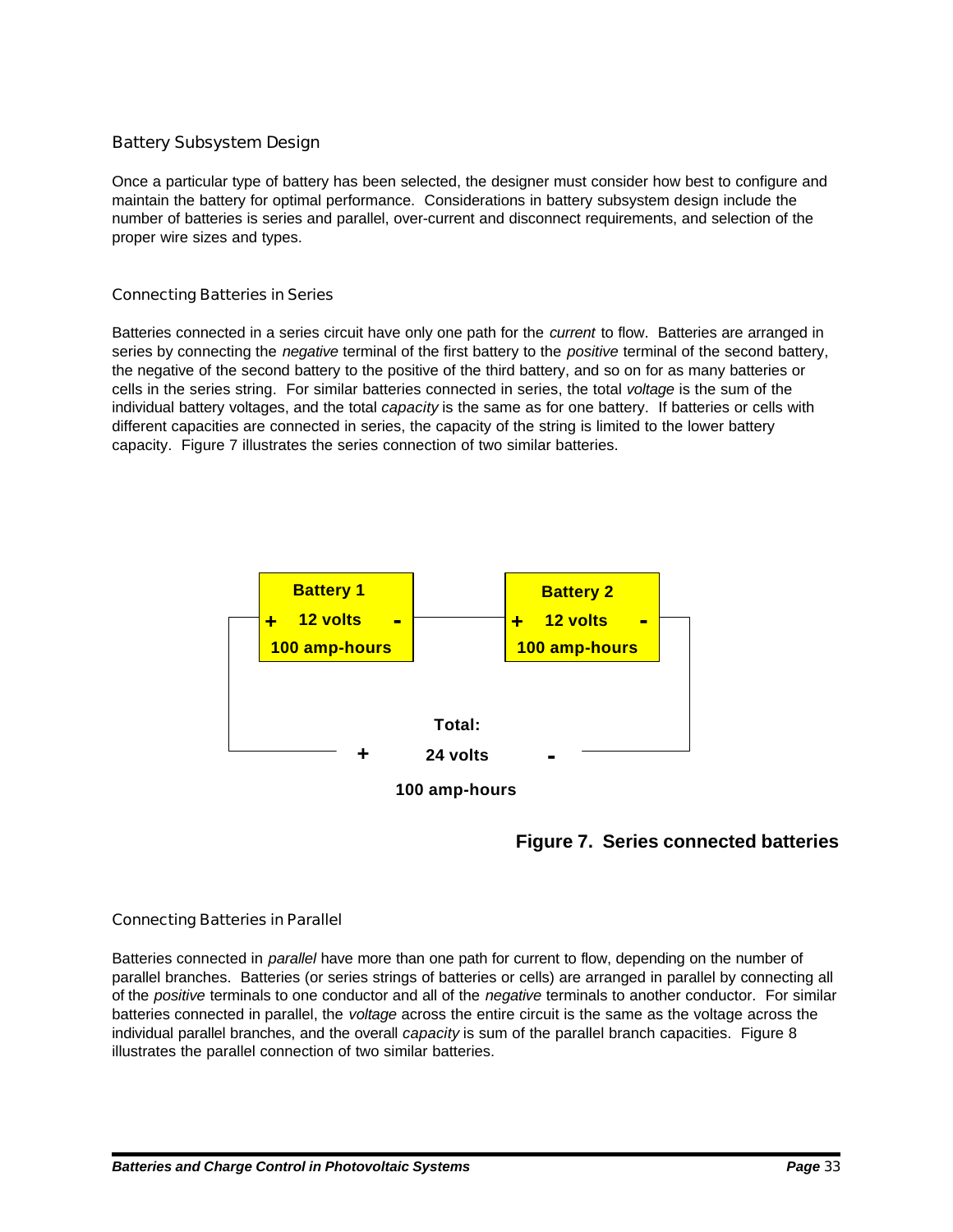## Battery Subsystem Design

Once a particular type of battery has been selected, the designer must consider how best to configure and maintain the battery for optimal performance. Considerations in battery subsystem design include the number of batteries is series and parallel, over-current and disconnect requirements, and selection of the proper wire sizes and types.

### Connecting Batteries in Series

Batteries connected in a series circuit have only one path for the *current* to flow. Batteries are arranged in series by connecting the *negative* terminal of the first battery to the *positive* terminal of the second battery, the negative of the second battery to the positive of the third battery, and so on for as many batteries or cells in the series string. For similar batteries connected in series, the total *voltage* is the sum of the individual battery voltages, and the total *capacity* is the same as for one battery. If batteries or cells with different capacities are connected in series, the capacity of the string is limited to the lower battery capacity. Figure 7 illustrates the series connection of two similar batteries.

**Battery 1**
**+ 12 volts -**
**100 amp-hours**

**Battery 2**
**+ 12 volts -**
**100 amp-hours**

**Total:**
**+ 24 volts -**
**100 amp-hours**

**Figure 7. Series connected batteries**

### Connecting Batteries in Parallel

Batteries connected in *parallel* have more than one path for current to flow, depending on the number of parallel branches. Batteries (or series strings of batteries or cells) are arranged in parallel by connecting all of the *positive* terminals to one conductor and all of the *negative* terminals to another conductor. For similar batteries connected in parallel, the *voltage* across the entire circuit is the same as the voltage across the individual parallel branches, and the overall *capacity* is sum of the parallel branch capacities. Figure 8 illustrates the parallel connection of two similar batteries.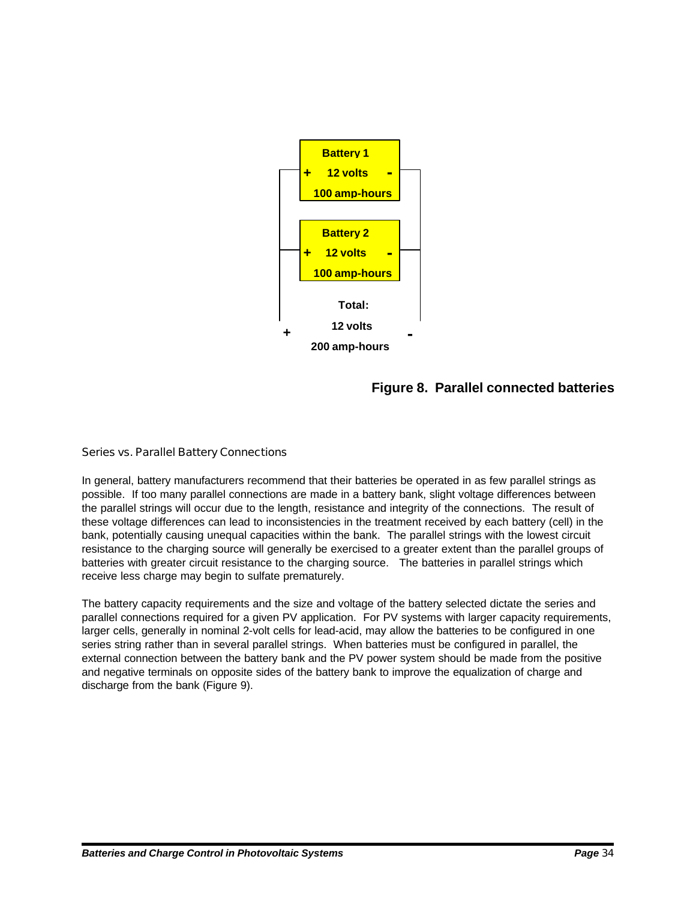Battery 1

\+ 12 volts -

100 amp-hours

Battery 2

\+ 12 volts -

100 amp-hours

Total:

12 volts

200 amp-hours

\+ -

**Figure 8. Parallel connected batteries**

### Series vs. Parallel Battery Connections

In general, battery manufacturers recommend that their batteries be operated in as few parallel strings as possible. If too many parallel connections are made in a battery bank, slight voltage differences between the parallel strings will occur due to the length, resistance and integrity of the connections. The result of these voltage differences can lead to inconsistencies in the treatment received by each battery (cell) in the bank, potentially causing unequal capacities within the bank. The parallel strings with the lowest circuit resistance to the charging source will generally be exercised to a greater extent than the parallel groups of batteries with greater circuit resistance to the charging source. The batteries in parallel strings which receive less charge may begin to sulfate prematurely.

The battery capacity requirements and the size and voltage of the battery selected dictate the series and parallel connections required for a given PV application. For PV systems with larger capacity requirements, larger cells, generally in nominal 2-volt cells for lead-acid, may allow the batteries to be configured in one series string rather than in several parallel strings. When batteries must be configured in parallel, the external connection between the battery bank and the PV power system should be made from the positive and negative terminals on opposite sides of the battery bank to improve the equalization of charge and discharge from the bank (Figure 9).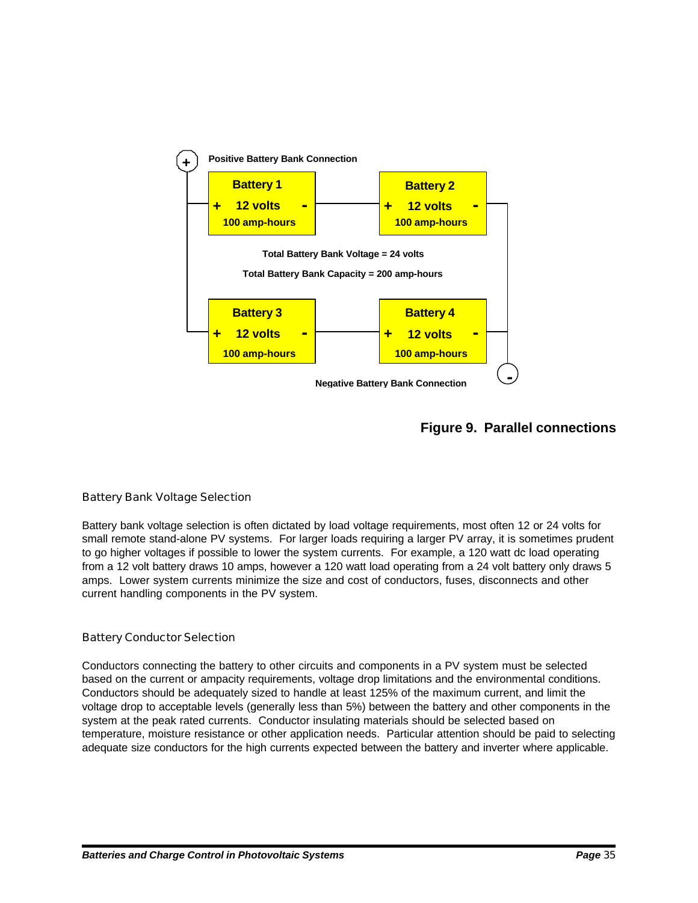Positive Battery Bank Connection

| Battery 1 | Battery 2 |
|---|---|
| + 12 volts - | + 12 volts - |
| 100 amp-hours | 100 amp-hours |

Total Battery Bank Voltage = 24 volts

Total Battery Bank Capacity = 200 amp-hours

| Battery 3 | Battery 4 |
|---|---|
| + 12 volts - | + 12 volts - |
| 100 amp-hours | 100 amp-hours |

Negative Battery Bank Connection

**Figure 9. Parallel connections**

### Battery Bank Voltage Selection

Battery bank voltage selection is often dictated by load voltage requirements, most often 12 or 24 volts for small remote stand-alone PV systems. For larger loads requiring a larger PV array, it is sometimes prudent to go higher voltages if possible to lower the system currents. For example, a 120 watt dc load operating from a 12 volt battery draws 10 amps, however a 120 watt load operating from a 24 volt battery only draws 5 amps. Lower system currents minimize the size and cost of conductors, fuses, disconnects and other current handling components in the PV system.

### Battery Conductor Selection

Conductors connecting the battery to other circuits and components in a PV system must be selected based on the current or ampacity requirements, voltage drop limitations and the environmental conditions. Conductors should be adequately sized to handle at least 125% of the maximum current, and limit the voltage drop to acceptable levels (generally less than 5%) between the battery and other components in the system at the peak rated currents. Conductor insulating materials should be selected based on temperature, moisture resistance or other application needs. Particular attention should be paid to selecting adequate size conductors for the high currents expected between the battery and inverter where applicable.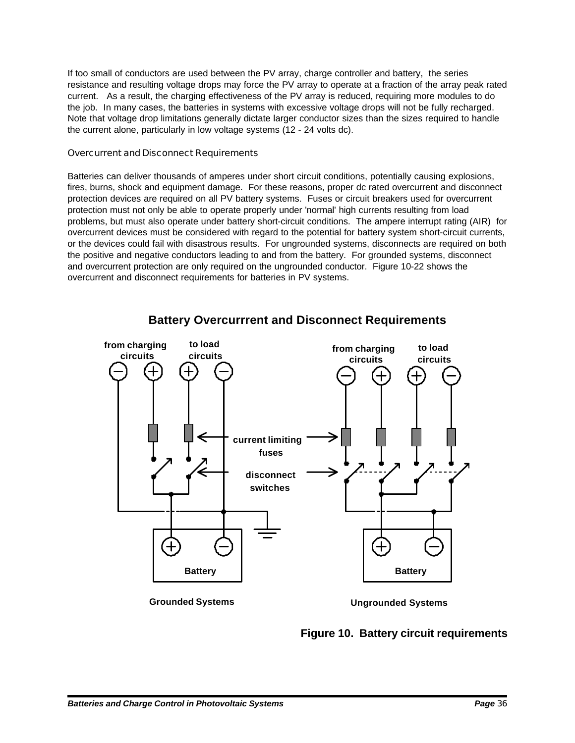If too small of conductors are used between the PV array, charge controller and battery, the series resistance and resulting voltage drops may force the PV array to operate at a fraction of the array peak rated current. As a result, the charging effectiveness of the PV array is reduced, requiring more modules to do the job. In many cases, the batteries in systems with excessive voltage drops will not be fully recharged. Note that voltage drop limitations generally dictate larger conductor sizes than the sizes required to handle the current alone, particularly in low voltage systems (12 - 24 volts dc).

### Overcurrent and Disconnect Requirements

Batteries can deliver thousands of amperes under short circuit conditions, potentially causing explosions, fires, burns, shock and equipment damage. For these reasons, proper dc rated overcurrent and disconnect protection devices are required on all PV battery systems. Fuses or circuit breakers used for overcurrent protection must not only be able to operate properly under 'normal' high currents resulting from load problems, but must also operate under battery short-circuit conditions. The ampere interrupt rating (AIR) for overcurrent devices must be considered with regard to the potential for battery system short-circuit currents, or the devices could fail with disastrous results. For ungrounded systems, disconnects are required on both the positive and negative conductors leading to and from the battery. For grounded systems, disconnect and overcurrent protection are only required on the ungrounded conductor. Figure 10-22 shows the overcurrent and disconnect requirements for batteries in PV systems.

**Battery Overcurrrent and Disconnect Requirements**

from charging circuits — to load circuits — current limiting fuses — disconnect switches — Battery — Grounded Systems — Ungrounded Systems

**Figure 10. Battery circuit requirements**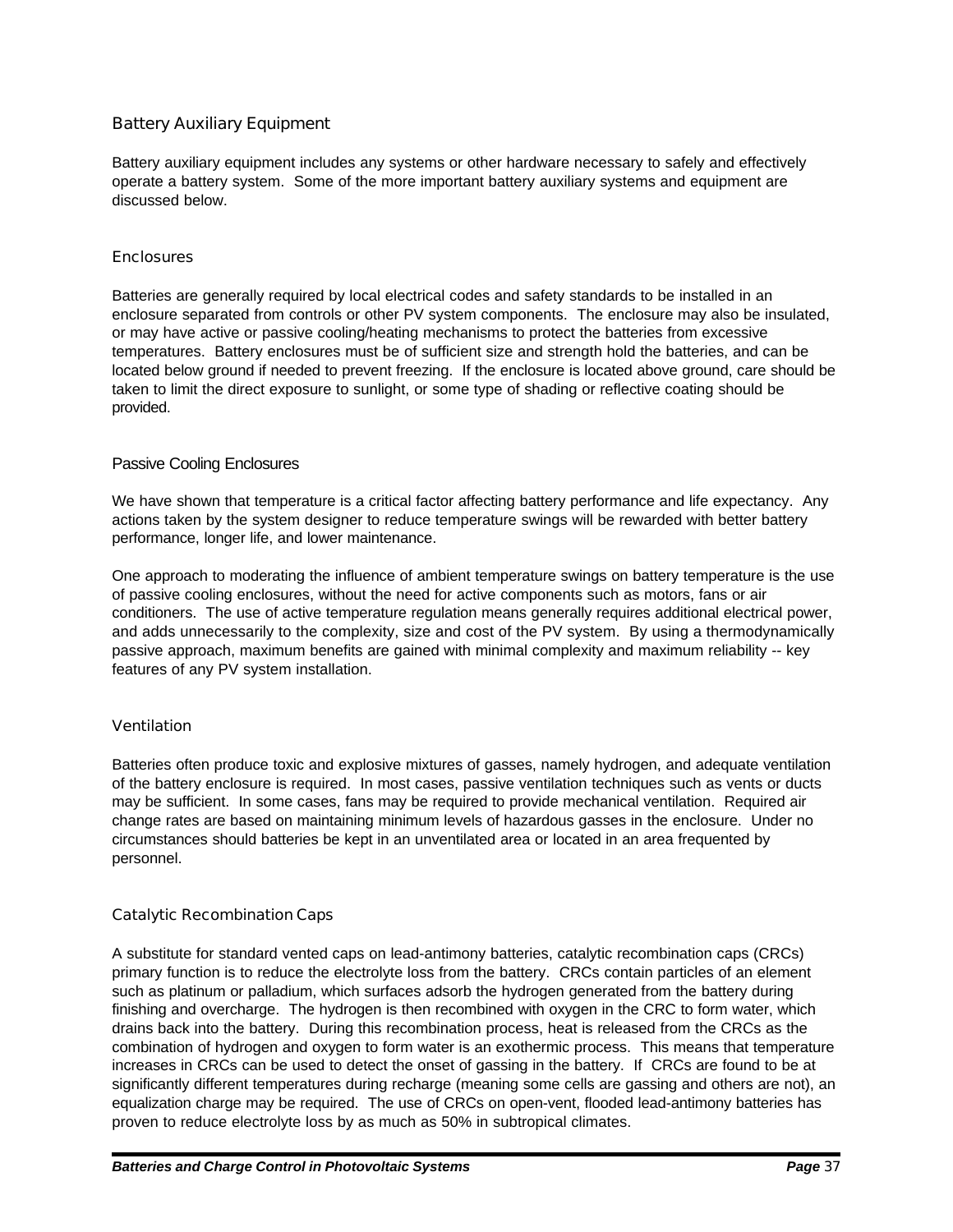## Battery Auxiliary Equipment

Battery auxiliary equipment includes any systems or other hardware necessary to safely and effectively operate a battery system. Some of the more important battery auxiliary systems and equipment are discussed below.

### Enclosures

Batteries are generally required by local electrical codes and safety standards to be installed in an enclosure separated from controls or other PV system components. The enclosure may also be insulated, or may have active or passive cooling/heating mechanisms to protect the batteries from excessive temperatures. Battery enclosures must be of sufficient size and strength hold the batteries, and can be located below ground if needed to prevent freezing. If the enclosure is located above ground, care should be taken to limit the direct exposure to sunlight, or some type of shading or reflective coating should be provided.

### Passive Cooling Enclosures

We have shown that temperature is a critical factor affecting battery performance and life expectancy. Any actions taken by the system designer to reduce temperature swings will be rewarded with better battery performance, longer life, and lower maintenance.

One approach to moderating the influence of ambient temperature swings on battery temperature is the use of passive cooling enclosures, without the need for active components such as motors, fans or air conditioners. The use of active temperature regulation means generally requires additional electrical power, and adds unnecessarily to the complexity, size and cost of the PV system. By using a thermodynamically passive approach, maximum benefits are gained with minimal complexity and maximum reliability -- key features of any PV system installation.

### Ventilation

Batteries often produce toxic and explosive mixtures of gasses, namely hydrogen, and adequate ventilation of the battery enclosure is required. In most cases, passive ventilation techniques such as vents or ducts may be sufficient. In some cases, fans may be required to provide mechanical ventilation. Required air change rates are based on maintaining minimum levels of hazardous gasses in the enclosure. Under no circumstances should batteries be kept in an unventilated area or located in an area frequented by personnel.

### Catalytic Recombination Caps

A substitute for standard vented caps on lead-antimony batteries, catalytic recombination caps (CRCs) primary function is to reduce the electrolyte loss from the battery. CRCs contain particles of an element such as platinum or palladium, which surfaces adsorb the hydrogen generated from the battery during finishing and overcharge. The hydrogen is then recombined with oxygen in the CRC to form water, which drains back into the battery. During this recombination process, heat is released from the CRCs as the combination of hydrogen and oxygen to form water is an exothermic process. This means that temperature increases in CRCs can be used to detect the onset of gassing in the battery. If CRCs are found to be at significantly different temperatures during recharge (meaning some cells are gassing and others are not), an equalization charge may be required. The use of CRCs on open-vent, flooded lead-antimony batteries has proven to reduce electrolyte loss by as much as 50% in subtropical climates.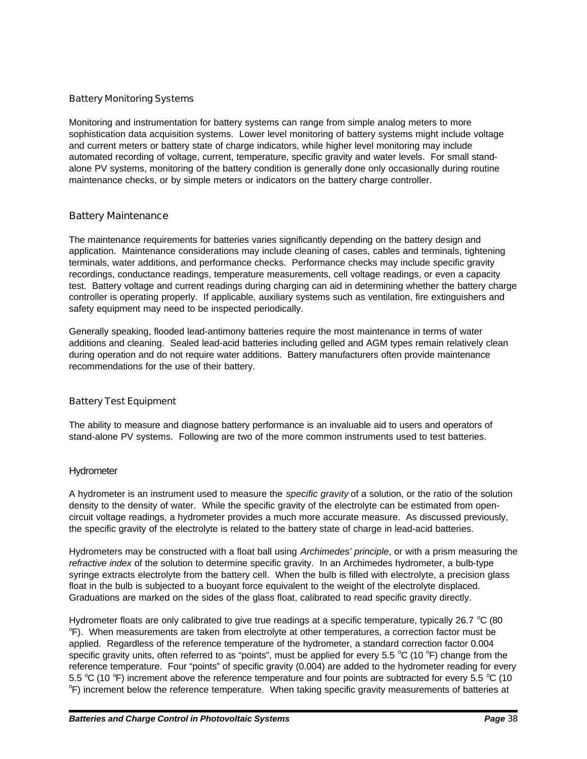### Battery Monitoring Systems

Monitoring and instrumentation for battery systems can range from simple analog meters to more sophistication data acquisition systems. Lower level monitoring of battery systems might include voltage and current meters or battery state of charge indicators, while higher level monitoring may include automated recording of voltage, current, temperature, specific gravity and water levels. For small stand-alone PV systems, monitoring of the battery condition is generally done only occasionally during routine maintenance checks, or by simple meters or indicators on the battery charge controller.

## Battery Maintenance

The maintenance requirements for batteries varies significantly depending on the battery design and application. Maintenance considerations may include cleaning of cases, cables and terminals, tightening terminals, water additions, and performance checks. Performance checks may include specific gravity recordings, conductance readings, temperature measurements, cell voltage readings, or even a capacity test. Battery voltage and current readings during charging can aid in determining whether the battery charge controller is operating properly. If applicable, auxiliary systems such as ventilation, fire extinguishers and safety equipment may need to be inspected periodically.

Generally speaking, flooded lead-antimony batteries require the most maintenance in terms of water additions and cleaning. Sealed lead-acid batteries including gelled and AGM types remain relatively clean during operation and do not require water additions. Battery manufacturers often provide maintenance recommendations for the use of their battery.

### Battery Test Equipment

The ability to measure and diagnose battery performance is an invaluable aid to users and operators of stand-alone PV systems. Following are two of the more common instruments used to test batteries.

#### Hydrometer

A hydrometer is an instrument used to measure the *specific gravity* of a solution, or the ratio of the solution density to the density of water. While the specific gravity of the electrolyte can be estimated from open-circuit voltage readings, a hydrometer provides a much more accurate measure. As discussed previously, the specific gravity of the electrolyte is related to the battery state of charge in lead-acid batteries.

Hydrometers may be constructed with a float ball using *Archimedes' principle*, or with a prism measuring the *refractive index* of the solution to determine specific gravity. In an Archimedes hydrometer, a bulb-type syringe extracts electrolyte from the battery cell. When the bulb is filled with electrolyte, a precision glass float in the bulb is subjected to a buoyant force equivalent to the weight of the electrolyte displaced. Graduations are marked on the sides of the glass float, calibrated to read specific gravity directly.

Hydrometer floats are only calibrated to give true readings at a specific temperature, typically 26.7 $^{o}$C (80 $^{o}$F). When measurements are taken from electrolyte at other temperatures, a correction factor must be applied. Regardless of the reference temperature of the hydrometer, a standard correction factor 0.004 specific gravity units, often referred to as "points", must be applied for every 5.5 $^{o}$C (10 $^{o}$F) change from the reference temperature. Four "points" of specific gravity (0.004) are added to the hydrometer reading for every 5.5 $^{o}$C (10 $^{o}$F) increment above the reference temperature and four points are subtracted for every 5.5 $^{o}$C (10 $^{o}$F) increment below the reference temperature. When taking specific gravity measurements of batteries at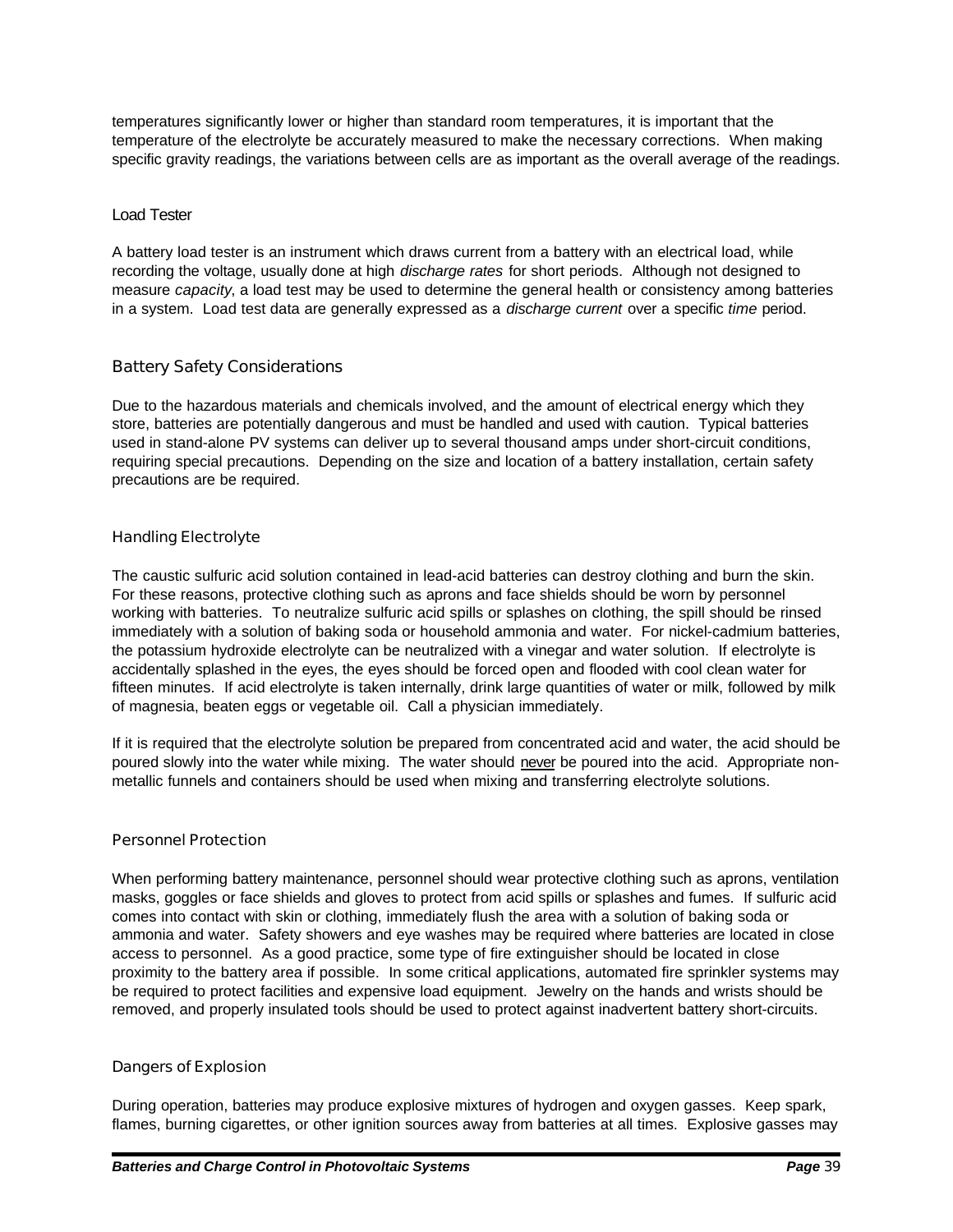temperatures significantly lower or higher than standard room temperatures, it is important that the temperature of the electrolyte be accurately measured to make the necessary corrections. When making specific gravity readings, the variations between cells are as important as the overall average of the readings.

#### Load Tester

A battery load tester is an instrument which draws current from a battery with an electrical load, while recording the voltage, usually done at high *discharge rates* for short periods. Although not designed to measure *capacity*, a load test may be used to determine the general health or consistency among batteries in a system. Load test data are generally expressed as a *discharge current* over a specific *time* period.

## Battery Safety Considerations

Due to the hazardous materials and chemicals involved, and the amount of electrical energy which they store, batteries are potentially dangerous and must be handled and used with caution. Typical batteries used in stand-alone PV systems can deliver up to several thousand amps under short-circuit conditions, requiring special precautions. Depending on the size and location of a battery installation, certain safety precautions are be required.

### Handling Electrolyte

The caustic sulfuric acid solution contained in lead-acid batteries can destroy clothing and burn the skin. For these reasons, protective clothing such as aprons and face shields should be worn by personnel working with batteries. To neutralize sulfuric acid spills or splashes on clothing, the spill should be rinsed immediately with a solution of baking soda or household ammonia and water. For nickel-cadmium batteries, the potassium hydroxide electrolyte can be neutralized with a vinegar and water solution. If electrolyte is accidentally splashed in the eyes, the eyes should be forced open and flooded with cool clean water for fifteen minutes. If acid electrolyte is taken internally, drink large quantities of water or milk, followed by milk of magnesia, beaten eggs or vegetable oil. Call a physician immediately.

If it is required that the electrolyte solution be prepared from concentrated acid and water, the acid should be poured slowly into the water while mixing. The water should never be poured into the acid. Appropriate non-metallic funnels and containers should be used when mixing and transferring electrolyte solutions.

### Personnel Protection

When performing battery maintenance, personnel should wear protective clothing such as aprons, ventilation masks, goggles or face shields and gloves to protect from acid spills or splashes and fumes. If sulfuric acid comes into contact with skin or clothing, immediately flush the area with a solution of baking soda or ammonia and water. Safety showers and eye washes may be required where batteries are located in close access to personnel. As a good practice, some type of fire extinguisher should be located in close proximity to the battery area if possible. In some critical applications, automated fire sprinkler systems may be required to protect facilities and expensive load equipment. Jewelry on the hands and wrists should be removed, and properly insulated tools should be used to protect against inadvertent battery short-circuits.

### Dangers of Explosion

During operation, batteries may produce explosive mixtures of hydrogen and oxygen gasses. Keep spark, flames, burning cigarettes, or other ignition sources away from batteries at all times. Explosive gasses may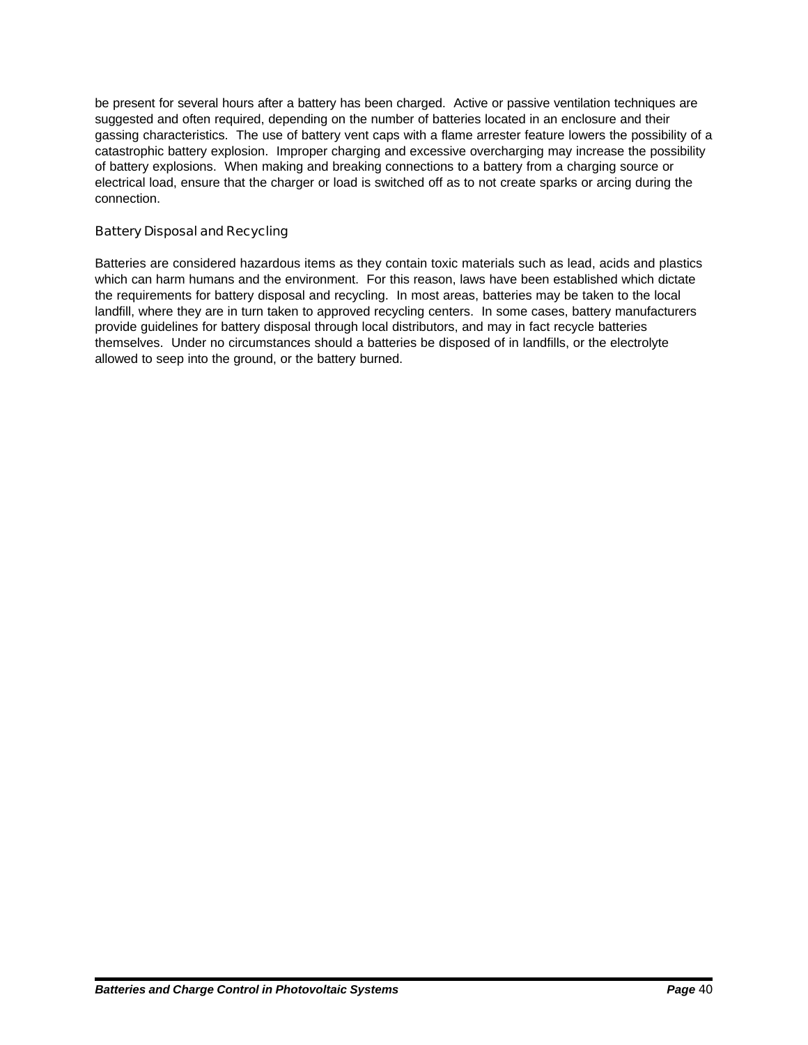be present for several hours after a battery has been charged. Active or passive ventilation techniques are suggested and often required, depending on the number of batteries located in an enclosure and their gassing characteristics. The use of battery vent caps with a flame arrester feature lowers the possibility of a catastrophic battery explosion. Improper charging and excessive overcharging may increase the possibility of battery explosions. When making and breaking connections to a battery from a charging source or electrical load, ensure that the charger or load is switched off as to not create sparks or arcing during the connection.

### Battery Disposal and Recycling

Batteries are considered hazardous items as they contain toxic materials such as lead, acids and plastics which can harm humans and the environment. For this reason, laws have been established which dictate the requirements for battery disposal and recycling. In most areas, batteries may be taken to the local landfill, where they are in turn taken to approved recycling centers. In some cases, battery manufacturers provide guidelines for battery disposal through local distributors, and may in fact recycle batteries themselves. Under no circumstances should a batteries be disposed of in landfills, or the electrolyte allowed to seep into the ground, or the battery burned.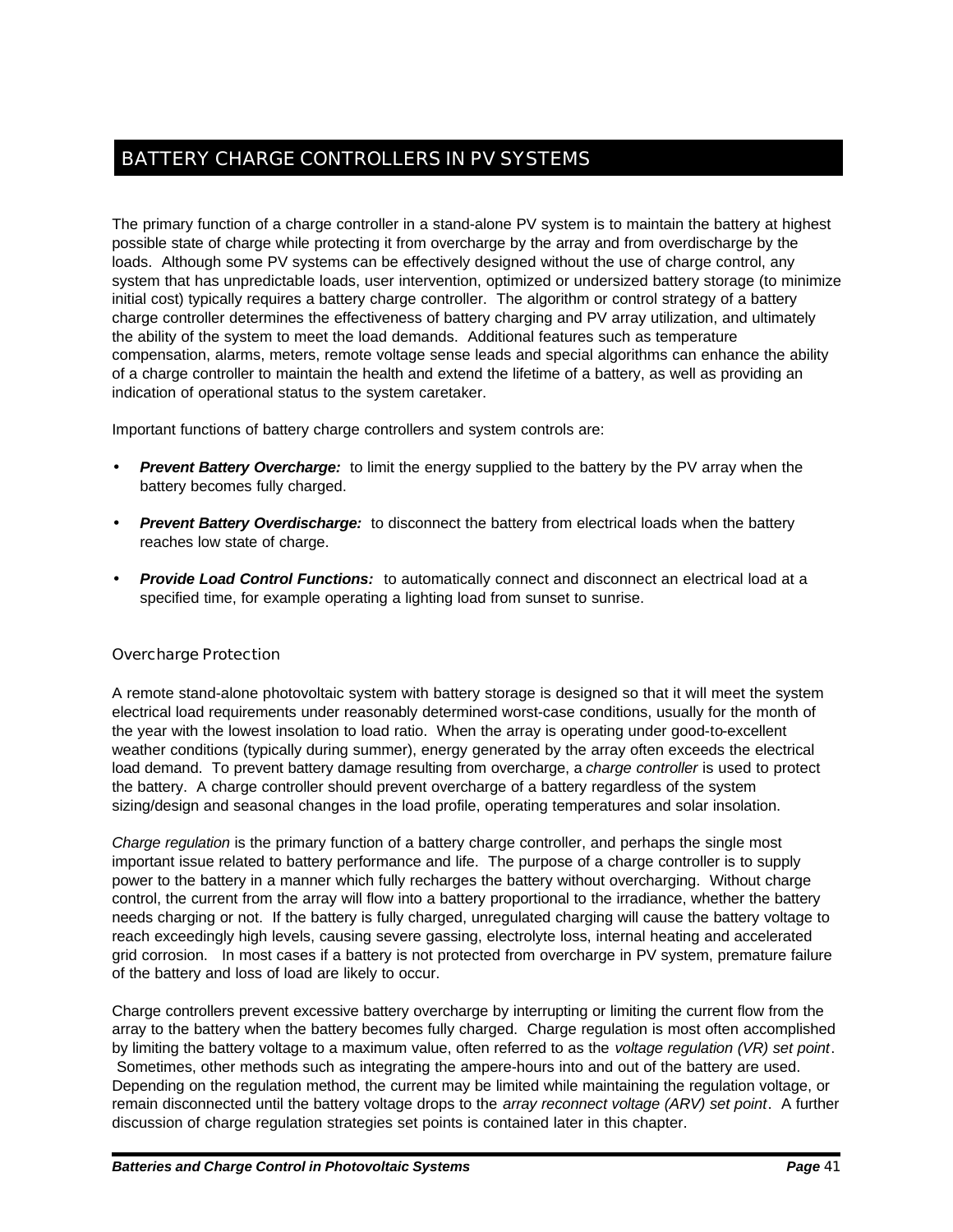# BATTERY CHARGE CONTROLLERS IN PV SYSTEMS

The primary function of a charge controller in a stand-alone PV system is to maintain the battery at highest possible state of charge while protecting it from overcharge by the array and from overdischarge by the loads. Although some PV systems can be effectively designed without the use of charge control, any system that has unpredictable loads, user intervention, optimized or undersized battery storage (to minimize initial cost) typically requires a battery charge controller. The algorithm or control strategy of a battery charge controller determines the effectiveness of battery charging and PV array utilization, and ultimately the ability of the system to meet the load demands. Additional features such as temperature compensation, alarms, meters, remote voltage sense leads and special algorithms can enhance the ability of a charge controller to maintain the health and extend the lifetime of a battery, as well as providing an indication of operational status to the system caretaker.

Important functions of battery charge controllers and system controls are:

- ***Prevent Battery Overcharge:*** to limit the energy supplied to the battery by the PV array when the battery becomes fully charged.
- ***Prevent Battery Overdischarge:*** to disconnect the battery from electrical loads when the battery reaches low state of charge.
- ***Provide Load Control Functions:*** to automatically connect and disconnect an electrical load at a specified time, for example operating a lighting load from sunset to sunrise.

## Overcharge Protection

A remote stand-alone photovoltaic system with battery storage is designed so that it will meet the system electrical load requirements under reasonably determined worst-case conditions, usually for the month of the year with the lowest insolation to load ratio. When the array is operating under good-to-excellent weather conditions (typically during summer), energy generated by the array often exceeds the electrical load demand. To prevent battery damage resulting from overcharge, a *charge controller* is used to protect the battery. A charge controller should prevent overcharge of a battery regardless of the system sizing/design and seasonal changes in the load profile, operating temperatures and solar insolation.

*Charge regulation* is the primary function of a battery charge controller, and perhaps the single most important issue related to battery performance and life. The purpose of a charge controller is to supply power to the battery in a manner which fully recharges the battery without overcharging. Without charge control, the current from the array will flow into a battery proportional to the irradiance, whether the battery needs charging or not. If the battery is fully charged, unregulated charging will cause the battery voltage to reach exceedingly high levels, causing severe gassing, electrolyte loss, internal heating and accelerated grid corrosion. In most cases if a battery is not protected from overcharge in PV system, premature failure of the battery and loss of load are likely to occur.

Charge controllers prevent excessive battery overcharge by interrupting or limiting the current flow from the array to the battery when the battery becomes fully charged. Charge regulation is most often accomplished by limiting the battery voltage to a maximum value, often referred to as the *voltage regulation (VR) set point*. Sometimes, other methods such as integrating the ampere-hours into and out of the battery are used. Depending on the regulation method, the current may be limited while maintaining the regulation voltage, or remain disconnected until the battery voltage drops to the *array reconnect voltage (ARV) set point*. A further discussion of charge regulation strategies set points is contained later in this chapter.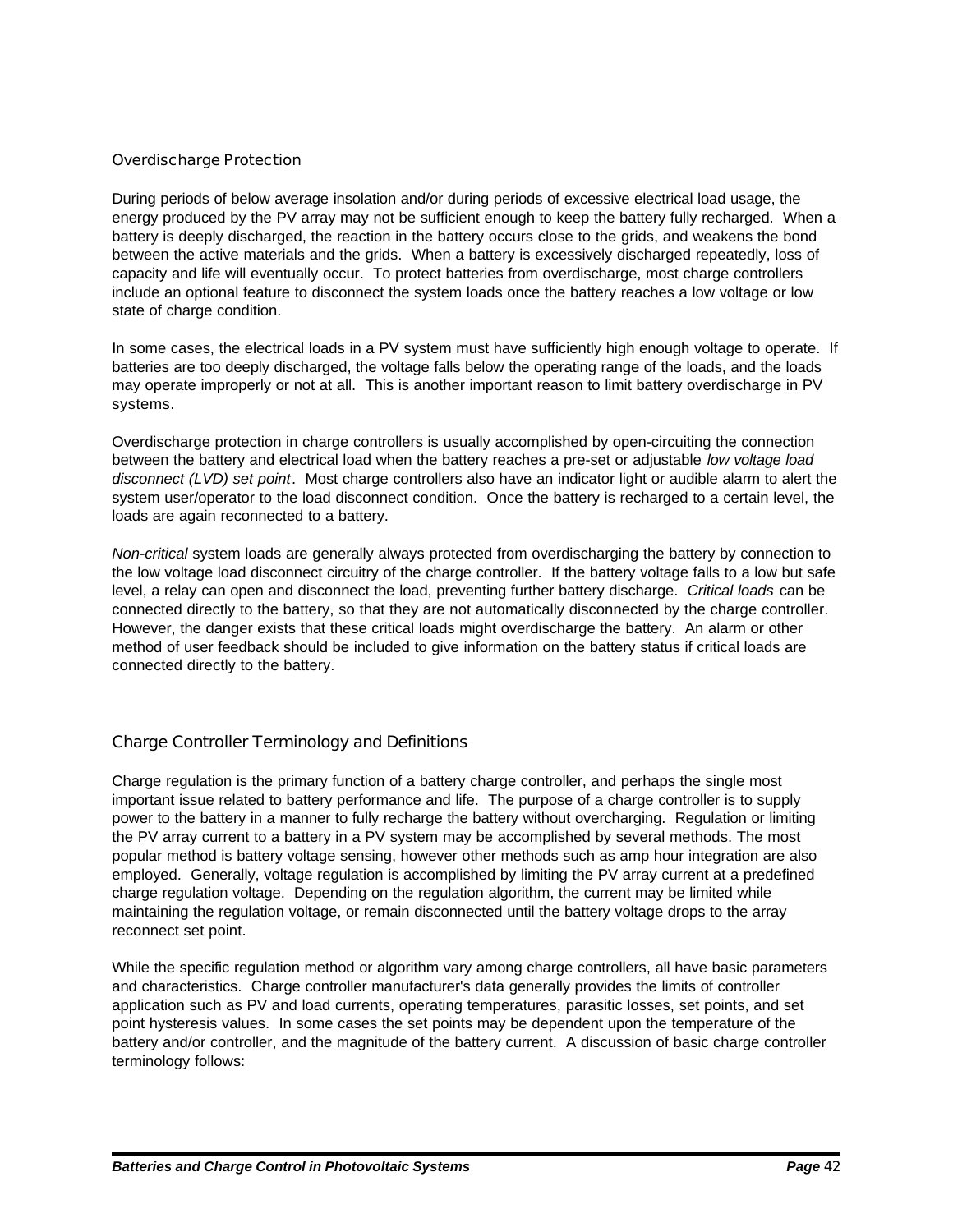### Overdischarge Protection

During periods of below average insolation and/or during periods of excessive electrical load usage, the energy produced by the PV array may not be sufficient enough to keep the battery fully recharged. When a battery is deeply discharged, the reaction in the battery occurs close to the grids, and weakens the bond between the active materials and the grids. When a battery is excessively discharged repeatedly, loss of capacity and life will eventually occur. To protect batteries from overdischarge, most charge controllers include an optional feature to disconnect the system loads once the battery reaches a low voltage or low state of charge condition.

In some cases, the electrical loads in a PV system must have sufficiently high enough voltage to operate. If batteries are too deeply discharged, the voltage falls below the operating range of the loads, and the loads may operate improperly or not at all. This is another important reason to limit battery overdischarge in PV systems.

Overdischarge protection in charge controllers is usually accomplished by open-circuiting the connection between the battery and electrical load when the battery reaches a pre-set or adjustable *low voltage load disconnect (LVD) set point*. Most charge controllers also have an indicator light or audible alarm to alert the system user/operator to the load disconnect condition. Once the battery is recharged to a certain level, the loads are again reconnected to a battery.

*Non-critical* system loads are generally always protected from overdischarging the battery by connection to the low voltage load disconnect circuitry of the charge controller. If the battery voltage falls to a low but safe level, a relay can open and disconnect the load, preventing further battery discharge. *Critical loads* can be connected directly to the battery, so that they are not automatically disconnected by the charge controller. However, the danger exists that these critical loads might overdischarge the battery. An alarm or other method of user feedback should be included to give information on the battery status if critical loads are connected directly to the battery.

## Charge Controller Terminology and Definitions

Charge regulation is the primary function of a battery charge controller, and perhaps the single most important issue related to battery performance and life. The purpose of a charge controller is to supply power to the battery in a manner to fully recharge the battery without overcharging. Regulation or limiting the PV array current to a battery in a PV system may be accomplished by several methods. The most popular method is battery voltage sensing, however other methods such as amp hour integration are also employed. Generally, voltage regulation is accomplished by limiting the PV array current at a predefined charge regulation voltage. Depending on the regulation algorithm, the current may be limited while maintaining the regulation voltage, or remain disconnected until the battery voltage drops to the array reconnect set point.

While the specific regulation method or algorithm vary among charge controllers, all have basic parameters and characteristics. Charge controller manufacturer's data generally provides the limits of controller application such as PV and load currents, operating temperatures, parasitic losses, set points, and set point hysteresis values. In some cases the set points may be dependent upon the temperature of the battery and/or controller, and the magnitude of the battery current. A discussion of basic charge controller terminology follows: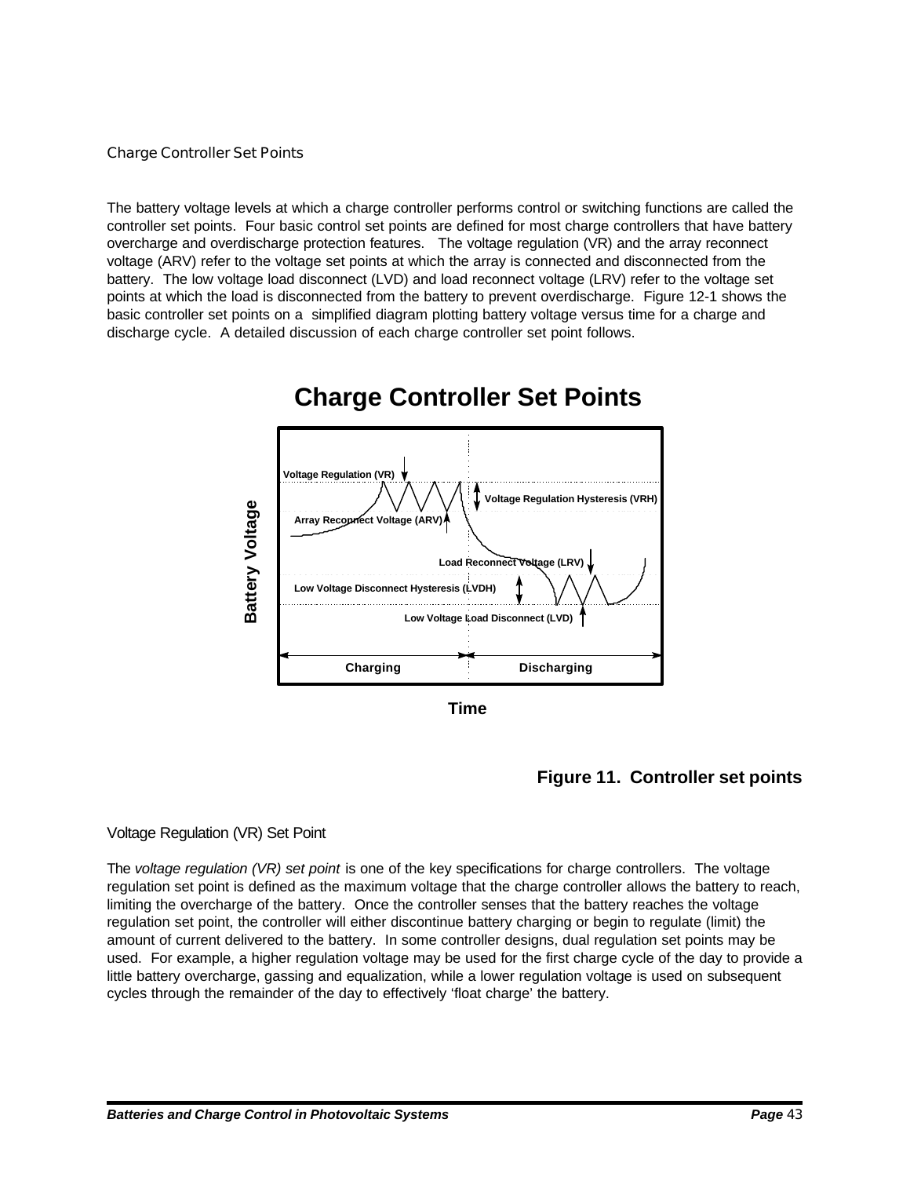## Charge Controller Set Points

The battery voltage levels at which a charge controller performs control or switching functions are called the controller set points. Four basic control set points are defined for most charge controllers that have battery overcharge and overdischarge protection features. The voltage regulation (VR) and the array reconnect voltage (ARV) refer to the voltage set points at which the array is connected and disconnected from the battery. The low voltage load disconnect (LVD) and load reconnect voltage (LRV) refer to the voltage set points at which the load is disconnected from the battery to prevent overdischarge. Figure 12-1 shows the basic controller set points on a simplified diagram plotting battery voltage versus time for a charge and discharge cycle. A detailed discussion of each charge controller set point follows.

**Figure 11. Controller set points**

### Voltage Regulation (VR) Set Point

The *voltage regulation (VR) set point* is one of the key specifications for charge controllers. The voltage regulation set point is defined as the maximum voltage that the charge controller allows the battery to reach, limiting the overcharge of the battery. Once the controller senses that the battery reaches the voltage regulation set point, the controller will either discontinue battery charging or begin to regulate (limit) the amount of current delivered to the battery. In some controller designs, dual regulation set points may be used. For example, a higher regulation voltage may be used for the first charge cycle of the day to provide a little battery overcharge, gassing and equalization, while a lower regulation voltage is used on subsequent cycles through the remainder of the day to effectively 'float charge' the battery.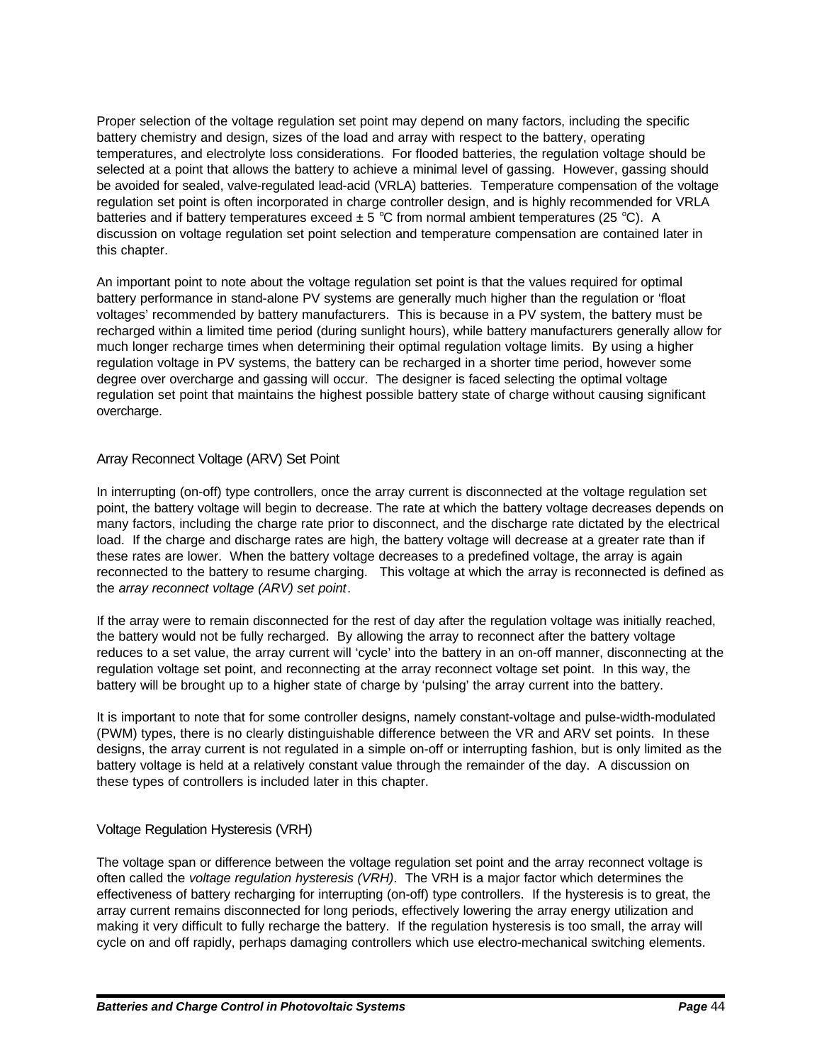Proper selection of the voltage regulation set point may depend on many factors, including the specific battery chemistry and design, sizes of the load and array with respect to the battery, operating temperatures, and electrolyte loss considerations. For flooded batteries, the regulation voltage should be selected at a point that allows the battery to achieve a minimal level of gassing. However, gassing should be avoided for sealed, valve-regulated lead-acid (VRLA) batteries. Temperature compensation of the voltage regulation set point is often incorporated in charge controller design, and is highly recommended for VRLA batteries and if battery temperatures exceed ± 5 $^{o}$C from normal ambient temperatures (25 $^{o}$C). A discussion on voltage regulation set point selection and temperature compensation are contained later in this chapter.

An important point to note about the voltage regulation set point is that the values required for optimal battery performance in stand-alone PV systems are generally much higher than the regulation or 'float voltages' recommended by battery manufacturers. This is because in a PV system, the battery must be recharged within a limited time period (during sunlight hours), while battery manufacturers generally allow for much longer recharge times when determining their optimal regulation voltage limits. By using a higher regulation voltage in PV systems, the battery can be recharged in a shorter time period, however some degree over overcharge and gassing will occur. The designer is faced selecting the optimal voltage regulation set point that maintains the highest possible battery state of charge without causing significant overcharge.

### Array Reconnect Voltage (ARV) Set Point

In interrupting (on-off) type controllers, once the array current is disconnected at the voltage regulation set point, the battery voltage will begin to decrease. The rate at which the battery voltage decreases depends on many factors, including the charge rate prior to disconnect, and the discharge rate dictated by the electrical load. If the charge and discharge rates are high, the battery voltage will decrease at a greater rate than if these rates are lower. When the battery voltage decreases to a predefined voltage, the array is again reconnected to the battery to resume charging. This voltage at which the array is reconnected is defined as the *array reconnect voltage (ARV) set point*.

If the array were to remain disconnected for the rest of day after the regulation voltage was initially reached, the battery would not be fully recharged. By allowing the array to reconnect after the battery voltage reduces to a set value, the array current will 'cycle' into the battery in an on-off manner, disconnecting at the regulation voltage set point, and reconnecting at the array reconnect voltage set point. In this way, the battery will be brought up to a higher state of charge by 'pulsing' the array current into the battery.

It is important to note that for some controller designs, namely constant-voltage and pulse-width-modulated (PWM) types, there is no clearly distinguishable difference between the VR and ARV set points. In these designs, the array current is not regulated in a simple on-off or interrupting fashion, but is only limited as the battery voltage is held at a relatively constant value through the remainder of the day. A discussion on these types of controllers is included later in this chapter.

### Voltage Regulation Hysteresis (VRH)

The voltage span or difference between the voltage regulation set point and the array reconnect voltage is often called the *voltage regulation hysteresis (VRH)*. The VRH is a major factor which determines the effectiveness of battery recharging for interrupting (on-off) type controllers. If the hysteresis is to great, the array current remains disconnected for long periods, effectively lowering the array energy utilization and making it very difficult to fully recharge the battery. If the regulation hysteresis is too small, the array will cycle on and off rapidly, perhaps damaging controllers which use electro-mechanical switching elements.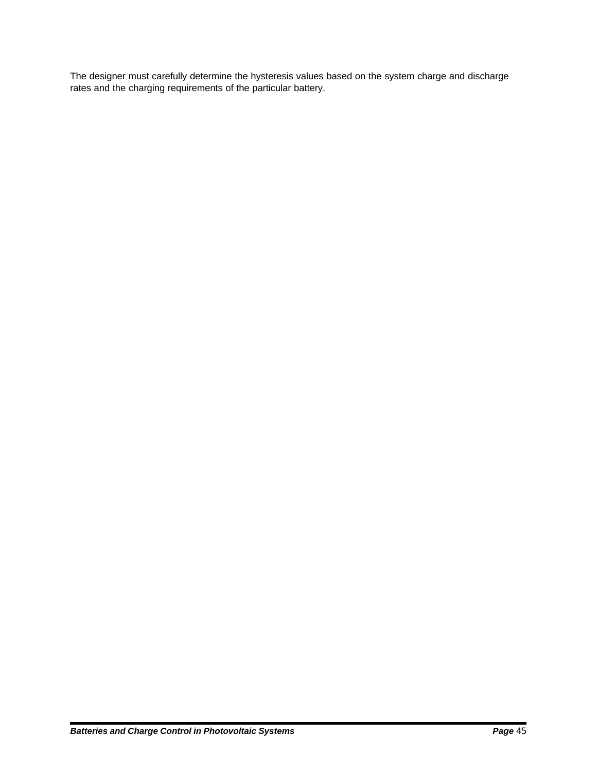The designer must carefully determine the hysteresis values based on the system charge and discharge rates and the charging requirements of the particular battery.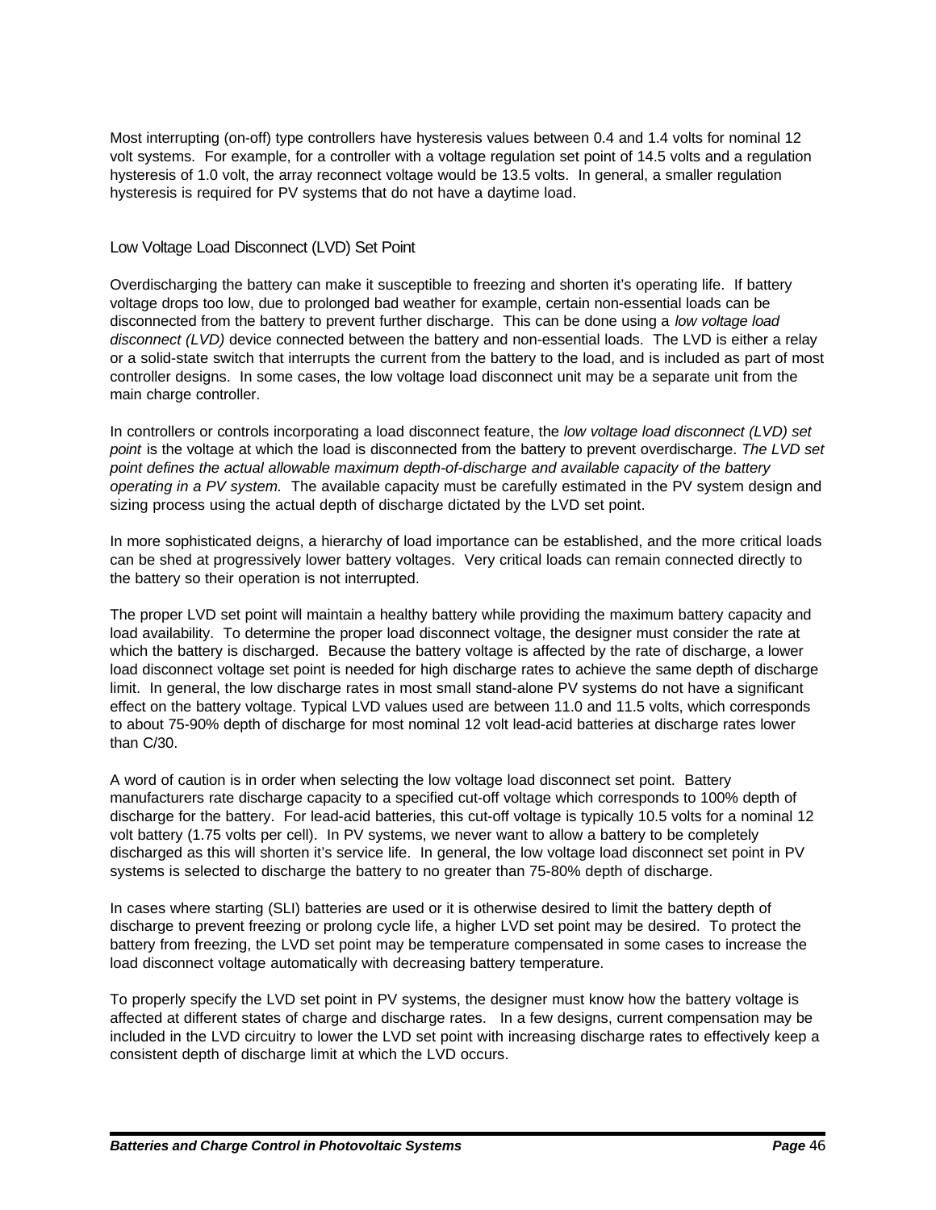Most interrupting (on-off) type controllers have hysteresis values between 0.4 and 1.4 volts for nominal 12 volt systems. For example, for a controller with a voltage regulation set point of 14.5 volts and a regulation hysteresis of 1.0 volt, the array reconnect voltage would be 13.5 volts. In general, a smaller regulation hysteresis is required for PV systems that do not have a daytime load.

### Low Voltage Load Disconnect (LVD) Set Point

Overdischarging the battery can make it susceptible to freezing and shorten it's operating life. If battery voltage drops too low, due to prolonged bad weather for example, certain non-essential loads can be disconnected from the battery to prevent further discharge. This can be done using a *low voltage load disconnect (LVD)* device connected between the battery and non-essential loads. The LVD is either a relay or a solid-state switch that interrupts the current from the battery to the load, and is included as part of most controller designs. In some cases, the low voltage load disconnect unit may be a separate unit from the main charge controller.

In controllers or controls incorporating a load disconnect feature, the *low voltage load disconnect (LVD) set point* is the voltage at which the load is disconnected from the battery to prevent overdischarge. *The LVD set point defines the actual allowable maximum depth-of-discharge and available capacity of the battery operating in a PV system.* The available capacity must be carefully estimated in the PV system design and sizing process using the actual depth of discharge dictated by the LVD set point.

In more sophisticated deigns, a hierarchy of load importance can be established, and the more critical loads can be shed at progressively lower battery voltages. Very critical loads can remain connected directly to the battery so their operation is not interrupted.

The proper LVD set point will maintain a healthy battery while providing the maximum battery capacity and load availability. To determine the proper load disconnect voltage, the designer must consider the rate at which the battery is discharged. Because the battery voltage is affected by the rate of discharge, a lower load disconnect voltage set point is needed for high discharge rates to achieve the same depth of discharge limit. In general, the low discharge rates in most small stand-alone PV systems do not have a significant effect on the battery voltage. Typical LVD values used are between 11.0 and 11.5 volts, which corresponds to about 75-90% depth of discharge for most nominal 12 volt lead-acid batteries at discharge rates lower than C/30.

A word of caution is in order when selecting the low voltage load disconnect set point. Battery manufacturers rate discharge capacity to a specified cut-off voltage which corresponds to 100% depth of discharge for the battery. For lead-acid batteries, this cut-off voltage is typically 10.5 volts for a nominal 12 volt battery (1.75 volts per cell). In PV systems, we never want to allow a battery to be completely discharged as this will shorten it's service life. In general, the low voltage load disconnect set point in PV systems is selected to discharge the battery to no greater than 75-80% depth of discharge.

In cases where starting (SLI) batteries are used or it is otherwise desired to limit the battery depth of discharge to prevent freezing or prolong cycle life, a higher LVD set point may be desired. To protect the battery from freezing, the LVD set point may be temperature compensated in some cases to increase the load disconnect voltage automatically with decreasing battery temperature.

To properly specify the LVD set point in PV systems, the designer must know how the battery voltage is affected at different states of charge and discharge rates. In a few designs, current compensation may be included in the LVD circuitry to lower the LVD set point with increasing discharge rates to effectively keep a consistent depth of discharge limit at which the LVD occurs.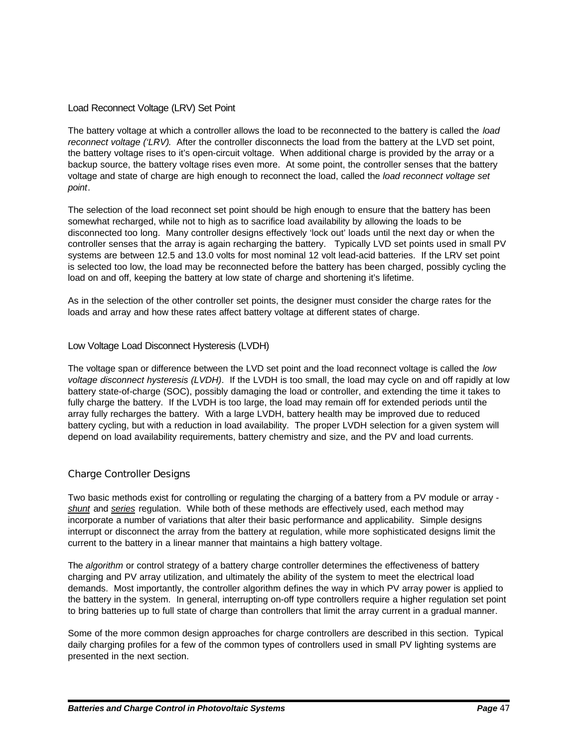### Load Reconnect Voltage (LRV) Set Point

The battery voltage at which a controller allows the load to be reconnected to the battery is called the *load reconnect voltage ('LRV)*. After the controller disconnects the load from the battery at the LVD set point, the battery voltage rises to it's open-circuit voltage. When additional charge is provided by the array or a backup source, the battery voltage rises even more. At some point, the controller senses that the battery voltage and state of charge are high enough to reconnect the load, called the *load reconnect voltage set point*.

The selection of the load reconnect set point should be high enough to ensure that the battery has been somewhat recharged, while not to high as to sacrifice load availability by allowing the loads to be disconnected too long. Many controller designs effectively 'lock out' loads until the next day or when the controller senses that the array is again recharging the battery. Typically LVD set points used in small PV systems are between 12.5 and 13.0 volts for most nominal 12 volt lead-acid batteries. If the LRV set point is selected too low, the load may be reconnected before the battery has been charged, possibly cycling the load on and off, keeping the battery at low state of charge and shortening it's lifetime.

As in the selection of the other controller set points, the designer must consider the charge rates for the loads and array and how these rates affect battery voltage at different states of charge.

### Low Voltage Load Disconnect Hysteresis (LVDH)

The voltage span or difference between the LVD set point and the load reconnect voltage is called the *low voltage disconnect hysteresis (LVDH)*. If the LVDH is too small, the load may cycle on and off rapidly at low battery state-of-charge (SOC), possibly damaging the load or controller, and extending the time it takes to fully charge the battery. If the LVDH is too large, the load may remain off for extended periods until the array fully recharges the battery. With a large LVDH, battery health may be improved due to reduced battery cycling, but with a reduction in load availability. The proper LVDH selection for a given system will depend on load availability requirements, battery chemistry and size, and the PV and load currents.

## Charge Controller Designs

Two basic methods exist for controlling or regulating the charging of a battery from a PV module or array - ***shunt*** and ***series*** regulation. While both of these methods are effectively used, each method may incorporate a number of variations that alter their basic performance and applicability. Simple designs interrupt or disconnect the array from the battery at regulation, while more sophisticated designs limit the current to the battery in a linear manner that maintains a high battery voltage.

The *algorithm* or control strategy of a battery charge controller determines the effectiveness of battery charging and PV array utilization, and ultimately the ability of the system to meet the electrical load demands. Most importantly, the controller algorithm defines the way in which PV array power is applied to the battery in the system. In general, interrupting on-off type controllers require a higher regulation set point to bring batteries up to full state of charge than controllers that limit the array current in a gradual manner.

Some of the more common design approaches for charge controllers are described in this section. Typical daily charging profiles for a few of the common types of controllers used in small PV lighting systems are presented in the next section.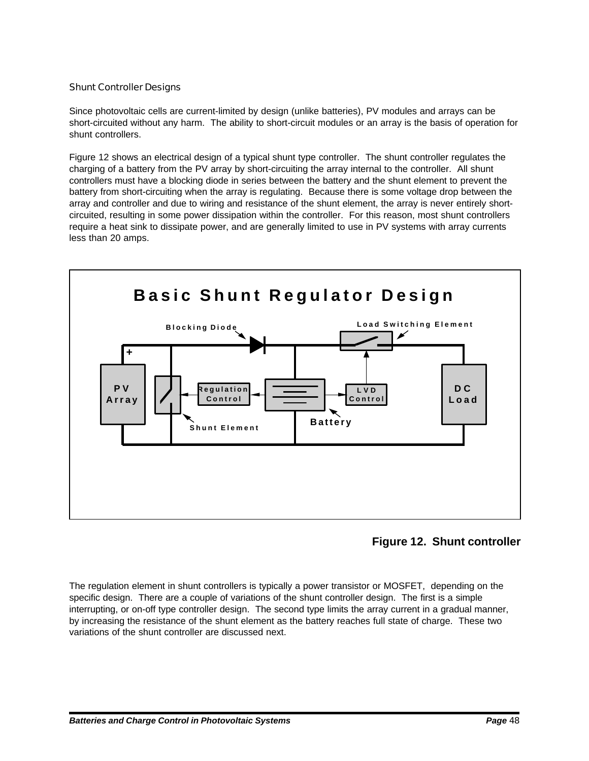### Shunt Controller Designs

Since photovoltaic cells are current-limited by design (unlike batteries), PV modules and arrays can be short-circuited without any harm. The ability to short-circuit modules or an array is the basis of operation for shunt controllers.

Figure 12 shows an electrical design of a typical shunt type controller. The shunt controller regulates the charging of a battery from the PV array by short-circuiting the array internal to the controller. All shunt controllers must have a blocking diode in series between the battery and the shunt element to prevent the battery from short-circuiting when the array is regulating. Because there is some voltage drop between the array and controller and due to wiring and resistance of the shunt element, the array is never entirely short-circuited, resulting in some power dissipation within the controller. For this reason, most shunt controllers require a heat sink to dissipate power, and are generally limited to use in PV systems with array currents less than 20 amps.

**Basic Shunt Regulator Design**

Blocking Diode | Load Switching Element | PV Array | Regulation Control | LVD Control | DC Load | Shunt Element | Battery

**Figure 12. Shunt controller**

The regulation element in shunt controllers is typically a power transistor or MOSFET, depending on the specific design. There are a couple of variations of the shunt controller design. The first is a simple interrupting, or on-off type controller design. The second type limits the array current in a gradual manner, by increasing the resistance of the shunt element as the battery reaches full state of charge. These two variations of the shunt controller are discussed next.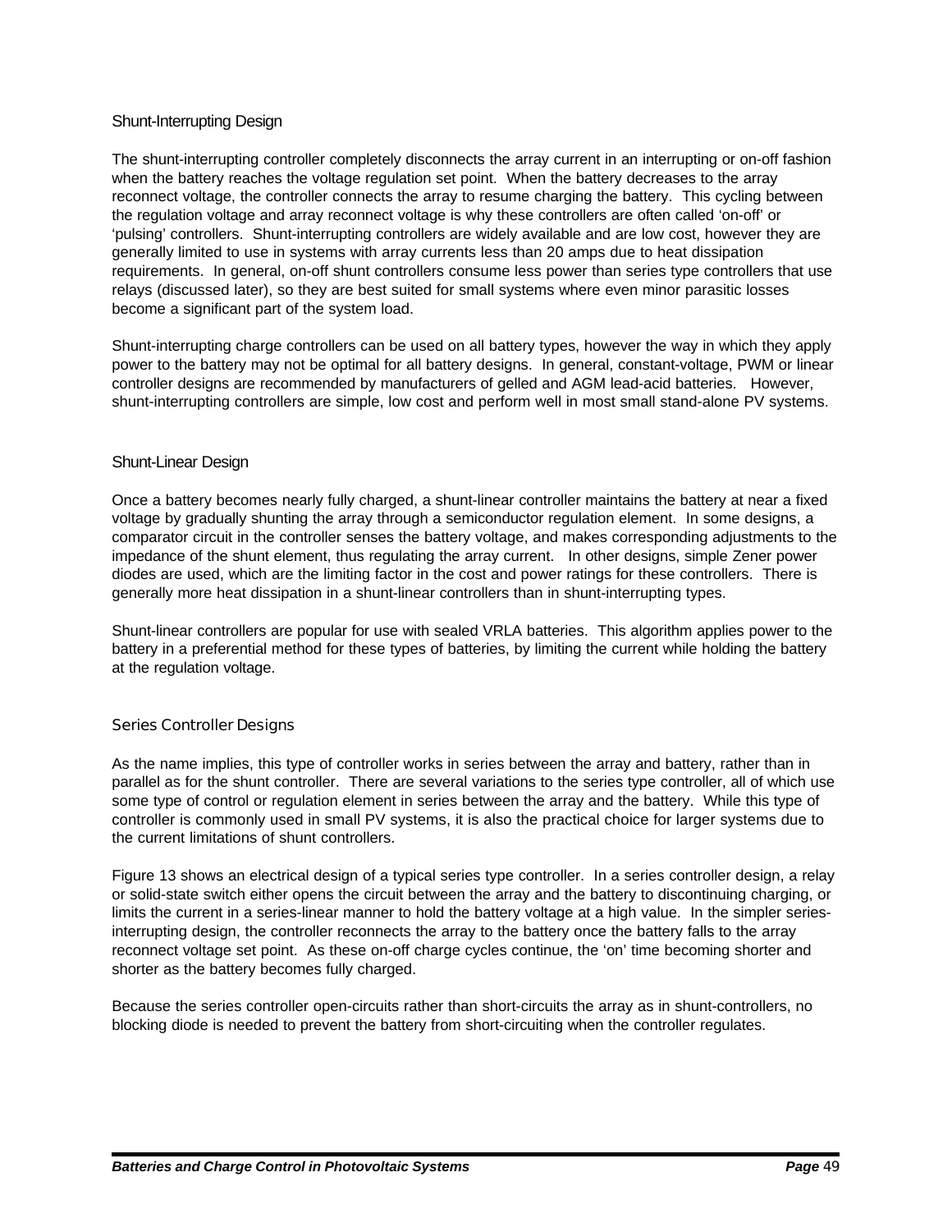### Shunt-Interrupting Design

The shunt-interrupting controller completely disconnects the array current in an interrupting or on-off fashion when the battery reaches the voltage regulation set point. When the battery decreases to the array reconnect voltage, the controller connects the array to resume charging the battery. This cycling between the regulation voltage and array reconnect voltage is why these controllers are often called 'on-off' or 'pulsing' controllers. Shunt-interrupting controllers are widely available and are low cost, however they are generally limited to use in systems with array currents less than 20 amps due to heat dissipation requirements. In general, on-off shunt controllers consume less power than series type controllers that use relays (discussed later), so they are best suited for small systems where even minor parasitic losses become a significant part of the system load.

Shunt-interrupting charge controllers can be used on all battery types, however the way in which they apply power to the battery may not be optimal for all battery designs. In general, constant-voltage, PWM or linear controller designs are recommended by manufacturers of gelled and AGM lead-acid batteries. However, shunt-interrupting controllers are simple, low cost and perform well in most small stand-alone PV systems.

### Shunt-Linear Design

Once a battery becomes nearly fully charged, a shunt-linear controller maintains the battery at near a fixed voltage by gradually shunting the array through a semiconductor regulation element. In some designs, a comparator circuit in the controller senses the battery voltage, and makes corresponding adjustments to the impedance of the shunt element, thus regulating the array current. In other designs, simple Zener power diodes are used, which are the limiting factor in the cost and power ratings for these controllers. There is generally more heat dissipation in a shunt-linear controllers than in shunt-interrupting types.

Shunt-linear controllers are popular for use with sealed VRLA batteries. This algorithm applies power to the battery in a preferential method for these types of batteries, by limiting the current while holding the battery at the regulation voltage.

## Series Controller Designs

As the name implies, this type of controller works in series between the array and battery, rather than in parallel as for the shunt controller. There are several variations to the series type controller, all of which use some type of control or regulation element in series between the array and the battery. While this type of controller is commonly used in small PV systems, it is also the practical choice for larger systems due to the current limitations of shunt controllers.

Figure 13 shows an electrical design of a typical series type controller. In a series controller design, a relay or solid-state switch either opens the circuit between the array and the battery to discontinuing charging, or limits the current in a series-linear manner to hold the battery voltage at a high value. In the simpler series-interrupting design, the controller reconnects the array to the battery once the battery falls to the array reconnect voltage set point. As these on-off charge cycles continue, the 'on' time becoming shorter and shorter as the battery becomes fully charged.

Because the series controller open-circuits rather than short-circuits the array as in shunt-controllers, no blocking diode is needed to prevent the battery from short-circuiting when the controller regulates.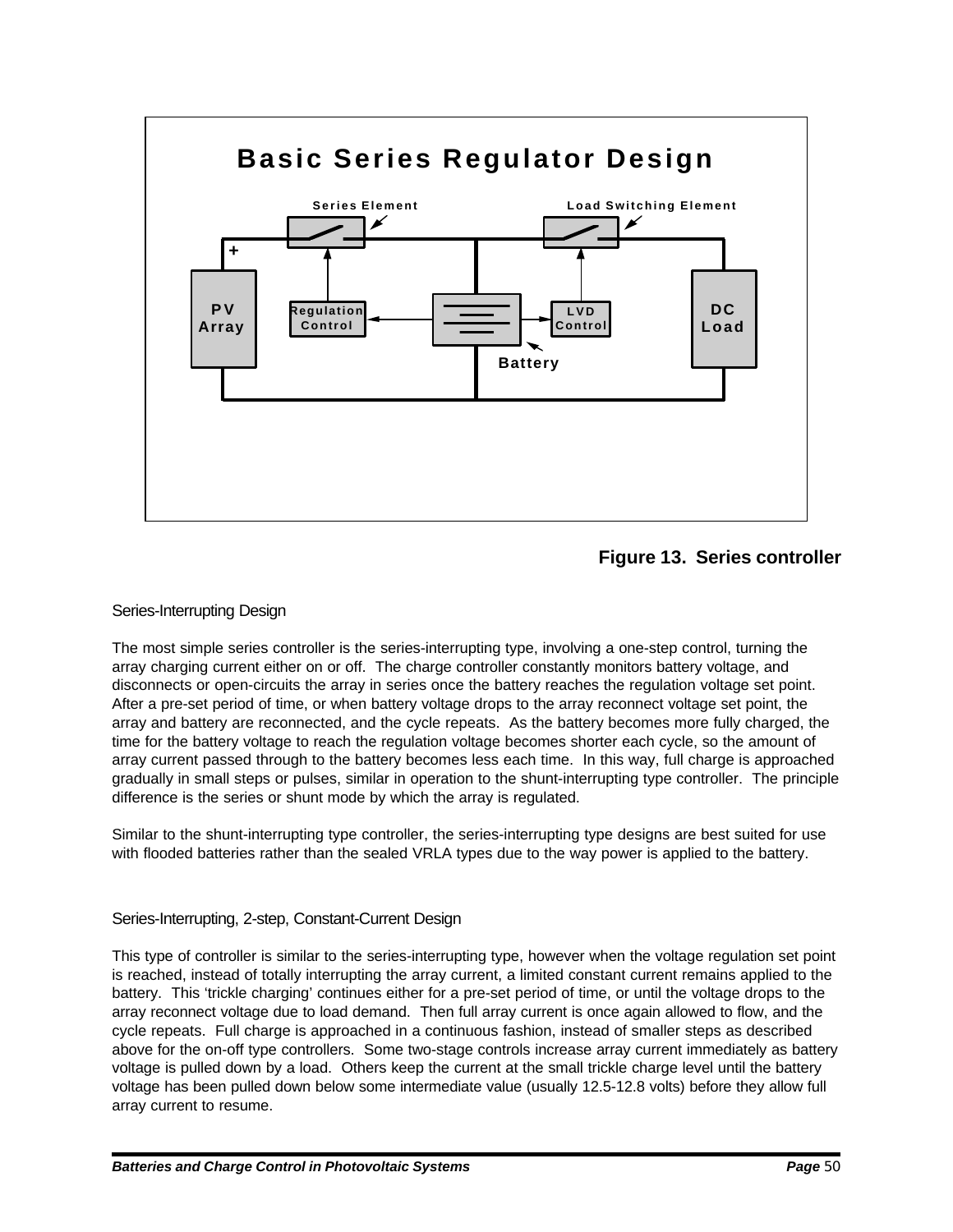Basic Series Regulator Design

Series Element

Load Switching Element

+

PV Array

Regulation Control

Battery

LVD Control

DC Load

**Figure 13. Series controller**

## Series-Interrupting Design

The most simple series controller is the series-interrupting type, involving a one-step control, turning the array charging current either on or off. The charge controller constantly monitors battery voltage, and disconnects or open-circuits the array in series once the battery reaches the regulation voltage set point. After a pre-set period of time, or when battery voltage drops to the array reconnect voltage set point, the array and battery are reconnected, and the cycle repeats. As the battery becomes more fully charged, the time for the battery voltage to reach the regulation voltage becomes shorter each cycle, so the amount of array current passed through to the battery becomes less each time. In this way, full charge is approached gradually in small steps or pulses, similar in operation to the shunt-interrupting type controller. The principle difference is the series or shunt mode by which the array is regulated.

Similar to the shunt-interrupting type controller, the series-interrupting type designs are best suited for use with flooded batteries rather than the sealed VRLA types due to the way power is applied to the battery.

## Series-Interrupting, 2-step, Constant-Current Design

This type of controller is similar to the series-interrupting type, however when the voltage regulation set point is reached, instead of totally interrupting the array current, a limited constant current remains applied to the battery. This 'trickle charging' continues either for a pre-set period of time, or until the voltage drops to the array reconnect voltage due to load demand. Then full array current is once again allowed to flow, and the cycle repeats. Full charge is approached in a continuous fashion, instead of smaller steps as described above for the on-off type controllers. Some two-stage controls increase array current immediately as battery voltage is pulled down by a load. Others keep the current at the small trickle charge level until the battery voltage has been pulled down below some intermediate value (usually 12.5-12.8 volts) before they allow full array current to resume.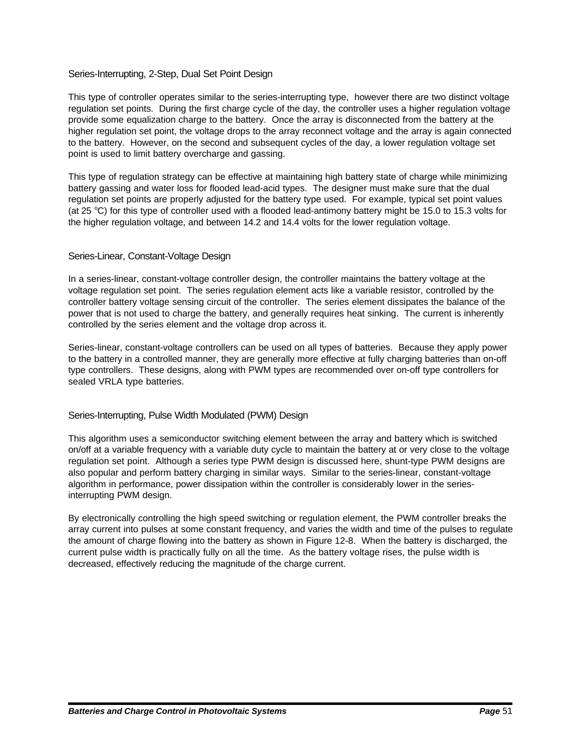### Series-Interrupting, 2-Step, Dual Set Point Design

This type of controller operates similar to the series-interrupting type, however there are two distinct voltage regulation set points. During the first charge cycle of the day, the controller uses a higher regulation voltage provide some equalization charge to the battery. Once the array is disconnected from the battery at the higher regulation set point, the voltage drops to the array reconnect voltage and the array is again connected to the battery. However, on the second and subsequent cycles of the day, a lower regulation voltage set point is used to limit battery overcharge and gassing.

This type of regulation strategy can be effective at maintaining high battery state of charge while minimizing battery gassing and water loss for flooded lead-acid types. The designer must make sure that the dual regulation set points are properly adjusted for the battery type used. For example, typical set point values (at 25 $^{o}$C) for this type of controller used with a flooded lead-antimony battery might be 15.0 to 15.3 volts for the higher regulation voltage, and between 14.2 and 14.4 volts for the lower regulation voltage.

### Series-Linear, Constant-Voltage Design

In a series-linear, constant-voltage controller design, the controller maintains the battery voltage at the voltage regulation set point. The series regulation element acts like a variable resistor, controlled by the controller battery voltage sensing circuit of the controller. The series element dissipates the balance of the power that is not used to charge the battery, and generally requires heat sinking. The current is inherently controlled by the series element and the voltage drop across it.

Series-linear, constant-voltage controllers can be used on all types of batteries. Because they apply power to the battery in a controlled manner, they are generally more effective at fully charging batteries than on-off type controllers. These designs, along with PWM types are recommended over on-off type controllers for sealed VRLA type batteries.

### Series-Interrupting, Pulse Width Modulated (PWM) Design

This algorithm uses a semiconductor switching element between the array and battery which is switched on/off at a variable frequency with a variable duty cycle to maintain the battery at or very close to the voltage regulation set point. Although a series type PWM design is discussed here, shunt-type PWM designs are also popular and perform battery charging in similar ways. Similar to the series-linear, constant-voltage algorithm in performance, power dissipation within the controller is considerably lower in the series-interrupting PWM design.

By electronically controlling the high speed switching or regulation element, the PWM controller breaks the array current into pulses at some constant frequency, and varies the width and time of the pulses to regulate the amount of charge flowing into the battery as shown in Figure 12-8. When the battery is discharged, the current pulse width is practically fully on all the time. As the battery voltage rises, the pulse width is decreased, effectively reducing the magnitude of the charge current.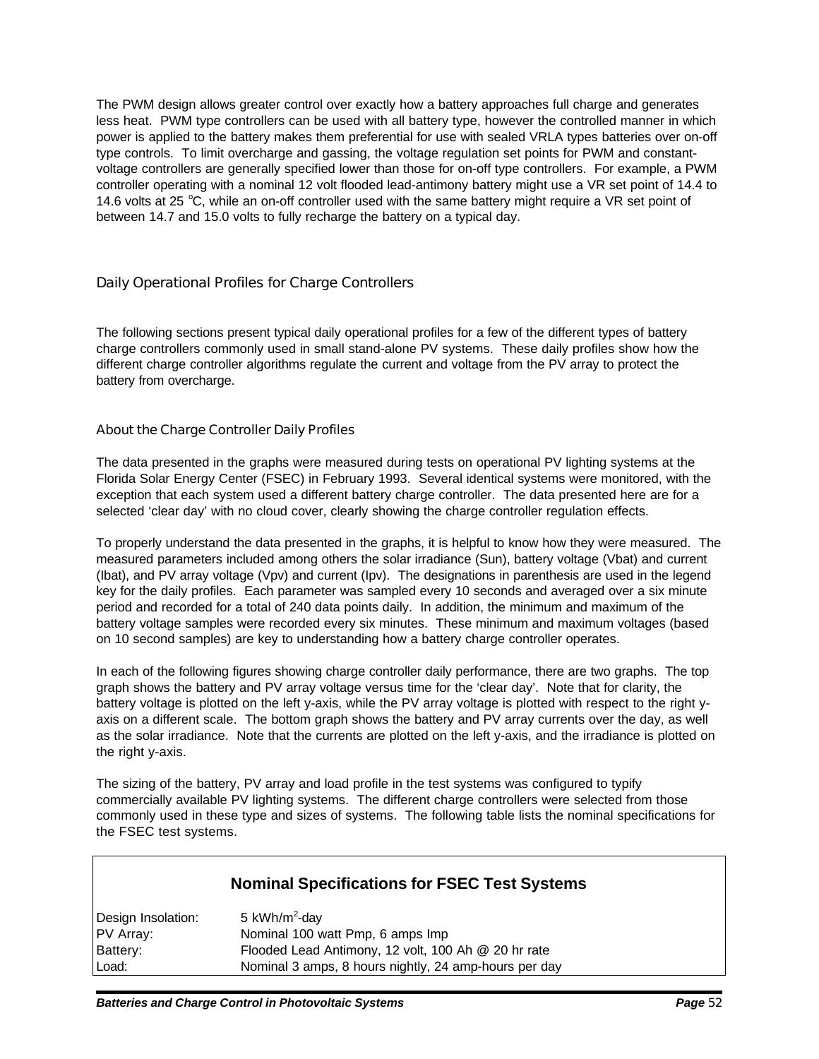The PWM design allows greater control over exactly how a battery approaches full charge and generates less heat. PWM type controllers can be used with all battery type, however the controlled manner in which power is applied to the battery makes them preferential for use with sealed VRLA types batteries over on-off type controls. To limit overcharge and gassing, the voltage regulation set points for PWM and constant-voltage controllers are generally specified lower than those for on-off type controllers. For example, a PWM controller operating with a nominal 12 volt flooded lead-antimony battery might use a VR set point of 14.4 to 14.6 volts at 25 $^{o}$C, while an on-off controller used with the same battery might require a VR set point of between 14.7 and 15.0 volts to fully recharge the battery on a typical day.

## Daily Operational Profiles for Charge Controllers

The following sections present typical daily operational profiles for a few of the different types of battery charge controllers commonly used in small stand-alone PV systems. These daily profiles show how the different charge controller algorithms regulate the current and voltage from the PV array to protect the battery from overcharge.

### About the Charge Controller Daily Profiles

The data presented in the graphs were measured during tests on operational PV lighting systems at the Florida Solar Energy Center (FSEC) in February 1993. Several identical systems were monitored, with the exception that each system used a different battery charge controller. The data presented here are for a selected 'clear day' with no cloud cover, clearly showing the charge controller regulation effects.

To properly understand the data presented in the graphs, it is helpful to know how they were measured. The measured parameters included among others the solar irradiance (Sun), battery voltage (Vbat) and current (Ibat), and PV array voltage (Vpv) and current (Ipv). The designations in parenthesis are used in the legend key for the daily profiles. Each parameter was sampled every 10 seconds and averaged over a six minute period and recorded for a total of 240 data points daily. In addition, the minimum and maximum of the battery voltage samples were recorded every six minutes. These minimum and maximum voltages (based on 10 second samples) are key to understanding how a battery charge controller operates.

In each of the following figures showing charge controller daily performance, there are two graphs. The top graph shows the battery and PV array voltage versus time for the 'clear day'. Note that for clarity, the battery voltage is plotted on the left y-axis, while the PV array voltage is plotted with respect to the right y-axis on a different scale. The bottom graph shows the battery and PV array currents over the day, as well as the solar irradiance. Note that the currents are plotted on the left y-axis, and the irradiance is plotted on the right y-axis.

The sizing of the battery, PV array and load profile in the test systems was configured to typify commercially available PV lighting systems. The different charge controllers were selected from those commonly used in these type and sizes of systems. The following table lists the nominal specifications for the FSEC test systems.

**Nominal Specifications for FSEC Test Systems**

| | |
|---|---|
| Design Insolation: | 5 kWh/m$^2$-day |
| PV Array: | Nominal 100 watt Pmp, 6 amps Imp |
| Battery: | Flooded Lead Antimony, 12 volt, 100 Ah @ 20 hr rate |
| Load: | Nominal 3 amps, 8 hours nightly, 24 amp-hours per day |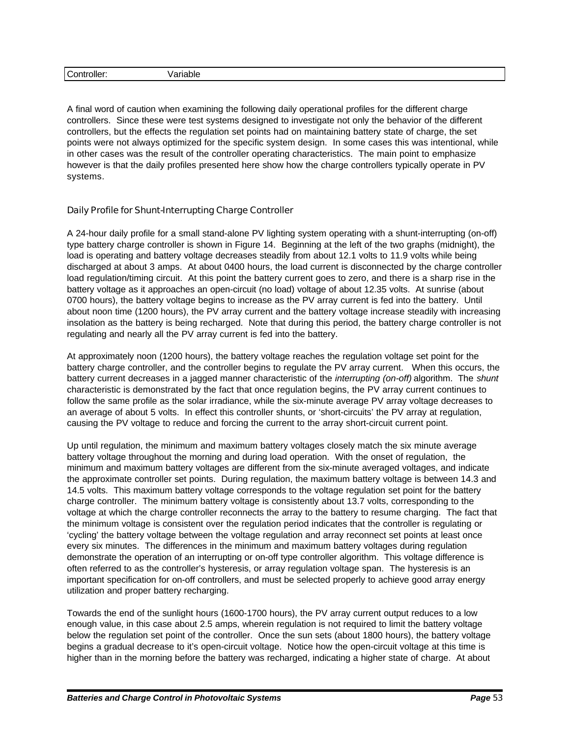| Controller: | Variable |
|---|---|

A final word of caution when examining the following daily operational profiles for the different charge controllers. Since these were test systems designed to investigate not only the behavior of the different controllers, but the effects the regulation set points had on maintaining battery state of charge, the set points were not always optimized for the specific system design. In some cases this was intentional, while in other cases was the result of the controller operating characteristics. The main point to emphasize however is that the daily profiles presented here show how the charge controllers typically operate in PV systems.

### Daily Profile for Shunt-Interrupting Charge Controller

A 24-hour daily profile for a small stand-alone PV lighting system operating with a shunt-interrupting (on-off) type battery charge controller is shown in Figure 14. Beginning at the left of the two graphs (midnight), the load is operating and battery voltage decreases steadily from about 12.1 volts to 11.9 volts while being discharged at about 3 amps. At about 0400 hours, the load current is disconnected by the charge controller load regulation/timing circuit. At this point the battery current goes to zero, and there is a sharp rise in the battery voltage as it approaches an open-circuit (no load) voltage of about 12.35 volts. At sunrise (about 0700 hours), the battery voltage begins to increase as the PV array current is fed into the battery. Until about noon time (1200 hours), the PV array current and the battery voltage increase steadily with increasing insolation as the battery is being recharged. Note that during this period, the battery charge controller is not regulating and nearly all the PV array current is fed into the battery.

At approximately noon (1200 hours), the battery voltage reaches the regulation voltage set point for the battery charge controller, and the controller begins to regulate the PV array current. When this occurs, the battery current decreases in a jagged manner characteristic of the *interrupting (on-off)* algorithm. The *shunt* characteristic is demonstrated by the fact that once regulation begins, the PV array current continues to follow the same profile as the solar irradiance, while the six-minute average PV array voltage decreases to an average of about 5 volts. In effect this controller shunts, or 'short-circuits' the PV array at regulation, causing the PV voltage to reduce and forcing the current to the array short-circuit current point.

Up until regulation, the minimum and maximum battery voltages closely match the six minute average battery voltage throughout the morning and during load operation. With the onset of regulation, the minimum and maximum battery voltages are different from the six-minute averaged voltages, and indicate the approximate controller set points. During regulation, the maximum battery voltage is between 14.3 and 14.5 volts. This maximum battery voltage corresponds to the voltage regulation set point for the battery charge controller. The minimum battery voltage is consistently about 13.7 volts, corresponding to the voltage at which the charge controller reconnects the array to the battery to resume charging. The fact that the minimum voltage is consistent over the regulation period indicates that the controller is regulating or 'cycling' the battery voltage between the voltage regulation and array reconnect set points at least once every six minutes. The differences in the minimum and maximum battery voltages during regulation demonstrate the operation of an interrupting or on-off type controller algorithm. This voltage difference is often referred to as the controller's hysteresis, or array regulation voltage span. The hysteresis is an important specification for on-off controllers, and must be selected properly to achieve good array energy utilization and proper battery recharging.

Towards the end of the sunlight hours (1600-1700 hours), the PV array current output reduces to a low enough value, in this case about 2.5 amps, wherein regulation is not required to limit the battery voltage below the regulation set point of the controller. Once the sun sets (about 1800 hours), the battery voltage begins a gradual decrease to it's open-circuit voltage. Notice how the open-circuit voltage at this time is higher than in the morning before the battery was recharged, indicating a higher state of charge. At about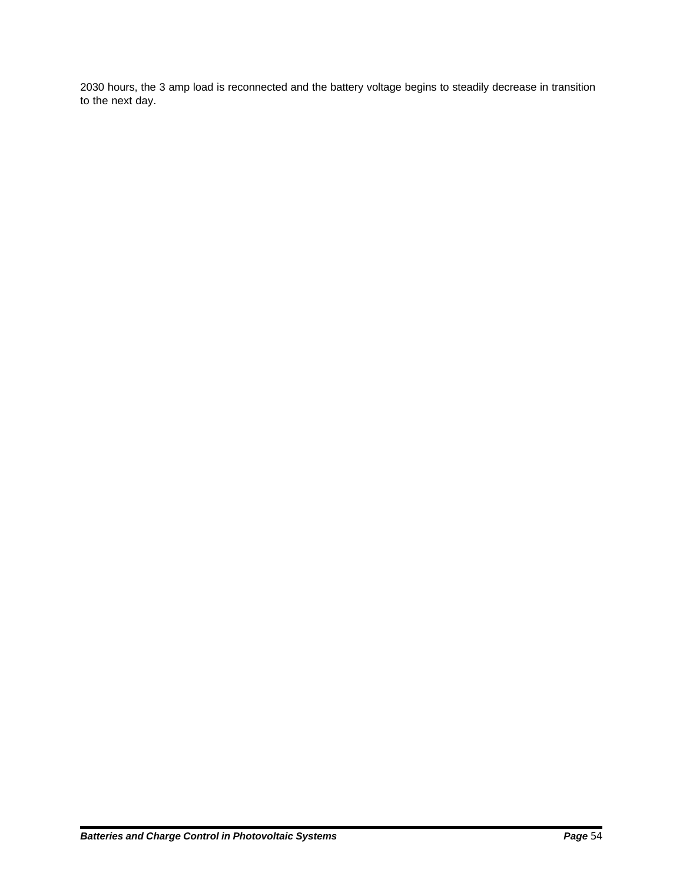2030 hours, the 3 amp load is reconnected and the battery voltage begins to steadily decrease in transition to the next day.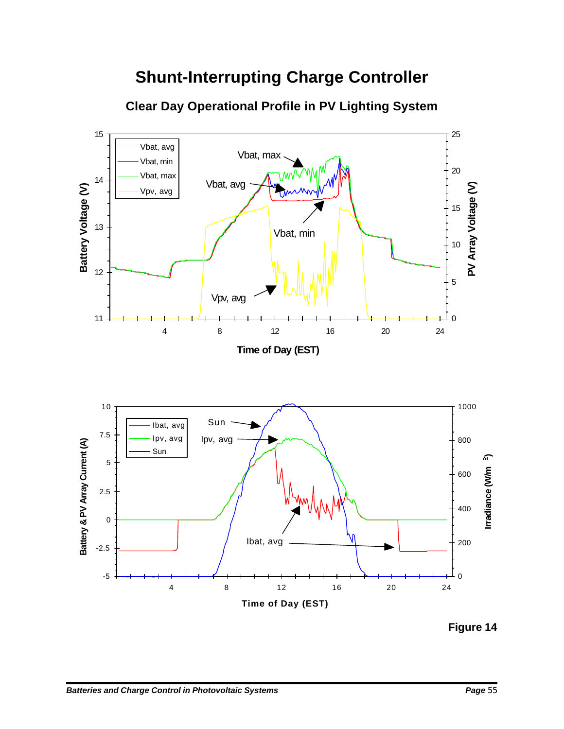# Shunt-Interrupting Charge Controller

## Clear Day Operational Profile in PV Lighting System

Figure 14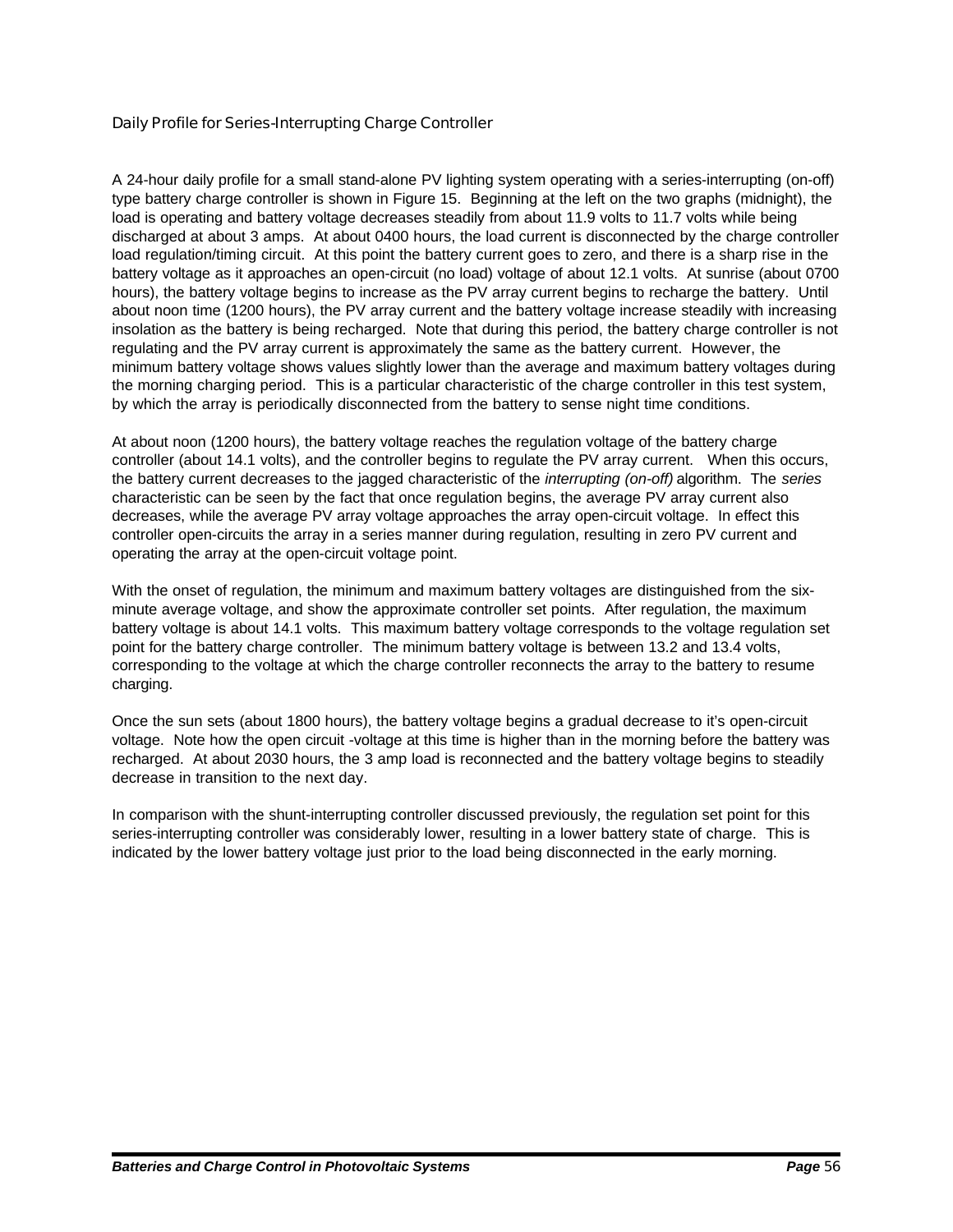### Daily Profile for Series-Interrupting Charge Controller

A 24-hour daily profile for a small stand-alone PV lighting system operating with a series-interrupting (on-off) type battery charge controller is shown in Figure 15. Beginning at the left on the two graphs (midnight), the load is operating and battery voltage decreases steadily from about 11.9 volts to 11.7 volts while being discharged at about 3 amps. At about 0400 hours, the load current is disconnected by the charge controller load regulation/timing circuit. At this point the battery current goes to zero, and there is a sharp rise in the battery voltage as it approaches an open-circuit (no load) voltage of about 12.1 volts. At sunrise (about 0700 hours), the battery voltage begins to increase as the PV array current begins to recharge the battery. Until about noon time (1200 hours), the PV array current and the battery voltage increase steadily with increasing insolation as the battery is being recharged. Note that during this period, the battery charge controller is not regulating and the PV array current is approximately the same as the battery current. However, the minimum battery voltage shows values slightly lower than the average and maximum battery voltages during the morning charging period. This is a particular characteristic of the charge controller in this test system, by which the array is periodically disconnected from the battery to sense night time conditions.

At about noon (1200 hours), the battery voltage reaches the regulation voltage of the battery charge controller (about 14.1 volts), and the controller begins to regulate the PV array current. When this occurs, the battery current decreases to the jagged characteristic of the *interrupting (on-off)* algorithm. The *series* characteristic can be seen by the fact that once regulation begins, the average PV array current also decreases, while the average PV array voltage approaches the array open-circuit voltage. In effect this controller open-circuits the array in a series manner during regulation, resulting in zero PV current and operating the array at the open-circuit voltage point.

With the onset of regulation, the minimum and maximum battery voltages are distinguished from the six-minute average voltage, and show the approximate controller set points. After regulation, the maximum battery voltage is about 14.1 volts. This maximum battery voltage corresponds to the voltage regulation set point for the battery charge controller. The minimum battery voltage is between 13.2 and 13.4 volts, corresponding to the voltage at which the charge controller reconnects the array to the battery to resume charging.

Once the sun sets (about 1800 hours), the battery voltage begins a gradual decrease to it's open-circuit voltage. Note how the open circuit -voltage at this time is higher than in the morning before the battery was recharged. At about 2030 hours, the 3 amp load is reconnected and the battery voltage begins to steadily decrease in transition to the next day.

In comparison with the shunt-interrupting controller discussed previously, the regulation set point for this series-interrupting controller was considerably lower, resulting in a lower battery state of charge. This is indicated by the lower battery voltage just prior to the load being disconnected in the early morning.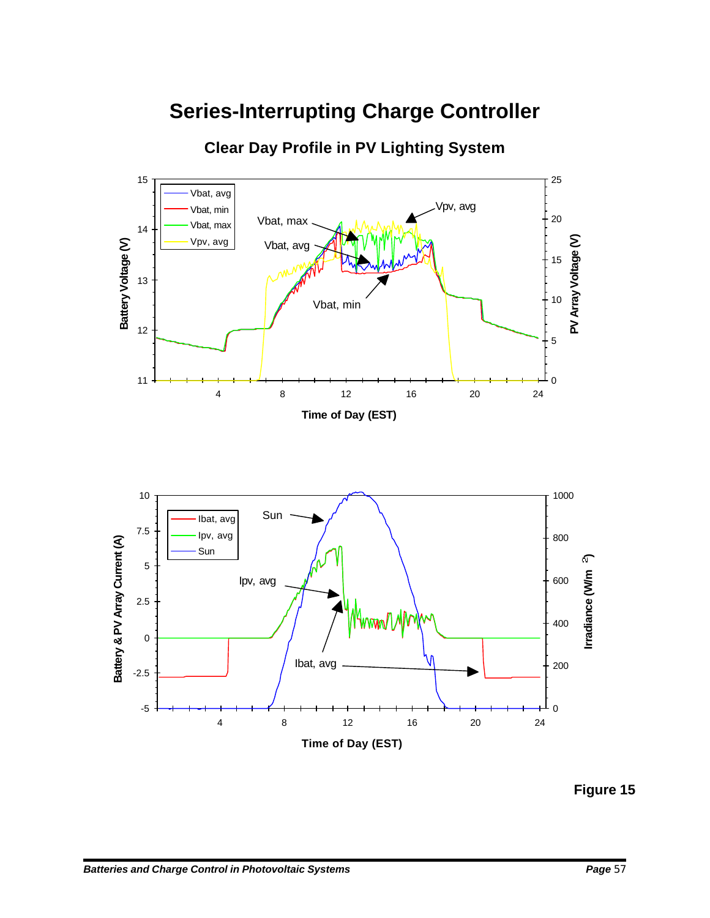# Series-Interrupting Charge Controller

## Clear Day Profile in PV Lighting System

Figure 15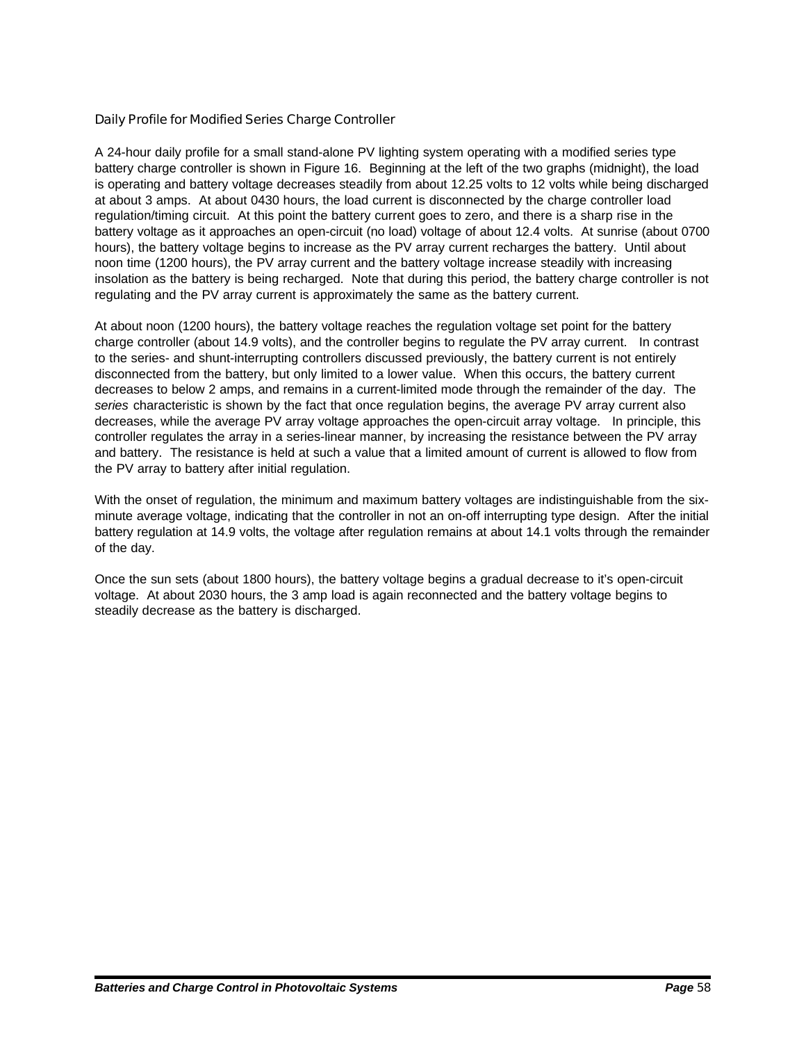### Daily Profile for Modified Series Charge Controller

A 24-hour daily profile for a small stand-alone PV lighting system operating with a modified series type battery charge controller is shown in Figure 16. Beginning at the left of the two graphs (midnight), the load is operating and battery voltage decreases steadily from about 12.25 volts to 12 volts while being discharged at about 3 amps. At about 0430 hours, the load current is disconnected by the charge controller load regulation/timing circuit. At this point the battery current goes to zero, and there is a sharp rise in the battery voltage as it approaches an open-circuit (no load) voltage of about 12.4 volts. At sunrise (about 0700 hours), the battery voltage begins to increase as the PV array current recharges the battery. Until about noon time (1200 hours), the PV array current and the battery voltage increase steadily with increasing insolation as the battery is being recharged. Note that during this period, the battery charge controller is not regulating and the PV array current is approximately the same as the battery current.

At about noon (1200 hours), the battery voltage reaches the regulation voltage set point for the battery charge controller (about 14.9 volts), and the controller begins to regulate the PV array current. In contrast to the series- and shunt-interrupting controllers discussed previously, the battery current is not entirely disconnected from the battery, but only limited to a lower value. When this occurs, the battery current decreases to below 2 amps, and remains in a current-limited mode through the remainder of the day. The *series* characteristic is shown by the fact that once regulation begins, the average PV array current also decreases, while the average PV array voltage approaches the open-circuit array voltage. In principle, this controller regulates the array in a series-linear manner, by increasing the resistance between the PV array and battery. The resistance is held at such a value that a limited amount of current is allowed to flow from the PV array to battery after initial regulation.

With the onset of regulation, the minimum and maximum battery voltages are indistinguishable from the six-minute average voltage, indicating that the controller in not an on-off interrupting type design. After the initial battery regulation at 14.9 volts, the voltage after regulation remains at about 14.1 volts through the remainder of the day.

Once the sun sets (about 1800 hours), the battery voltage begins a gradual decrease to it's open-circuit voltage. At about 2030 hours, the 3 amp load is again reconnected and the battery voltage begins to steadily decrease as the battery is discharged.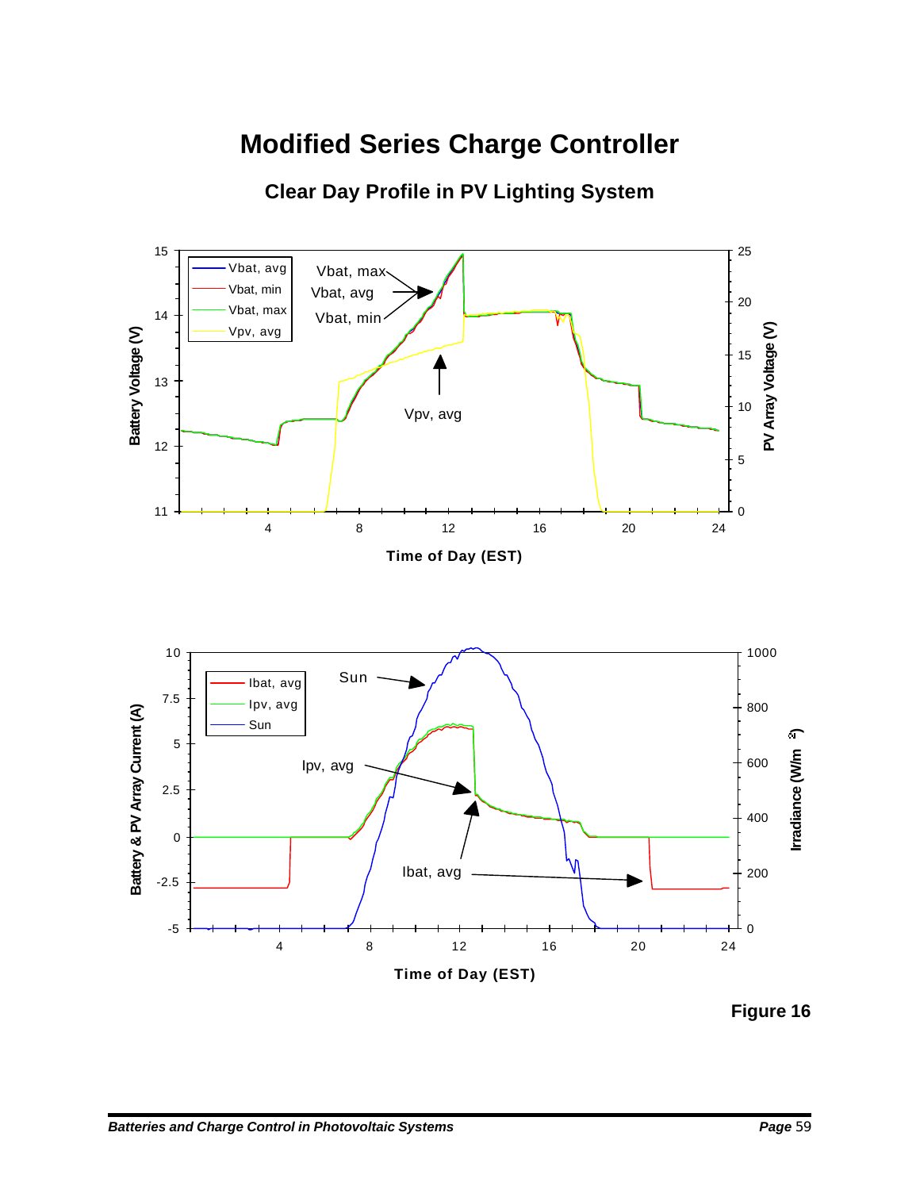# Modified Series Charge Controller

## Clear Day Profile in PV Lighting System

Figure 16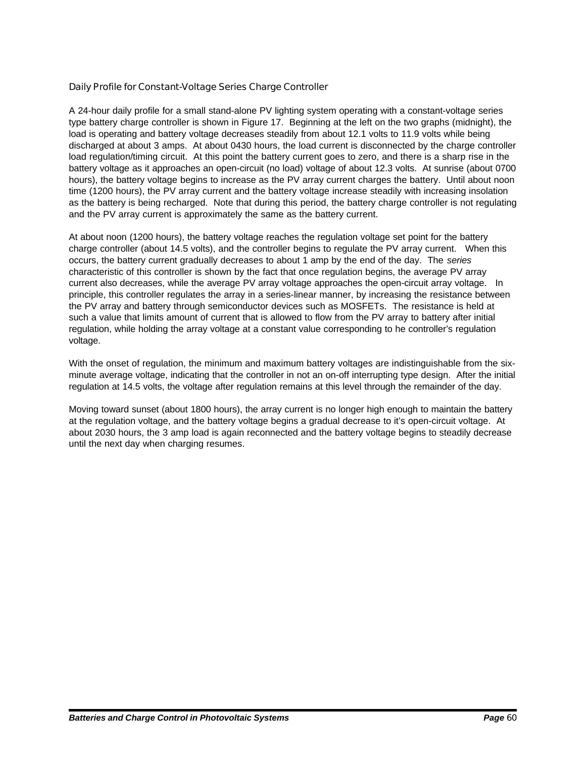### Daily Profile for Constant-Voltage Series Charge Controller

A 24-hour daily profile for a small stand-alone PV lighting system operating with a constant-voltage series type battery charge controller is shown in Figure 17. Beginning at the left on the two graphs (midnight), the load is operating and battery voltage decreases steadily from about 12.1 volts to 11.9 volts while being discharged at about 3 amps. At about 0430 hours, the load current is disconnected by the charge controller load regulation/timing circuit. At this point the battery current goes to zero, and there is a sharp rise in the battery voltage as it approaches an open-circuit (no load) voltage of about 12.3 volts. At sunrise (about 0700 hours), the battery voltage begins to increase as the PV array current charges the battery. Until about noon time (1200 hours), the PV array current and the battery voltage increase steadily with increasing insolation as the battery is being recharged. Note that during this period, the battery charge controller is not regulating and the PV array current is approximately the same as the battery current.

At about noon (1200 hours), the battery voltage reaches the regulation voltage set point for the battery charge controller (about 14.5 volts), and the controller begins to regulate the PV array current. When this occurs, the battery current gradually decreases to about 1 amp by the end of the day. The *series* characteristic of this controller is shown by the fact that once regulation begins, the average PV array current also decreases, while the average PV array voltage approaches the open-circuit array voltage. In principle, this controller regulates the array in a series-linear manner, by increasing the resistance between the PV array and battery through semiconductor devices such as MOSFETs. The resistance is held at such a value that limits amount of current that is allowed to flow from the PV array to battery after initial regulation, while holding the array voltage at a constant value corresponding to he controller's regulation voltage.

With the onset of regulation, the minimum and maximum battery voltages are indistinguishable from the six-minute average voltage, indicating that the controller in not an on-off interrupting type design. After the initial regulation at 14.5 volts, the voltage after regulation remains at this level through the remainder of the day.

Moving toward sunset (about 1800 hours), the array current is no longer high enough to maintain the battery at the regulation voltage, and the battery voltage begins a gradual decrease to it's open-circuit voltage. At about 2030 hours, the 3 amp load is again reconnected and the battery voltage begins to steadily decrease until the next day when charging resumes.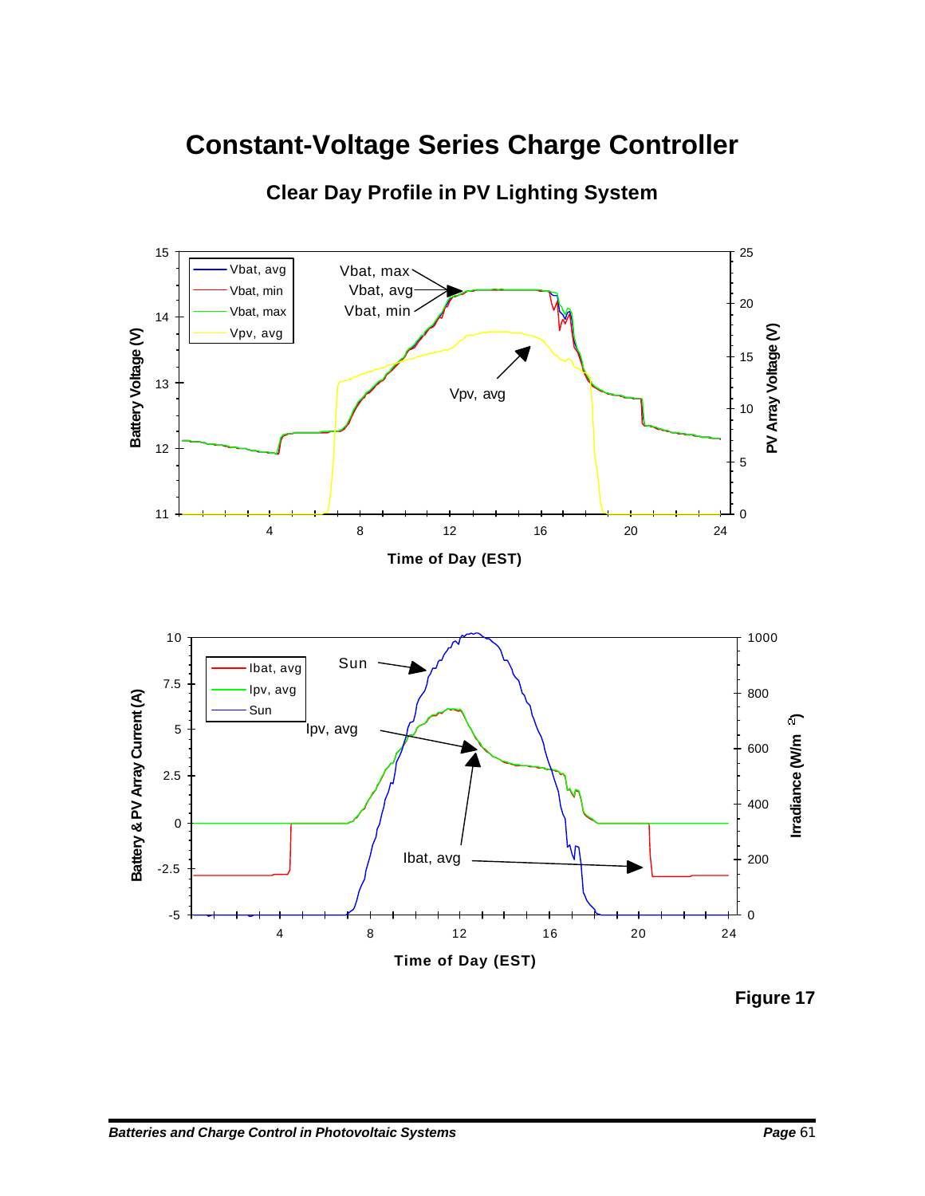# Constant-Voltage Series Charge Controller

## Clear Day Profile in PV Lighting System

Figure 17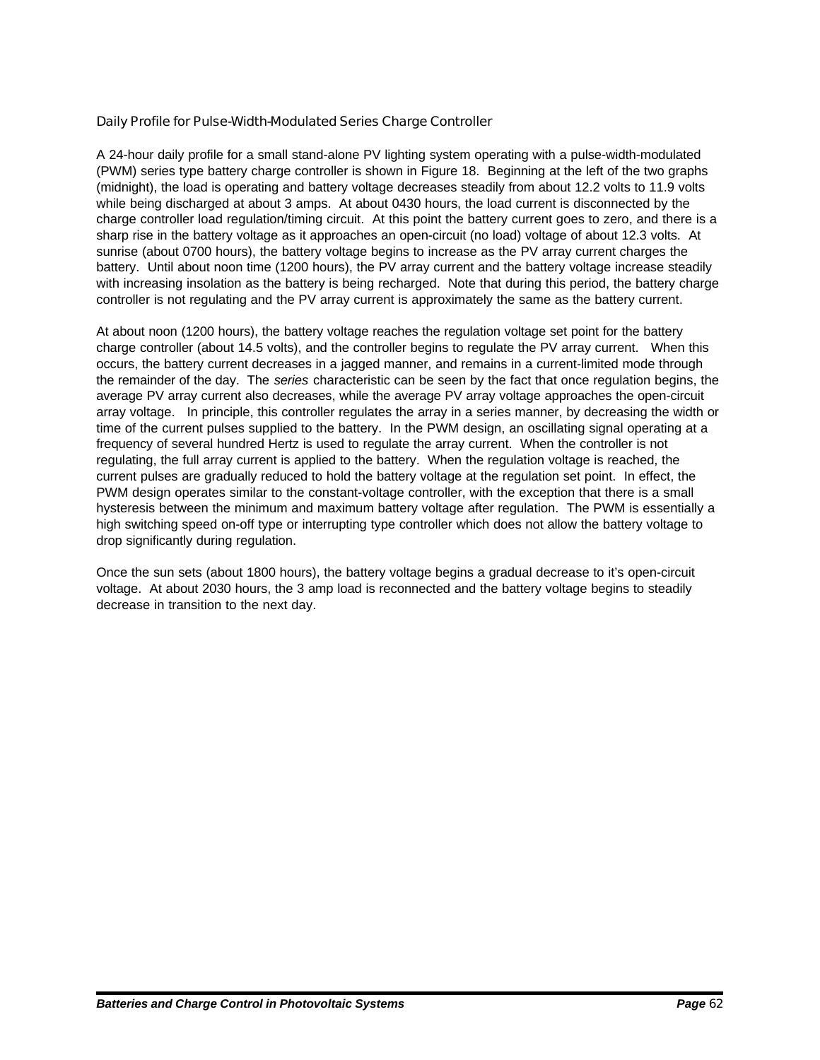### Daily Profile for Pulse-Width-Modulated Series Charge Controller

A 24-hour daily profile for a small stand-alone PV lighting system operating with a pulse-width-modulated (PWM) series type battery charge controller is shown in Figure 18. Beginning at the left of the two graphs (midnight), the load is operating and battery voltage decreases steadily from about 12.2 volts to 11.9 volts while being discharged at about 3 amps. At about 0430 hours, the load current is disconnected by the charge controller load regulation/timing circuit. At this point the battery current goes to zero, and there is a sharp rise in the battery voltage as it approaches an open-circuit (no load) voltage of about 12.3 volts. At sunrise (about 0700 hours), the battery voltage begins to increase as the PV array current charges the battery. Until about noon time (1200 hours), the PV array current and the battery voltage increase steadily with increasing insolation as the battery is being recharged. Note that during this period, the battery charge controller is not regulating and the PV array current is approximately the same as the battery current.

At about noon (1200 hours), the battery voltage reaches the regulation voltage set point for the battery charge controller (about 14.5 volts), and the controller begins to regulate the PV array current. When this occurs, the battery current decreases in a jagged manner, and remains in a current-limited mode through the remainder of the day. The *series* characteristic can be seen by the fact that once regulation begins, the average PV array current also decreases, while the average PV array voltage approaches the open-circuit array voltage. In principle, this controller regulates the array in a series manner, by decreasing the width or time of the current pulses supplied to the battery. In the PWM design, an oscillating signal operating at a frequency of several hundred Hertz is used to regulate the array current. When the controller is not regulating, the full array current is applied to the battery. When the regulation voltage is reached, the current pulses are gradually reduced to hold the battery voltage at the regulation set point. In effect, the PWM design operates similar to the constant-voltage controller, with the exception that there is a small hysteresis between the minimum and maximum battery voltage after regulation. The PWM is essentially a high switching speed on-off type or interrupting type controller which does not allow the battery voltage to drop significantly during regulation.

Once the sun sets (about 1800 hours), the battery voltage begins a gradual decrease to it's open-circuit voltage. At about 2030 hours, the 3 amp load is reconnected and the battery voltage begins to steadily decrease in transition to the next day.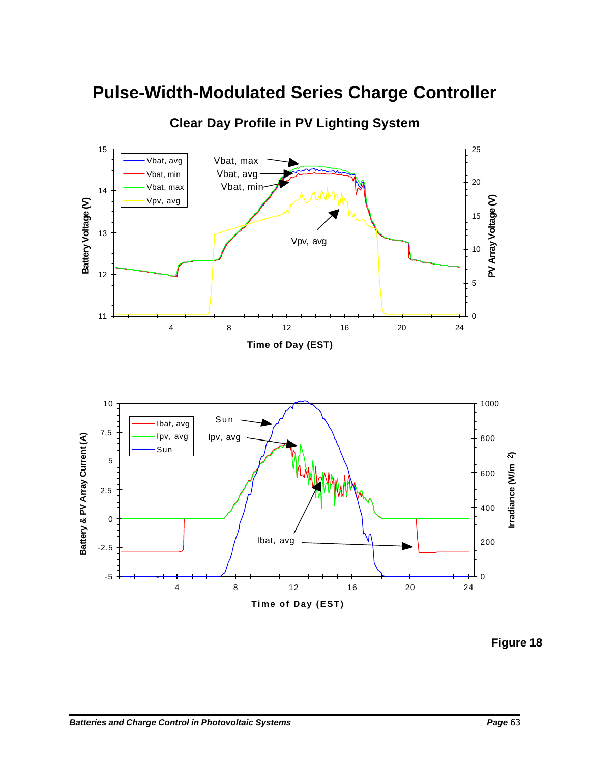# Pulse-Width-Modulated Series Charge Controller

## Clear Day Profile in PV Lighting System

**Figure 18**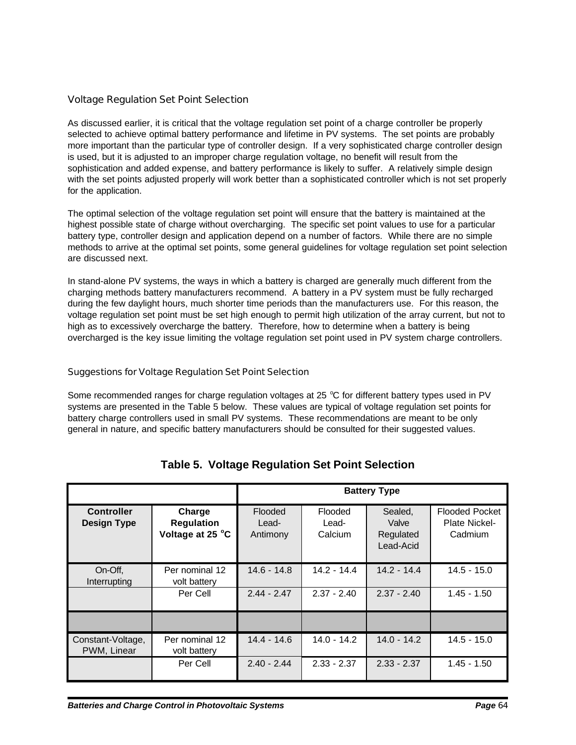### Voltage Regulation Set Point Selection

As discussed earlier, it is critical that the voltage regulation set point of a charge controller be properly selected to achieve optimal battery performance and lifetime in PV systems. The set points are probably more important than the particular type of controller design. If a very sophisticated charge controller design is used, but it is adjusted to an improper charge regulation voltage, no benefit will result from the sophistication and added expense, and battery performance is likely to suffer. A relatively simple design with the set points adjusted properly will work better than a sophisticated controller which is not set properly for the application.

The optimal selection of the voltage regulation set point will ensure that the battery is maintained at the highest possible state of charge without overcharging. The specific set point values to use for a particular battery type, controller design and application depend on a number of factors. While there are no simple methods to arrive at the optimal set points, some general guidelines for voltage regulation set point selection are discussed next.

In stand-alone PV systems, the ways in which a battery is charged are generally much different from the charging methods battery manufacturers recommend. A battery in a PV system must be fully recharged during the few daylight hours, much shorter time periods than the manufacturers use. For this reason, the voltage regulation set point must be set high enough to permit high utilization of the array current, but not to high as to excessively overcharge the battery. Therefore, how to determine when a battery is being overcharged is the key issue limiting the voltage regulation set point used in PV system charge controllers.

#### Suggestions for Voltage Regulation Set Point Selection

Some recommended ranges for charge regulation voltages at 25 °C for different battery types used in PV systems are presented in the Table 5 below. These values are typical of voltage regulation set points for battery charge controllers used in small PV systems. These recommendations are meant to be only general in nature, and specific battery manufacturers should be consulted for their suggested values.

**Table 5. Voltage Regulation Set Point Selection**

| | | Battery Type | | | |
|---|---|---|---|---|---|
| **Controller Design Type** | **Charge Regulation Voltage at 25 °C** | Flooded Lead-Antimony | Flooded Lead-Calcium | Sealed, Valve Regulated Lead-Acid | Flooded Pocket Plate Nickel-Cadmium |
| On-Off, Interrupting | Per nominal 12 volt battery | 14.6 - 14.8 | 14.2 - 14.4 | 14.2 - 14.4 | 14.5 - 15.0 |
| | Per Cell | 2.44 - 2.47 | 2.37 - 2.40 | 2.37 - 2.40 | 1.45 - 1.50 |
| | | | | | |
| Constant-Voltage, PWM, Linear | Per nominal 12 volt battery | 14.4 - 14.6 | 14.0 - 14.2 | 14.0 - 14.2 | 14.5 - 15.0 |
| | Per Cell | 2.40 - 2.44 | 2.33 - 2.37 | 2.33 - 2.37 | 1.45 - 1.50 |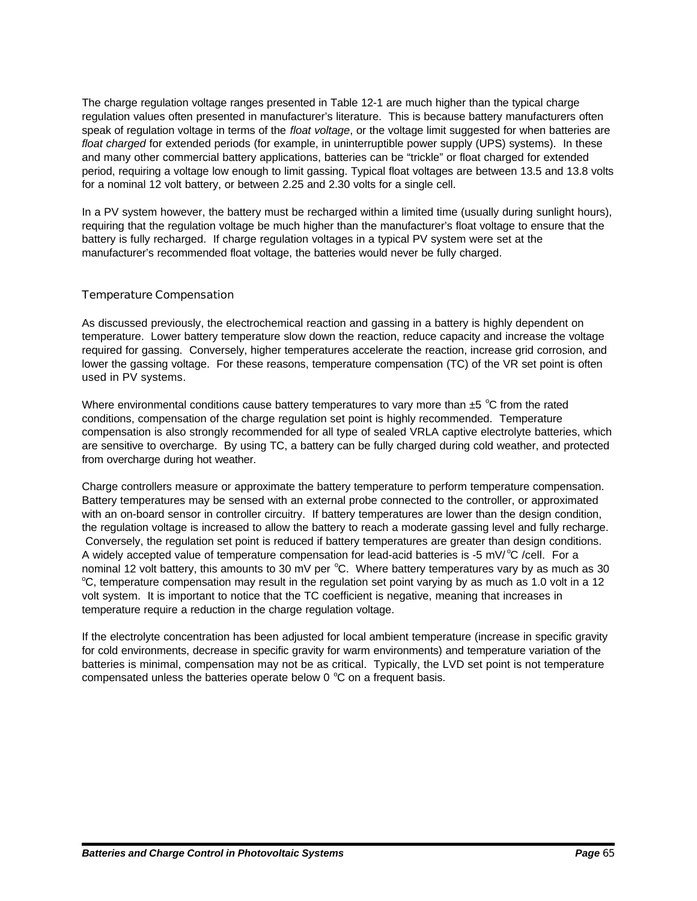The charge regulation voltage ranges presented in Table 12-1 are much higher than the typical charge regulation values often presented in manufacturer's literature. This is because battery manufacturers often speak of regulation voltage in terms of the *float voltage*, or the voltage limit suggested for when batteries are *float charged* for extended periods (for example, in uninterruptible power supply (UPS) systems). In these and many other commercial battery applications, batteries can be "trickle" or float charged for extended period, requiring a voltage low enough to limit gassing. Typical float voltages are between 13.5 and 13.8 volts for a nominal 12 volt battery, or between 2.25 and 2.30 volts for a single cell.

In a PV system however, the battery must be recharged within a limited time (usually during sunlight hours), requiring that the regulation voltage be much higher than the manufacturer's float voltage to ensure that the battery is fully recharged. If charge regulation voltages in a typical PV system were set at the manufacturer's recommended float voltage, the batteries would never be fully charged.

### Temperature Compensation

As discussed previously, the electrochemical reaction and gassing in a battery is highly dependent on temperature. Lower battery temperature slow down the reaction, reduce capacity and increase the voltage required for gassing. Conversely, higher temperatures accelerate the reaction, increase grid corrosion, and lower the gassing voltage. For these reasons, temperature compensation (TC) of the VR set point is often used in PV systems.

Where environmental conditions cause battery temperatures to vary more than ±5 $^{o}$C from the rated conditions, compensation of the charge regulation set point is highly recommended. Temperature compensation is also strongly recommended for all type of sealed VRLA captive electrolyte batteries, which are sensitive to overcharge. By using TC, a battery can be fully charged during cold weather, and protected from overcharge during hot weather.

Charge controllers measure or approximate the battery temperature to perform temperature compensation. Battery temperatures may be sensed with an external probe connected to the controller, or approximated with an on-board sensor in controller circuitry. If battery temperatures are lower than the design condition, the regulation voltage is increased to allow the battery to reach a moderate gassing level and fully recharge. Conversely, the regulation set point is reduced if battery temperatures are greater than design conditions. A widely accepted value of temperature compensation for lead-acid batteries is -5 mV/$^{o}$C /cell. For a nominal 12 volt battery, this amounts to 30 mV per $^{o}$C. Where battery temperatures vary by as much as 30 $^{o}$C, temperature compensation may result in the regulation set point varying by as much as 1.0 volt in a 12 volt system. It is important to notice that the TC coefficient is negative, meaning that increases in temperature require a reduction in the charge regulation voltage.

If the electrolyte concentration has been adjusted for local ambient temperature (increase in specific gravity for cold environments, decrease in specific gravity for warm environments) and temperature variation of the batteries is minimal, compensation may not be as critical. Typically, the LVD set point is not temperature compensated unless the batteries operate below 0 $^{o}$C on a frequent basis.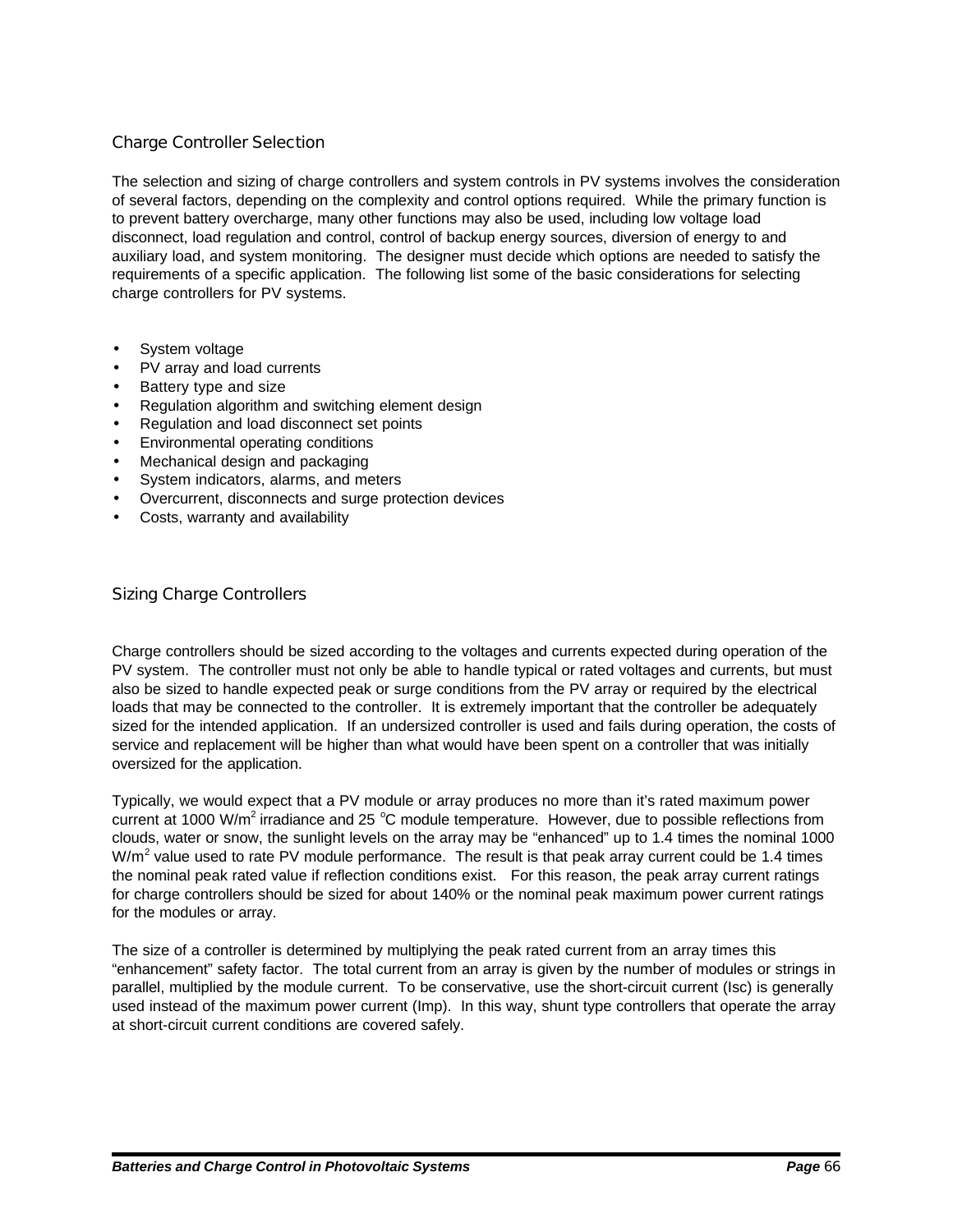## Charge Controller Selection

The selection and sizing of charge controllers and system controls in PV systems involves the consideration of several factors, depending on the complexity and control options required. While the primary function is to prevent battery overcharge, many other functions may also be used, including low voltage load disconnect, load regulation and control, control of backup energy sources, diversion of energy to and auxiliary load, and system monitoring. The designer must decide which options are needed to satisfy the requirements of a specific application. The following list some of the basic considerations for selecting charge controllers for PV systems.

- System voltage
- PV array and load currents
- Battery type and size
- Regulation algorithm and switching element design
- Regulation and load disconnect set points
- Environmental operating conditions
- Mechanical design and packaging
- System indicators, alarms, and meters
- Overcurrent, disconnects and surge protection devices
- Costs, warranty and availability

## Sizing Charge Controllers

Charge controllers should be sized according to the voltages and currents expected during operation of the PV system. The controller must not only be able to handle typical or rated voltages and currents, but must also be sized to handle expected peak or surge conditions from the PV array or required by the electrical loads that may be connected to the controller. It is extremely important that the controller be adequately sized for the intended application. If an undersized controller is used and fails during operation, the costs of service and replacement will be higher than what would have been spent on a controller that was initially oversized for the application.

Typically, we would expect that a PV module or array produces no more than it's rated maximum power current at 1000 W/m$^2$ irradiance and 25 $^o$C module temperature. However, due to possible reflections from clouds, water or snow, the sunlight levels on the array may be "enhanced" up to 1.4 times the nominal 1000 W/m$^2$ value used to rate PV module performance. The result is that peak array current could be 1.4 times the nominal peak rated value if reflection conditions exist. For this reason, the peak array current ratings for charge controllers should be sized for about 140% or the nominal peak maximum power current ratings for the modules or array.

The size of a controller is determined by multiplying the peak rated current from an array times this "enhancement" safety factor. The total current from an array is given by the number of modules or strings in parallel, multiplied by the module current. To be conservative, use the short-circuit current (Isc) is generally used instead of the maximum power current (Imp). In this way, shunt type controllers that operate the array at short-circuit current conditions are covered safely.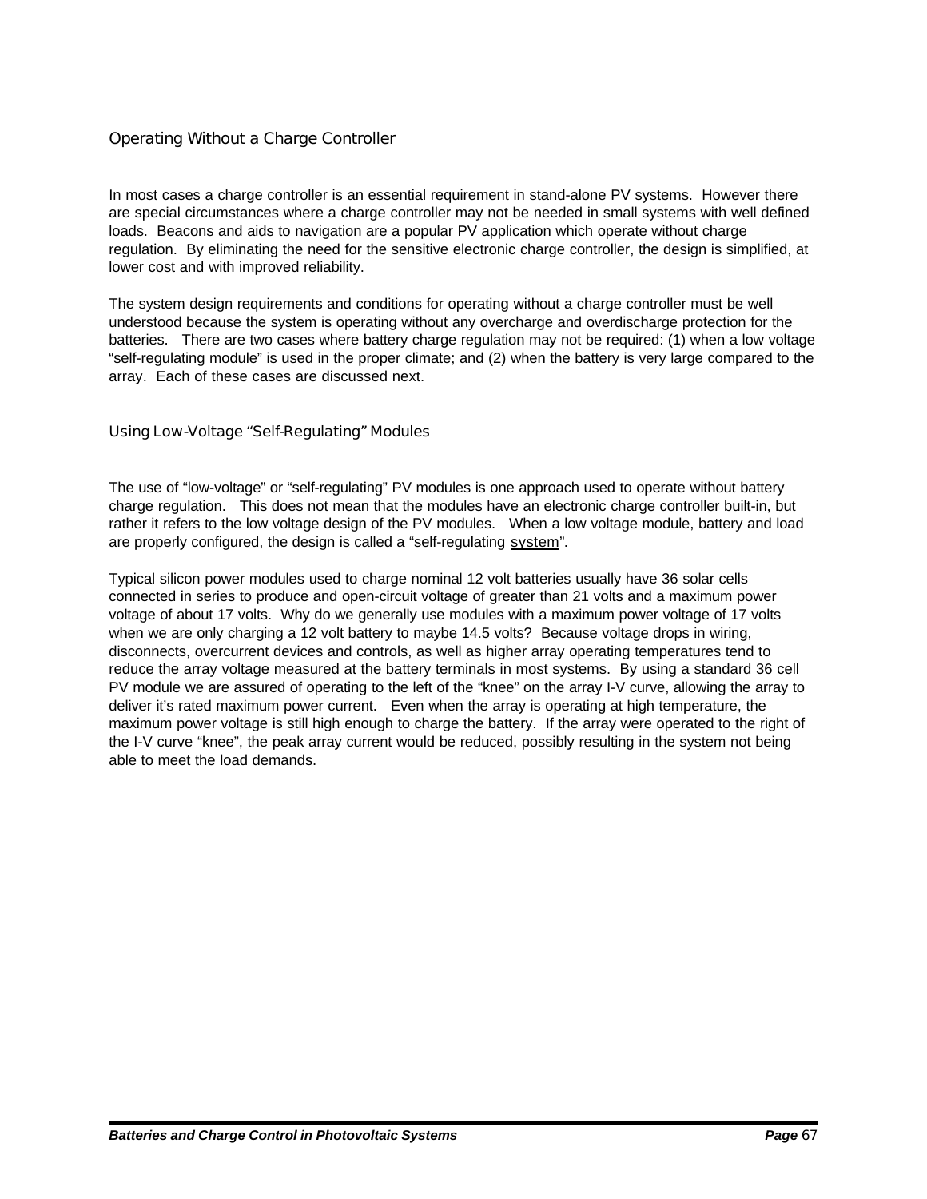## Operating Without a Charge Controller

In most cases a charge controller is an essential requirement in stand-alone PV systems. However there are special circumstances where a charge controller may not be needed in small systems with well defined loads. Beacons and aids to navigation are a popular PV application which operate without charge regulation. By eliminating the need for the sensitive electronic charge controller, the design is simplified, at lower cost and with improved reliability.

The system design requirements and conditions for operating without a charge controller must be well understood because the system is operating without any overcharge and overdischarge protection for the batteries. There are two cases where battery charge regulation may not be required: (1) when a low voltage "self-regulating module" is used in the proper climate; and (2) when the battery is very large compared to the array. Each of these cases are discussed next.

### Using Low-Voltage "Self-Regulating" Modules

The use of "low-voltage" or "self-regulating" PV modules is one approach used to operate without battery charge regulation. This does not mean that the modules have an electronic charge controller built-in, but rather it refers to the low voltage design of the PV modules. When a low voltage module, battery and load are properly configured, the design is called a "self-regulating system".

Typical silicon power modules used to charge nominal 12 volt batteries usually have 36 solar cells connected in series to produce and open-circuit voltage of greater than 21 volts and a maximum power voltage of about 17 volts. Why do we generally use modules with a maximum power voltage of 17 volts when we are only charging a 12 volt battery to maybe 14.5 volts? Because voltage drops in wiring, disconnects, overcurrent devices and controls, as well as higher array operating temperatures tend to reduce the array voltage measured at the battery terminals in most systems. By using a standard 36 cell PV module we are assured of operating to the left of the "knee" on the array I-V curve, allowing the array to deliver it's rated maximum power current. Even when the array is operating at high temperature, the maximum power voltage is still high enough to charge the battery. If the array were operated to the right of the I-V curve "knee", the peak array current would be reduced, possibly resulting in the system not being able to meet the load demands.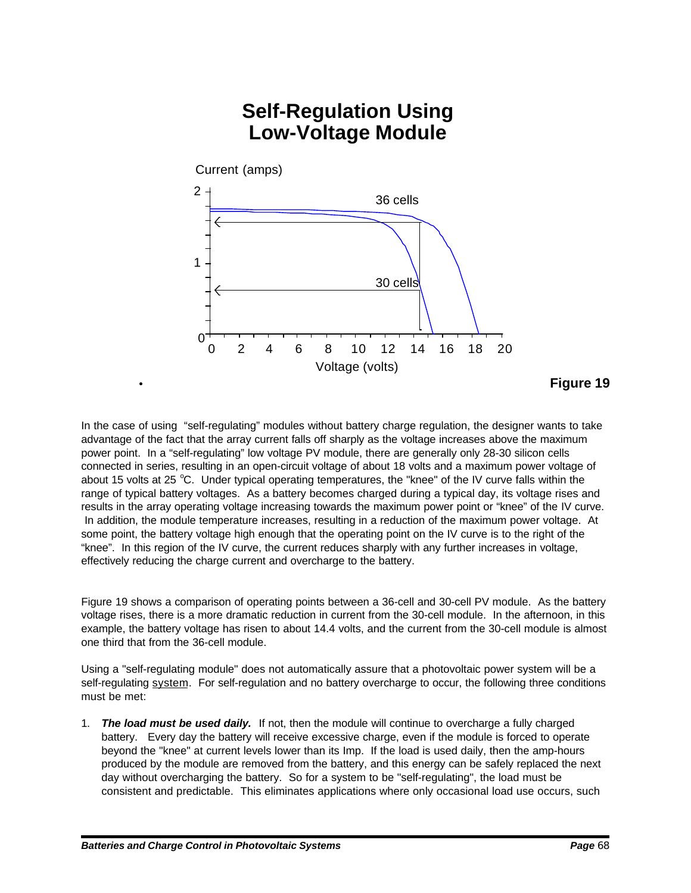# Self-Regulation Using Low-Voltage Module

Figure 19

In the case of using "self-regulating" modules without battery charge regulation, the designer wants to take advantage of the fact that the array current falls off sharply as the voltage increases above the maximum power point. In a "self-regulating" low voltage PV module, there are generally only 28-30 silicon cells connected in series, resulting in an open-circuit voltage of about 18 volts and a maximum power voltage of about 15 volts at 25 °C. Under typical operating temperatures, the "knee" of the IV curve falls within the range of typical battery voltages. As a battery becomes charged during a typical day, its voltage rises and results in the array operating voltage increasing towards the maximum power point or "knee" of the IV curve. In addition, the module temperature increases, resulting in a reduction of the maximum power voltage. At some point, the battery voltage high enough that the operating point on the IV curve is to the right of the "knee". In this region of the IV curve, the current reduces sharply with any further increases in voltage, effectively reducing the charge current and overcharge to the battery.

Figure 19 shows a comparison of operating points between a 36-cell and 30-cell PV module. As the battery voltage rises, there is a more dramatic reduction in current from the 30-cell module. In the afternoon, in this example, the battery voltage has risen to about 14.4 volts, and the current from the 30-cell module is almost one third that from the 36-cell module.

Using a "self-regulating module" does not automatically assure that a photovoltaic power system will be a self-regulating system. For self-regulation and no battery overcharge to occur, the following three conditions must be met:

1. ***The load must be used daily.*** If not, then the module will continue to overcharge a fully charged battery. Every day the battery will receive excessive charge, even if the module is forced to operate beyond the "knee" at current levels lower than its Imp. If the load is used daily, then the amp-hours produced by the module are removed from the battery, and this energy can be safely replaced the next day without overcharging the battery. So for a system to be "self-regulating", the load must be consistent and predictable. This eliminates applications where only occasional load use occurs, such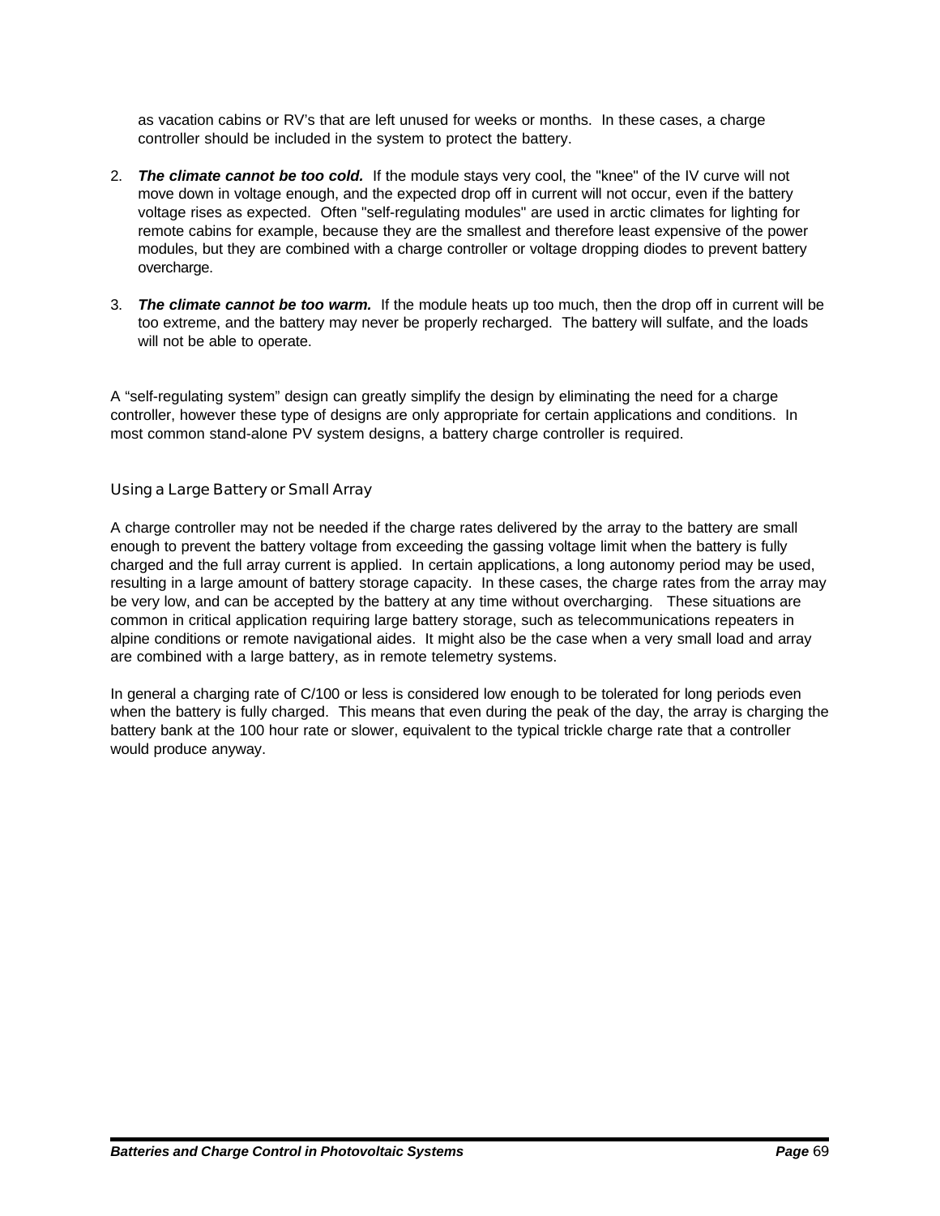as vacation cabins or RV's that are left unused for weeks or months. In these cases, a charge controller should be included in the system to protect the battery.

2. ***The climate cannot be too cold.*** If the module stays very cool, the "knee" of the IV curve will not move down in voltage enough, and the expected drop off in current will not occur, even if the battery voltage rises as expected. Often "self-regulating modules" are used in arctic climates for lighting for remote cabins for example, because they are the smallest and therefore least expensive of the power modules, but they are combined with a charge controller or voltage dropping diodes to prevent battery overcharge.

3. ***The climate cannot be too warm.*** If the module heats up too much, then the drop off in current will be too extreme, and the battery may never be properly recharged. The battery will sulfate, and the loads will not be able to operate.

A "self-regulating system" design can greatly simplify the design by eliminating the need for a charge controller, however these type of designs are only appropriate for certain applications and conditions. In most common stand-alone PV system designs, a battery charge controller is required.

### Using a Large Battery or Small Array

A charge controller may not be needed if the charge rates delivered by the array to the battery are small enough to prevent the battery voltage from exceeding the gassing voltage limit when the battery is fully charged and the full array current is applied. In certain applications, a long autonomy period may be used, resulting in a large amount of battery storage capacity. In these cases, the charge rates from the array may be very low, and can be accepted by the battery at any time without overcharging. These situations are common in critical application requiring large battery storage, such as telecommunications repeaters in alpine conditions or remote navigational aides. It might also be the case when a very small load and array are combined with a large battery, as in remote telemetry systems.

In general a charging rate of C/100 or less is considered low enough to be tolerated for long periods even when the battery is fully charged. This means that even during the peak of the day, the array is charging the battery bank at the 100 hour rate or slower, equivalent to the typical trickle charge rate that a controller would produce anyway.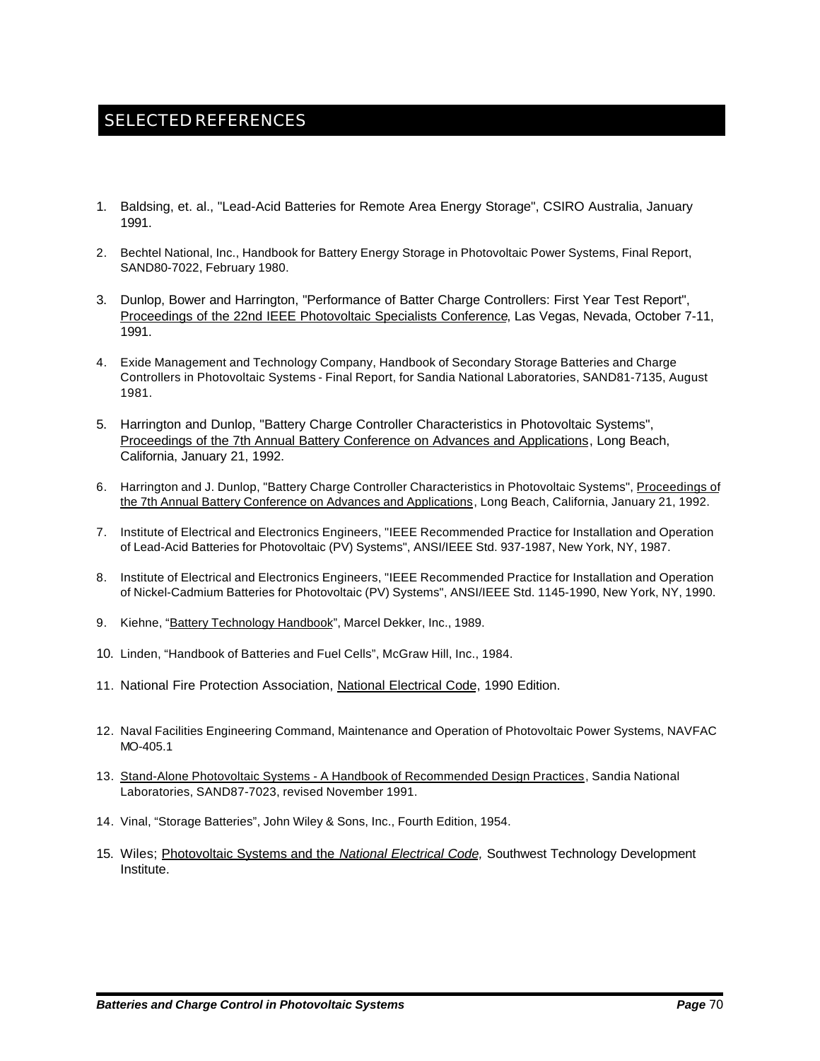## SELECTED REFERENCES

1. Baldsing, et. al., "Lead-Acid Batteries for Remote Area Energy Storage", CSIRO Australia, January 1991.
2. Bechtel National, Inc., Handbook for Battery Energy Storage in Photovoltaic Power Systems, Final Report, SAND80-7022, February 1980.
3. Dunlop, Bower and Harrington, "Performance of Batter Charge Controllers: First Year Test Report", Proceedings of the 22nd IEEE Photovoltaic Specialists Conference, Las Vegas, Nevada, October 7-11, 1991.
4. Exide Management and Technology Company, Handbook of Secondary Storage Batteries and Charge Controllers in Photovoltaic Systems - Final Report, for Sandia National Laboratories, SAND81-7135, August 1981.
5. Harrington and Dunlop, "Battery Charge Controller Characteristics in Photovoltaic Systems", Proceedings of the 7th Annual Battery Conference on Advances and Applications, Long Beach, California, January 21, 1992.
6. Harrington and J. Dunlop, "Battery Charge Controller Characteristics in Photovoltaic Systems", Proceedings of the 7th Annual Battery Conference on Advances and Applications, Long Beach, California, January 21, 1992.
7. Institute of Electrical and Electronics Engineers, "IEEE Recommended Practice for Installation and Operation of Lead-Acid Batteries for Photovoltaic (PV) Systems", ANSI/IEEE Std. 937-1987, New York, NY, 1987.
8. Institute of Electrical and Electronics Engineers, "IEEE Recommended Practice for Installation and Operation of Nickel-Cadmium Batteries for Photovoltaic (PV) Systems", ANSI/IEEE Std. 1145-1990, New York, NY, 1990.
9. Kiehne, "Battery Technology Handbook", Marcel Dekker, Inc., 1989.
10. Linden, "Handbook of Batteries and Fuel Cells", McGraw Hill, Inc., 1984.
11. National Fire Protection Association, National Electrical Code, 1990 Edition.
12. Naval Facilities Engineering Command, Maintenance and Operation of Photovoltaic Power Systems, NAVFAC MO-405.1
13. Stand-Alone Photovoltaic Systems - A Handbook of Recommended Design Practices, Sandia National Laboratories, SAND87-7023, revised November 1991.
14. Vinal, "Storage Batteries", John Wiley & Sons, Inc., Fourth Edition, 1954.
15. Wiles; Photovoltaic Systems and the *National Electrical Code,* Southwest Technology Development Institute.